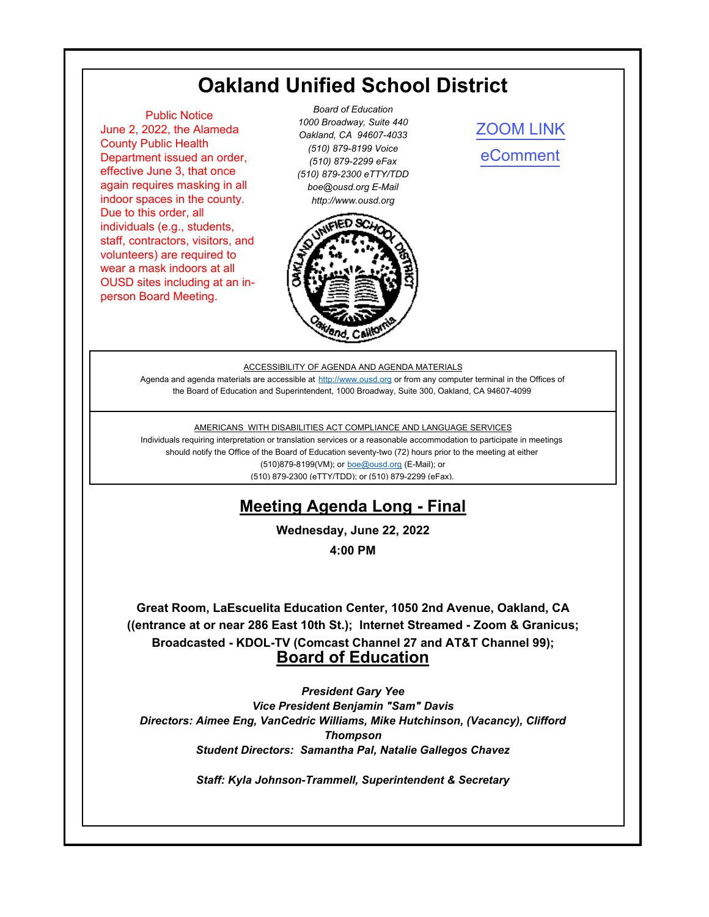# Oakland Unified School District

Public Notice
June 2, 2022, the Alameda County Public Health Department issued an order, effective June 3, that once again requires masking in all indoor spaces in the county. Due to this order, all individuals (e.g., students, staff, contractors, visitors, and volunteers) are required to wear a mask indoors at all OUSD sites including at an in-person Board Meeting.

*Board of Education*
*1000 Broadway, Suite 440*
*Oakland, CA 94607-4033*
*(510) 879-8199 Voice*
*(510) 879-2299 eFax*
*(510) 879-2300 eTTY/TDD*
*boe@ousd.org E-Mail*
*http://www.ousd.org*

ZOOM LINK

eComment

ACCESSIBILITY OF AGENDA AND AGENDA MATERIALS

Agenda and agenda materials are accessible at http://www.ousd.org or from any computer terminal in the Offices of the Board of Education and Superintendent, 1000 Broadway, Suite 300, Oakland, CA 94607-4099

AMERICANS WITH DISABILITIES ACT COMPLIANCE AND LANGUAGE SERVICES

Individuals requiring interpretation or translation services or a reasonable accommodation to participate in meetings should notify the Office of the Board of Education seventy-two (72) hours prior to the meeting at either (510)879-8199(VM); or boe@ousd.org (E-Mail); or (510) 879-2300 (eTTY/TDD); or (510) 879-2299 (eFax).

## Meeting Agenda Long - Final

**Wednesday, June 22, 2022**

**4:00 PM**

**Great Room, LaEscuelita Education Center, 1050 2nd Avenue, Oakland, CA ((entrance at or near 286 East 10th St.); Internet Streamed - Zoom & Granicus; Broadcasted - KDOL-TV (Comcast Channel 27 and AT&T Channel 99);**

## Board of Education

***President Gary Yee***
***Vice President Benjamin "Sam" Davis***
***Directors: Aimee Eng, VanCedric Williams, Mike Hutchinson, (Vacancy), Clifford Thompson***
***Student Directors: Samantha Pal, Natalie Gallegos Chavez***

***Staff: Kyla Johnson-Trammell, Superintendent & Secretary***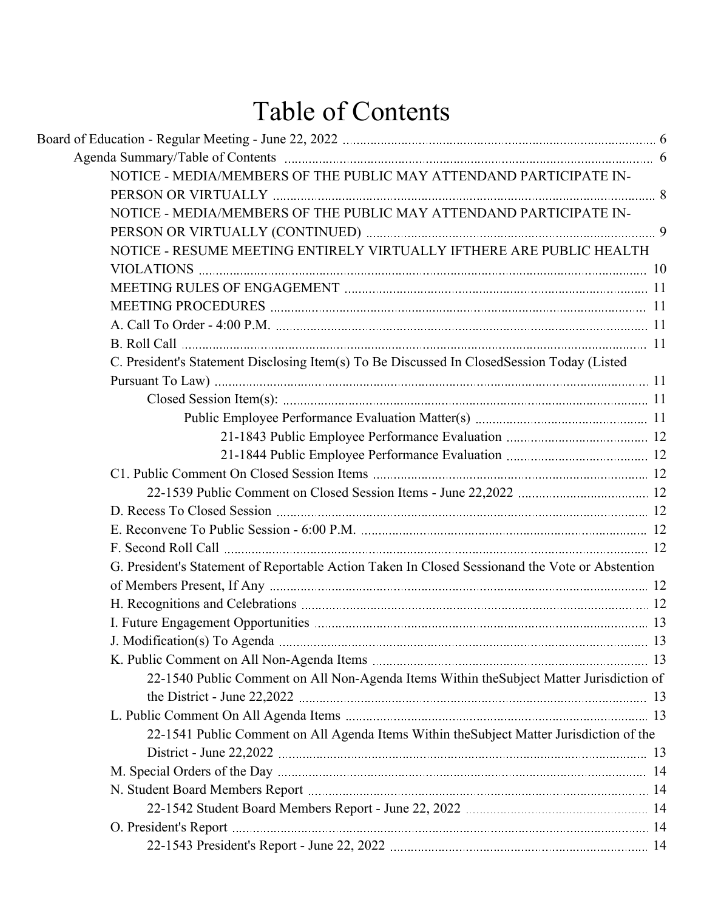# Table of Contents

Board of Education - Regular Meeting - June 22, 2022 ..... 6

- Agenda Summary/Table of Contents ..... 6
  - NOTICE - MEDIA/MEMBERS OF THE PUBLIC MAY ATTENDAND PARTICIPATE IN-PERSON OR VIRTUALLY ..... 8
  - NOTICE - MEDIA/MEMBERS OF THE PUBLIC MAY ATTENDAND PARTICIPATE IN-PERSON OR VIRTUALLY (CONTINUED) ..... 9
  - NOTICE - RESUME MEETING ENTIRELY VIRTUALLY IFTHERE ARE PUBLIC HEALTH VIOLATIONS ..... 10
  - MEETING RULES OF ENGAGEMENT ..... 11
  - MEETING PROCEDURES ..... 11
  - A. Call To Order - 4:00 P.M. ..... 11
  - B. Roll Call ..... 11
  - C. President's Statement Disclosing Item(s) To Be Discussed In ClosedSession Today (Listed Pursuant To Law) ..... 11
    - Closed Session Item(s): ..... 11
      - Public Employee Performance Evaluation Matter(s) ..... 11
        - 21-1843 Public Employee Performance Evaluation ..... 12
        - 21-1844 Public Employee Performance Evaluation ..... 12
  - C1. Public Comment On Closed Session Items ..... 12
    - 22-1539 Public Comment on Closed Session Items - June 22,2022 ..... 12
  - D. Recess To Closed Session ..... 12
  - E. Reconvene To Public Session - 6:00 P.M. ..... 12
  - F. Second Roll Call ..... 12
  - G. President's Statement of Reportable Action Taken In Closed Sessionand the Vote or Abstention of Members Present, If Any ..... 12
  - H. Recognitions and Celebrations ..... 12
  - I. Future Engagement Opportunities ..... 13
  - J. Modification(s) To Agenda ..... 13
  - K. Public Comment on All Non-Agenda Items ..... 13
    - 22-1540 Public Comment on All Non-Agenda Items Within theSubject Matter Jurisdiction of the District - June 22,2022 ..... 13
  - L. Public Comment On All Agenda Items ..... 13
    - 22-1541 Public Comment on All Agenda Items Within theSubject Matter Jurisdiction of the District - June 22,2022 ..... 13
  - M. Special Orders of the Day ..... 14
  - N. Student Board Members Report ..... 14
    - 22-1542 Student Board Members Report - June 22, 2022 ..... 14
  - O. President's Report ..... 14
    - 22-1543 President's Report - June 22, 2022 ..... 14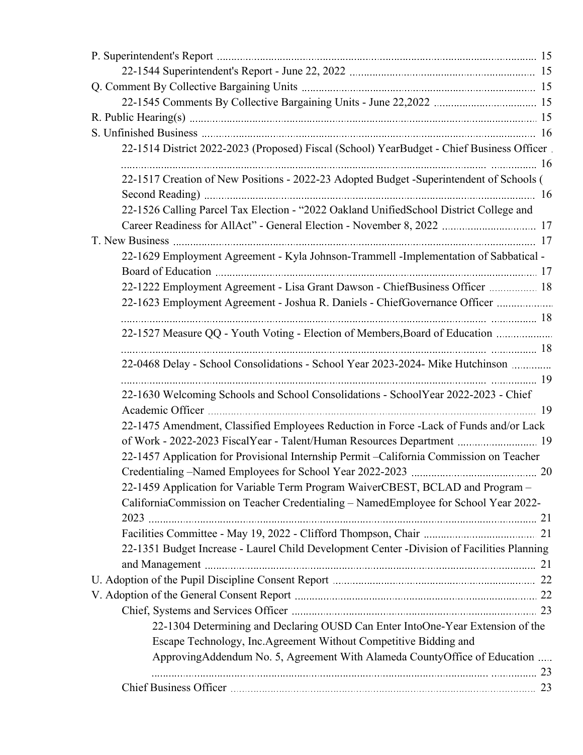P. Superintendent's Report ........................................................................................................ 15

- 22-1544 Superintendent's Report - June 22, 2022 ................................................................ 15

Q. Comment By Collective Bargaining Units ................................................................................ 15

- 22-1545 Comments By Collective Bargaining Units - June 22,2022 .................................... 15

R. Public Hearing(s) ........................................................................................................................ 15

S. Unfinished Business .................................................................................................................... 16

- 22-1514 District 2022-2023 (Proposed) Fiscal (School) YearBudget - Chief Business Officer ................................................................................................................................ 16
- 22-1517 Creation of New Positions - 2022-23 Adopted Budget -Superintendent of Schools ( Second Reading) ........................................................................................................ 16
- 22-1526 Calling Parcel Tax Election - “2022 Oakland UnifiedSchool District College and Career Readiness for AllAct” - General Election - November 8, 2022 ................................ 17

T. New Business ............................................................................................................................ 17

- 22-1629 Employment Agreement - Kyla Johnson-Trammell -Implementation of Sabbatical - Board of Education ............................................................................................................ 17
- 22-1222 Employment Agreement - Lisa Grant Dawson - ChiefBusiness Officer ................. 18
- 22-1623 Employment Agreement - Joshua R. Daniels - ChiefGovernance Officer ................................................................................................................................ 18
- 22-1527 Measure QQ - Youth Voting - Election of Members,Board of Education ................................................................................................................................ 18
- 22-0468 Delay - School Consolidations - School Year 2023-2024- Mike Hutchinson ................................................................................................................................ 19
- 22-1630 Welcoming Schools and School Consolidations - SchoolYear 2022-2023 - Chief Academic Officer ............................................................................................................ 19
- 22-1475 Amendment, Classified Employees Reduction in Force -Lack of Funds and/or Lack of Work - 2022-2023 FiscalYear - Talent/Human Resources Department ........................... 19
- 22-1457 Application for Provisional Internship Permit –California Commission on Teacher Credentialing –Named Employees for School Year 2022-2023 ........................................... 20
- 22-1459 Application for Variable Term Program WaiverCBEST, BCLAD and Program – CaliforniaCommission on Teacher Credentialing – NamedEmployee for School Year 2022-2023 ................................................................................................................................ 21
- Facilities Committee - May 19, 2022 - Clifford Thompson, Chair ...................................... 21
- 22-1351 Budget Increase - Laurel Child Development Center -Division of Facilities Planning and Management ................................................................................................................ 21

U. Adoption of the Pupil Discipline Consent Report ...................................................................... 22

V. Adoption of the General Consent Report .................................................................................... 22

- Chief, Systems and Services Officer ...................................................................................... 23
  - 22-1304 Determining and Declaring OUSD Can Enter IntoOne-Year Extension of the Escape Technology, Inc.Agreement Without Competitive Bidding and ApprovingAddendum No. 5, Agreement With Alameda CountyOffice of Education ................................................................................................................................ 23
- Chief Business Officer ............................................................................................................ 23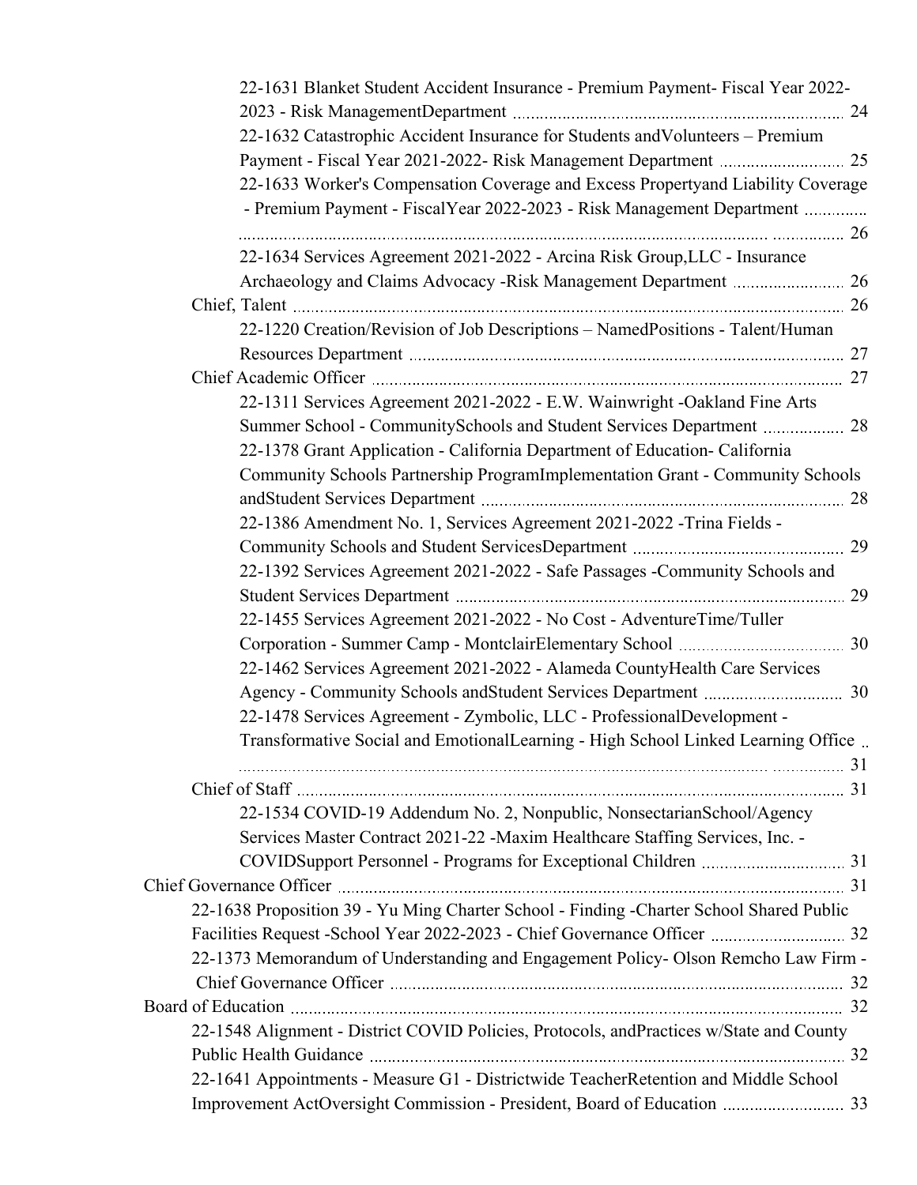- 22-1631 Blanket Student Accident Insurance - Premium Payment- Fiscal Year 2022-2023 - Risk ManagementDepartment ........ 24
- 22-1632 Catastrophic Accident Insurance for Students andVolunteers – Premium Payment - Fiscal Year 2021-2022- Risk Management Department ........ 25
- 22-1633 Worker's Compensation Coverage and Excess Propertyand Liability Coverage - Premium Payment - FiscalYear 2022-2023 - Risk Management Department ........ 26
- 22-1634 Services Agreement 2021-2022 - Arcina Risk Group,LLC - Insurance Archaeology and Claims Advocacy -Risk Management Department ........ 26

Chief, Talent ........ 26

- 22-1220 Creation/Revision of Job Descriptions – NamedPositions - Talent/Human Resources Department ........ 27

Chief Academic Officer ........ 27

- 22-1311 Services Agreement 2021-2022 - E.W. Wainwright -Oakland Fine Arts Summer School - CommunitySchools and Student Services Department ........ 28
- 22-1378 Grant Application - California Department of Education- California Community Schools Partnership ProgramImplementation Grant - Community Schools andStudent Services Department ........ 28
- 22-1386 Amendment No. 1, Services Agreement 2021-2022 -Trina Fields - Community Schools and Student ServicesDepartment ........ 29
- 22-1392 Services Agreement 2021-2022 - Safe Passages -Community Schools and Student Services Department ........ 29
- 22-1455 Services Agreement 2021-2022 - No Cost - AdventureTime/Tuller Corporation - Summer Camp - MontclairElementary School ........ 30
- 22-1462 Services Agreement 2021-2022 - Alameda CountyHealth Care Services Agency - Community Schools andStudent Services Department ........ 30
- 22-1478 Services Agreement - Zymbolic, LLC - ProfessionalDevelopment - Transformative Social and EmotionalLearning - High School Linked Learning Office ........ 31

Chief of Staff ........ 31

- 22-1534 COVID-19 Addendum No. 2, Nonpublic, NonsectarianSchool/Agency Services Master Contract 2021-22 -Maxim Healthcare Staffing Services, Inc. - COVIDSupport Personnel - Programs for Exceptional Children ........ 31

Chief Governance Officer ........ 31

- 22-1638 Proposition 39 - Yu Ming Charter School - Finding -Charter School Shared Public Facilities Request -School Year 2022-2023 - Chief Governance Officer ........ 32
- 22-1373 Memorandum of Understanding and Engagement Policy- Olson Remcho Law Firm - Chief Governance Officer ........ 32

Board of Education ........ 32

- 22-1548 Alignment - District COVID Policies, Protocols, andPractices w/State and County Public Health Guidance ........ 32
- 22-1641 Appointments - Measure G1 - Districtwide TeacherRetention and Middle School Improvement ActOversight Commission - President, Board of Education ........ 33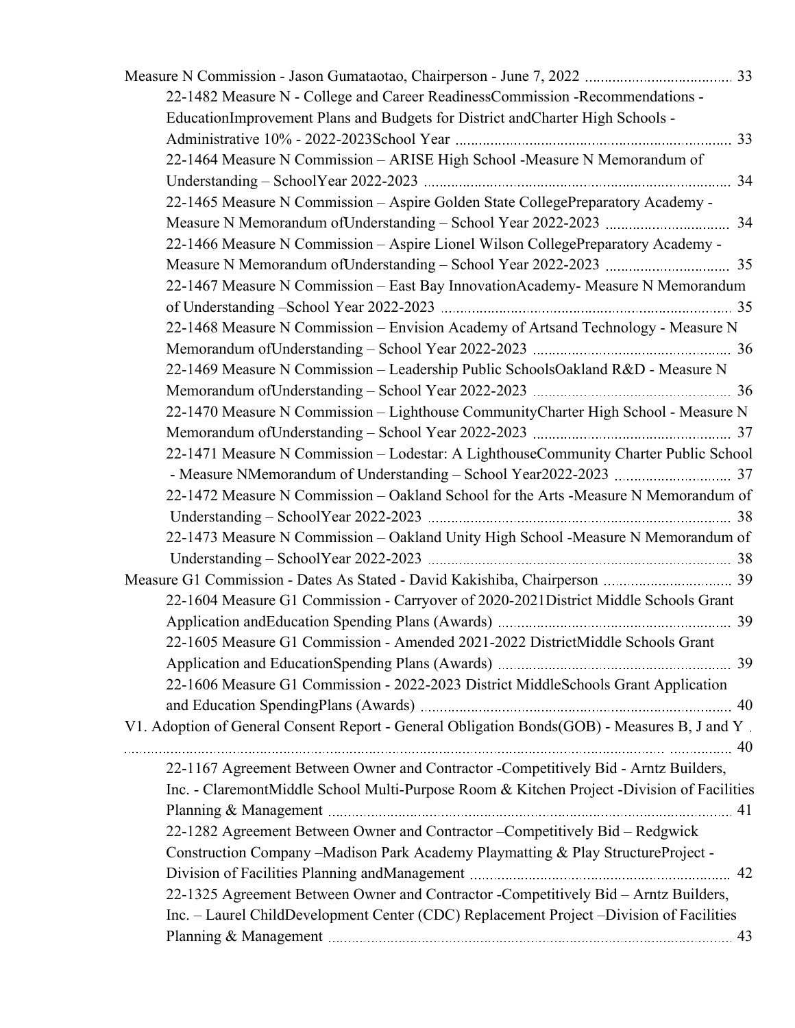Measure N Commission - Jason Gumataotao, Chairperson - June 7, 2022 ..................................... 33

- 22-1482 Measure N - College and Career ReadinessCommission -Recommendations - EducationImprovement Plans and Budgets for District andCharter High Schools - Administrative 10% - 2022-2023School Year ..................................................................... 33
- 22-1464 Measure N Commission – ARISE High School -Measure N Memorandum of Understanding – SchoolYear 2022-2023 ............................................................................ 34
- 22-1465 Measure N Commission – Aspire Golden State CollegePreparatory Academy - Measure N Memorandum ofUnderstanding – School Year 2022-2023 ............................... 34
- 22-1466 Measure N Commission – Aspire Lionel Wilson CollegePreparatory Academy - Measure N Memorandum ofUnderstanding – School Year 2022-2023 ............................... 35
- 22-1467 Measure N Commission – East Bay InnovationAcademy- Measure N Memorandum of Understanding –School Year 2022-2023 ......................................................................... 35
- 22-1468 Measure N Commission – Envision Academy of Artsand Technology - Measure N Memorandum ofUnderstanding – School Year 2022-2023 ................................................. 36
- 22-1469 Measure N Commission – Leadership Public SchoolsOakland R&D - Measure N Memorandum ofUnderstanding – School Year 2022-2023 ................................................. 36
- 22-1470 Measure N Commission – Lighthouse CommunityCharter High School - Measure N Memorandum ofUnderstanding – School Year 2022-2023 ................................................. 37
- 22-1471 Measure N Commission – Lodestar: A LighthouseCommunity Charter Public School - Measure NMemorandum of Understanding – School Year2022-2023 ............................ 37
- 22-1472 Measure N Commission – Oakland School for the Arts -Measure N Memorandum of Understanding – SchoolYear 2022-2023 ............................................................................ 38
- 22-1473 Measure N Commission – Oakland Unity High School -Measure N Memorandum of Understanding – SchoolYear 2022-2023 ............................................................................ 38

Measure G1 Commission - Dates As Stated - David Kakishiba, Chairperson ................................ 39

- 22-1604 Measure G1 Commission - Carryover of 2020-2021District Middle Schools Grant Application andEducation Spending Plans (Awards) ........................................................... 39
- 22-1605 Measure G1 Commission - Amended 2021-2022 DistrictMiddle Schools Grant Application and EducationSpending Plans (Awards) ......................................................... 39
- 22-1606 Measure G1 Commission - 2022-2023 District MiddleSchools Grant Application and Education SpendingPlans (Awards) ............................................................................... 40

V1. Adoption of General Consent Report - General Obligation Bonds(GOB) - Measures B, J and Y ........................................................................................................................................ 40

- 22-1167 Agreement Between Owner and Contractor -Competitively Bid - Arntz Builders, Inc. - ClaremontMiddle School Multi-Purpose Room & Kitchen Project -Division of Facilities Planning & Management ........................................................................................... 41
- 22-1282 Agreement Between Owner and Contractor –Competitively Bid – Redgwick Construction Company –Madison Park Academy Playmatting & Play StructureProject - Division of Facilities Planning andManagement ................................................................. 42
- 22-1325 Agreement Between Owner and Contractor -Competitively Bid – Arntz Builders, Inc. – Laurel ChildDevelopment Center (CDC) Replacement Project –Division of Facilities Planning & Management ........................................................................................... 43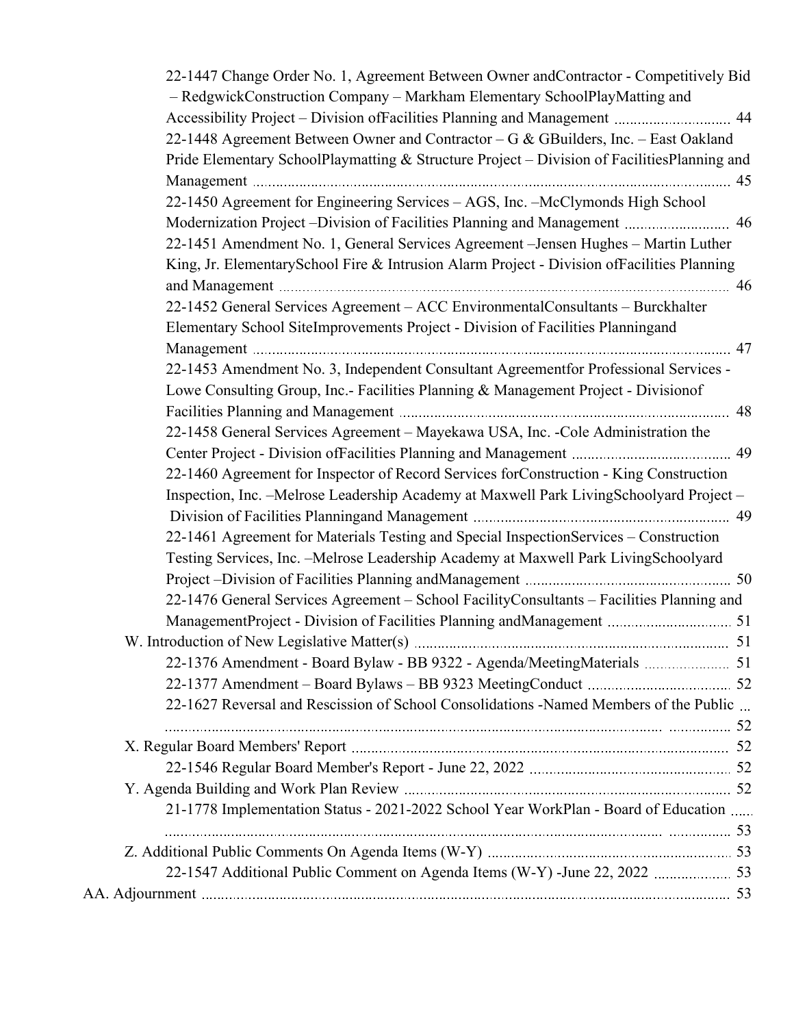- 22-1447 Change Order No. 1, Agreement Between Owner andContractor - Competitively Bid – RedgwickConstruction Company – Markham Elementary SchoolPlayMatting and Accessibility Project – Division ofFacilities Planning and Management ... 44
- 22-1448 Agreement Between Owner and Contractor – G & GBuilders, Inc. – East Oakland Pride Elementary SchoolPlaymatting & Structure Project – Division of FacilitiesPlanning and Management ... 45
- 22-1450 Agreement for Engineering Services – AGS, Inc. –McClymonds High School Modernization Project –Division of Facilities Planning and Management ... 46
- 22-1451 Amendment No. 1, General Services Agreement –Jensen Hughes – Martin Luther King, Jr. ElementarySchool Fire & Intrusion Alarm Project - Division ofFacilities Planning and Management ... 46
- 22-1452 General Services Agreement – ACC EnvironmentalConsultants – Burckhalter Elementary School SiteImprovements Project - Division of Facilities Planningand Management ... 47
- 22-1453 Amendment No. 3, Independent Consultant Agreementfor Professional Services - Lowe Consulting Group, Inc.- Facilities Planning & Management Project - Divisionof Facilities Planning and Management ... 48
- 22-1458 General Services Agreement – Mayekawa USA, Inc. -Cole Administration the Center Project - Division ofFacilities Planning and Management ... 49
- 22-1460 Agreement for Inspector of Record Services forConstruction - King Construction Inspection, Inc. –Melrose Leadership Academy at Maxwell Park LivingSchoolyard Project – Division of Facilities Planningand Management ... 49
- 22-1461 Agreement for Materials Testing and Special InspectionServices – Construction Testing Services, Inc. –Melrose Leadership Academy at Maxwell Park LivingSchoolyard Project –Division of Facilities Planning andManagement ... 50
- 22-1476 General Services Agreement – School FacilityConsultants – Facilities Planning and ManagementProject - Division of Facilities Planning andManagement ... 51

W. Introduction of New Legislative Matter(s) ... 51

- 22-1376 Amendment - Board Bylaw - BB 9322 - Agenda/MeetingMaterials ... 51
- 22-1377 Amendment – Board Bylaws – BB 9323 MeetingConduct ... 52
- 22-1627 Reversal and Rescission of School Consolidations -Named Members of the Public ... 52

X. Regular Board Members' Report ... 52

- 22-1546 Regular Board Member's Report - June 22, 2022 ... 52

Y. Agenda Building and Work Plan Review ... 52

- 21-1778 Implementation Status - 2021-2022 School Year WorkPlan - Board of Education ... 53

Z. Additional Public Comments On Agenda Items (W-Y) ... 53

- 22-1547 Additional Public Comment on Agenda Items (W-Y) -June 22, 2022 ... 53

AA. Adjournment ... 53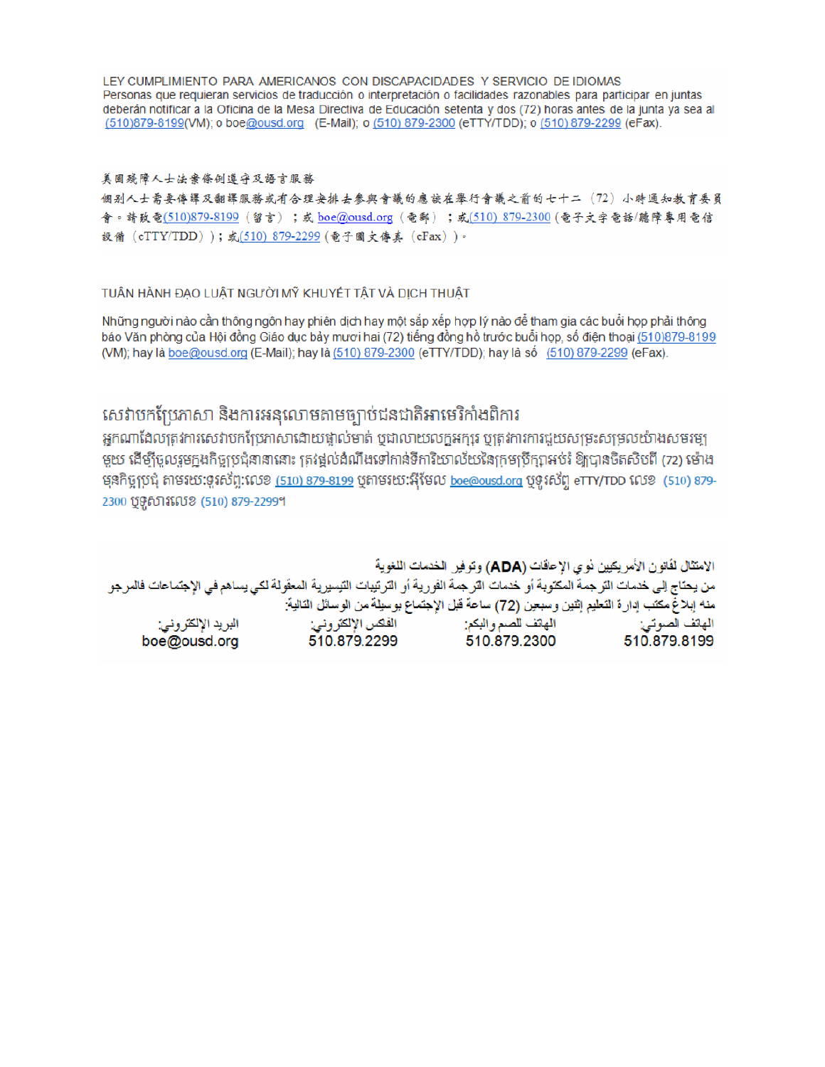LEY CUMPLIMIENTO PARA AMERICANOS CON DISCAPACIDADES Y SERVICIO DE IDIOMAS

Personas que requieran servicios de traducción o interpretación o facilidades razonables para participar en juntas deberán notificar a la Oficina de la Mesa Directiva de Educación setenta y dos (72) horas antes de la junta ya sea al (510)879-8199(VM); o boe@ousd.org (E-Mail); o (510) 879-2300 (eTTY/TDD); o (510) 879-2299 (eFax).

美国残障人士法案條例遵守及語言服務

個別人士需要傳譯及翻譯服務或有合理安排去參與會議的應該在舉行會議之前的七十二（72）小時通知教育委員會。請致電(510)879-8199（留言）；或 boe@ousd.org（電郵）；或(510) 879-2300（電子文字電話/聽障專用電信設備（eTTY/TDD））；或(510) 879-2299（電子圖文傳真（eFax））。

TUÂN HÀNH ĐẠO LUẬT NGƯỜI MỸ KHUYẾT TẬT VÀ DỊCH THUẬT

Những người nào cần thông ngôn hay phiên dịch hay một sắp xếp hợp lý nào để tham gia các buổi họp phải thông báo Văn phòng của Hội đồng Giáo dục bảy mươi hai (72) tiếng đồng hồ trước buổi họp, số điện thoại (510)879-8199 (VM); hay là boe@ousd.org (E-Mail); hay là (510) 879-2300 (eTTY/TDD); hay là số (510) 879-2299 (eFax).

សេវាបកប្រែភាសា និងការអនុលោមតាមច្បាប់ជនជាតិអាមេរិកាំងពិការ

អ្នកណាដែលត្រូវការសេវាបកប្រែភាសាដោយផ្ទាល់មាត់ ឬជាលាយលក្ខអក្សរ ឬត្រូវការការជួយសម្រះសម្រួលយ៉ាងសមរម្យមួយ ដើម្បីចូលរួមក្នុងកិច្ចប្រជុំនានានោះ ត្រូវផ្តល់ដំណឹងទៅកាន់ទីការិយាល័យនៃក្រុមប្រឹក្សាអប់រំ ឱ្យបានចិតសិបពីរ (72) ម៉ោង មុនកិច្ចប្រជុំ តាមរយៈទូរស័ព្ទ:លេខ (510) 879-8199 ឬតាមរយៈអ៊ីមែល boe@ousd.org ឬទូរស័ព្ទ eTTY/TDD លេខ (510) 879-2300 ឬទូសារលេខ (510) 879-2299។

الامتثال لقانون الأمريكيين ذوي الإعاقات (ADA) وتوفير الخدمات اللغوية

من يحتاج إلى خدمات الترجمة المكتوبة أو خدمات الترجمة الفورية أو الترتيبات التيسيرية المعقولة لكي يساهم في الإجتماعات فالمرجو منه إبلاغ مكتب إدارة التعليم إثنين وسبعين (72) ساعة قبل الإجتماع بوسيلة من الوسائل التالية:

| البريد الإلكتروني: | الفكس الإلكتروني: | الهاتف للصم والبكم: | الهاتف الصوتي: |
|---|---|---|---|
| boe@ousd.org | 510.879.2299 | 510.879.2300 | 510.879.8199 |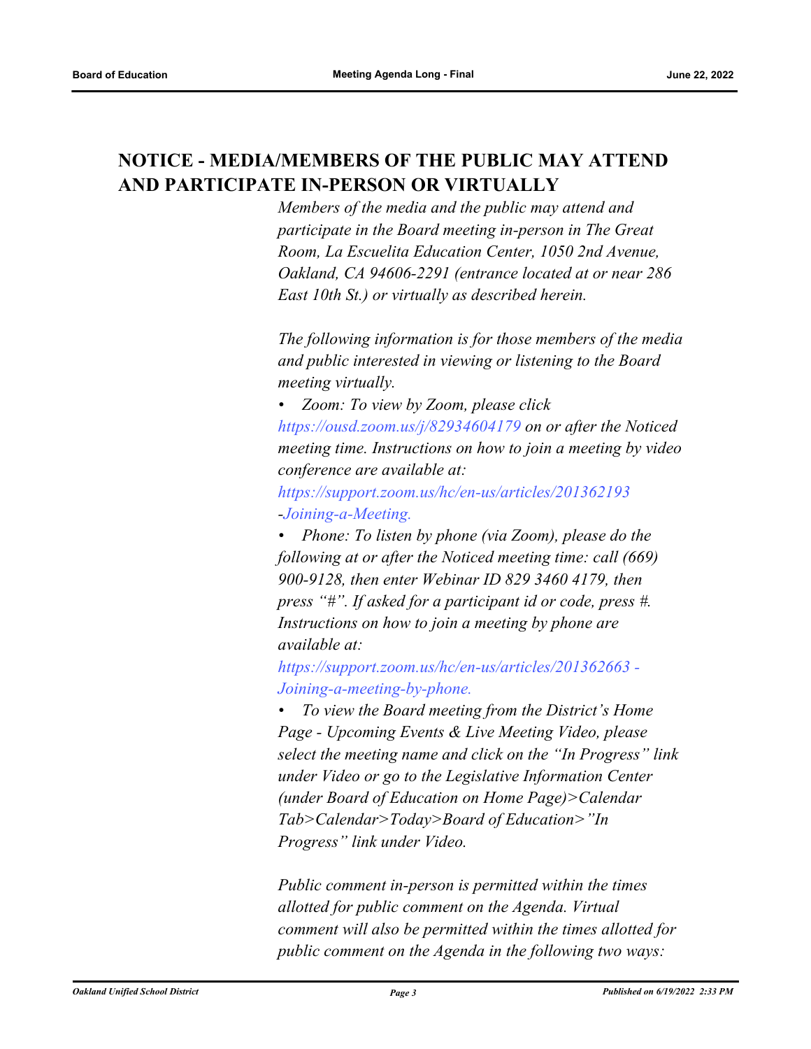## NOTICE - MEDIA/MEMBERS OF THE PUBLIC MAY ATTEND AND PARTICIPATE IN-PERSON OR VIRTUALLY

*Members of the media and the public may attend and participate in the Board meeting in-person in The Great Room, La Escuelita Education Center, 1050 2nd Avenue, Oakland, CA 94606-2291 (entrance located at or near 286 East 10th St.) or virtually as described herein.*

*The following information is for those members of the media and public interested in viewing or listening to the Board meeting virtually.*

- *Zoom: To view by Zoom, please click https://ousd.zoom.us/j/82934604179 on or after the Noticed meeting time. Instructions on how to join a meeting by video conference are available at: https://support.zoom.us/hc/en-us/articles/201362193-Joining-a-Meeting.*
- *Phone: To listen by phone (via Zoom), please do the following at or after the Noticed meeting time: call (669) 900-9128, then enter Webinar ID 829 3460 4179, then press "#". If asked for a participant id or code, press #. Instructions on how to join a meeting by phone are available at: https://support.zoom.us/hc/en-us/articles/201362663 - Joining-a-meeting-by-phone.*
- *To view the Board meeting from the District's Home Page - Upcoming Events & Live Meeting Video, please select the meeting name and click on the "In Progress" link under Video or go to the Legislative Information Center (under Board of Education on Home Page)>Calendar Tab>Calendar>Today>Board of Education>"In Progress" link under Video.*

*Public comment in-person is permitted within the times allotted for public comment on the Agenda. Virtual comment will also be permitted within the times allotted for public comment on the Agenda in the following two ways:*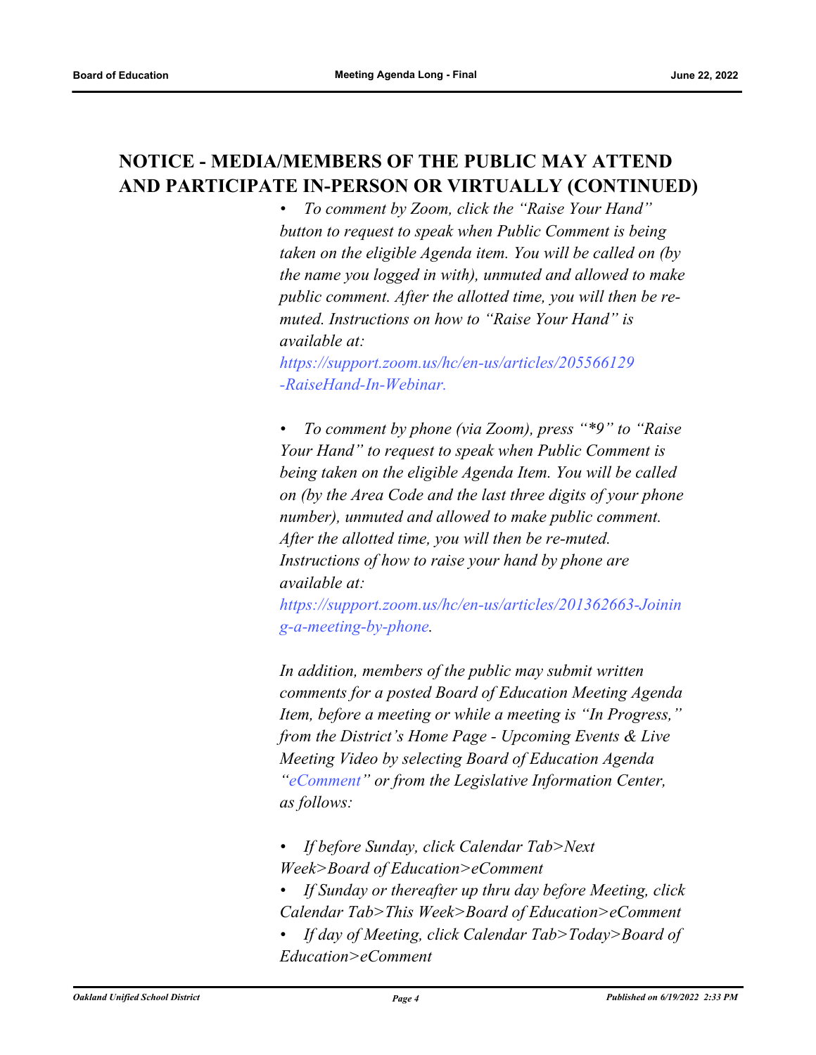## NOTICE - MEDIA/MEMBERS OF THE PUBLIC MAY ATTEND AND PARTICIPATE IN-PERSON OR VIRTUALLY (CONTINUED)

- *To comment by Zoom, click the "Raise Your Hand" button to request to speak when Public Comment is being taken on the eligible Agenda item. You will be called on (by the name you logged in with), unmuted and allowed to make public comment. After the allotted time, you will then be re-muted. Instructions on how to "Raise Your Hand" is available at: https://support.zoom.us/hc/en-us/articles/205566129-RaiseHand-In-Webinar.*

- *To comment by phone (via Zoom), press "*9" to "Raise Your Hand" to request to speak when Public Comment is being taken on the eligible Agenda Item. You will be called on (by the Area Code and the last three digits of your phone number), unmuted and allowed to make public comment. After the allotted time, you will then be re-muted. Instructions of how to raise your hand by phone are available at: https://support.zoom.us/hc/en-us/articles/201362663-Joining-a-meeting-by-phone.*

*In addition, members of the public may submit written comments for a posted Board of Education Meeting Agenda Item, before a meeting or while a meeting is "In Progress," from the District's Home Page - Upcoming Events & Live Meeting Video by selecting Board of Education Agenda "eComment" or from the Legislative Information Center, as follows:*

- *If before Sunday, click Calendar Tab>Next Week>Board of Education>eComment*
- *If Sunday or thereafter up thru day before Meeting, click Calendar Tab>This Week>Board of Education>eComment*
- *If day of Meeting, click Calendar Tab>Today>Board of Education>eComment*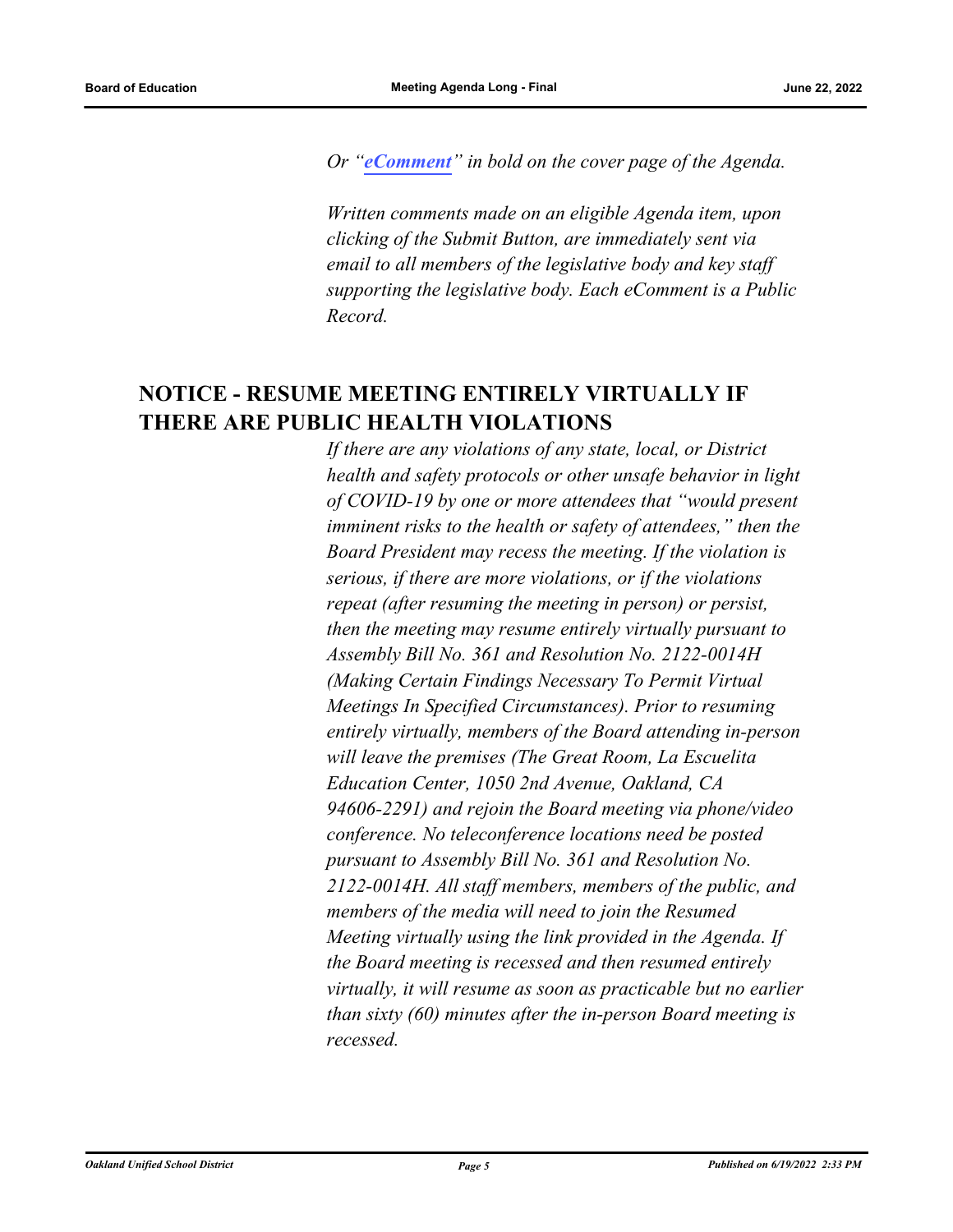*Or "**eComment**" in bold on the cover page of the Agenda.*

*Written comments made on an eligible Agenda item, upon clicking of the Submit Button, are immediately sent via email to all members of the legislative body and key staff supporting the legislative body. Each eComment is a Public Record.*

## NOTICE - RESUME MEETING ENTIRELY VIRTUALLY IF THERE ARE PUBLIC HEALTH VIOLATIONS

*If there are any violations of any state, local, or District health and safety protocols or other unsafe behavior in light of COVID-19 by one or more attendees that "would present imminent risks to the health or safety of attendees," then the Board President may recess the meeting. If the violation is serious, if there are more violations, or if the violations repeat (after resuming the meeting in person) or persist, then the meeting may resume entirely virtually pursuant to Assembly Bill No. 361 and Resolution No. 2122-0014H (Making Certain Findings Necessary To Permit Virtual Meetings In Specified Circumstances). Prior to resuming entirely virtually, members of the Board attending in-person will leave the premises (The Great Room, La Escuelita Education Center, 1050 2nd Avenue, Oakland, CA 94606-2291) and rejoin the Board meeting via phone/video conference. No teleconference locations need be posted pursuant to Assembly Bill No. 361 and Resolution No. 2122-0014H. All staff members, members of the public, and members of the media will need to join the Resumed Meeting virtually using the link provided in the Agenda. If the Board meeting is recessed and then resumed entirely virtually, it will resume as soon as practicable but no earlier than sixty (60) minutes after the in-person Board meeting is recessed.*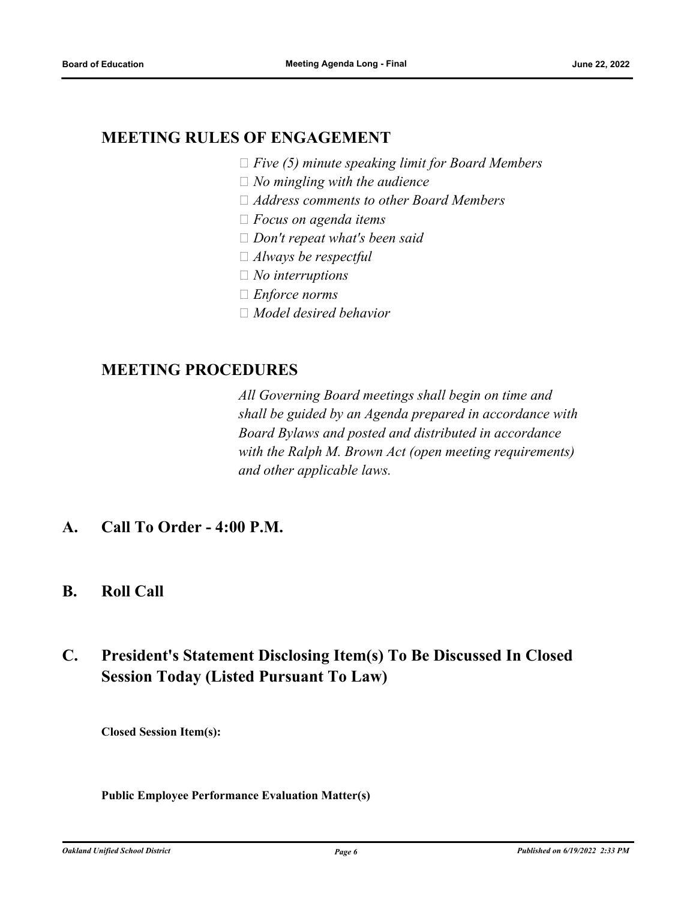## MEETING RULES OF ENGAGEMENT

-  *Five (5) minute speaking limit for Board Members*
-  *No mingling with the audience*
-  *Address comments to other Board Members*
-  *Focus on agenda items*
-  *Don't repeat what's been said*
-  *Always be respectful*
-  *No interruptions*
-  *Enforce norms*
-  *Model desired behavior*

## MEETING PROCEDURES

*All Governing Board meetings shall begin on time and shall be guided by an Agenda prepared in accordance with Board Bylaws and posted and distributed in accordance with the Ralph M. Brown Act (open meeting requirements) and other applicable laws.*

## A. Call To Order - 4:00 P.M.

## B. Roll Call

## C. President's Statement Disclosing Item(s) To Be Discussed In Closed Session Today (Listed Pursuant To Law)

**Closed Session Item(s):**

**Public Employee Performance Evaluation Matter(s)**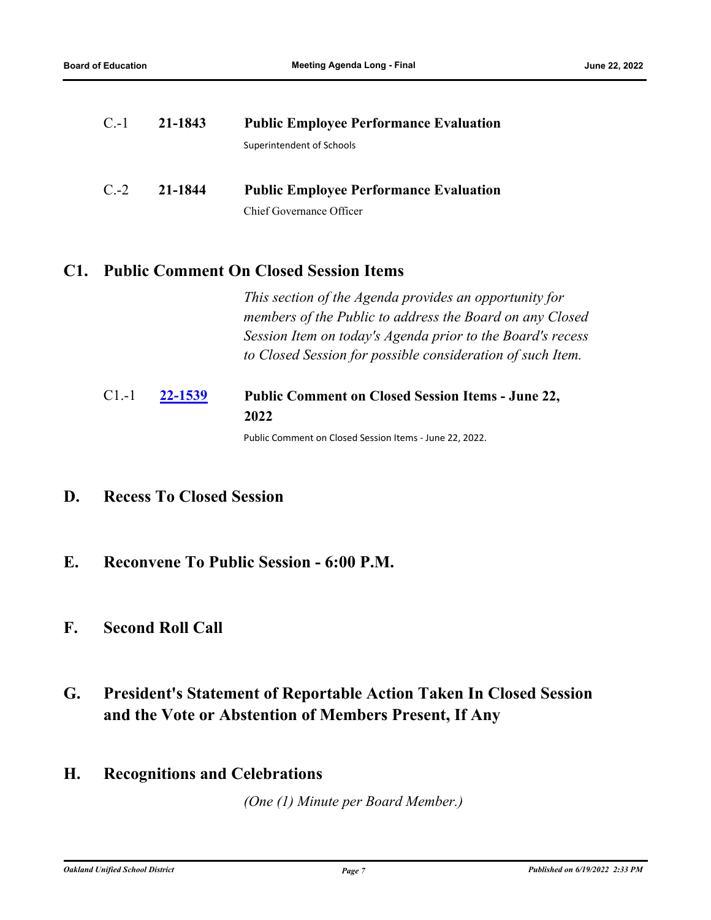C.-1 **21-1843** **Public Employee Performance Evaluation**

Superintendent of Schools

C.-2 **21-1844** **Public Employee Performance Evaluation**

Chief Governance Officer

## C1. Public Comment On Closed Session Items

*This section of the Agenda provides an opportunity for members of the Public to address the Board on any Closed Session Item on today's Agenda prior to the Board's recess to Closed Session for possible consideration of such Item.*

C1.-1 **22-1539** **Public Comment on Closed Session Items - June 22, 2022**

Public Comment on Closed Session Items - June 22, 2022.

## D. Recess To Closed Session

## E. Reconvene To Public Session - 6:00 P.M.

## F. Second Roll Call

## G. President's Statement of Reportable Action Taken In Closed Session and the Vote or Abstention of Members Present, If Any

## H. Recognitions and Celebrations

*(One (1) Minute per Board Member.)*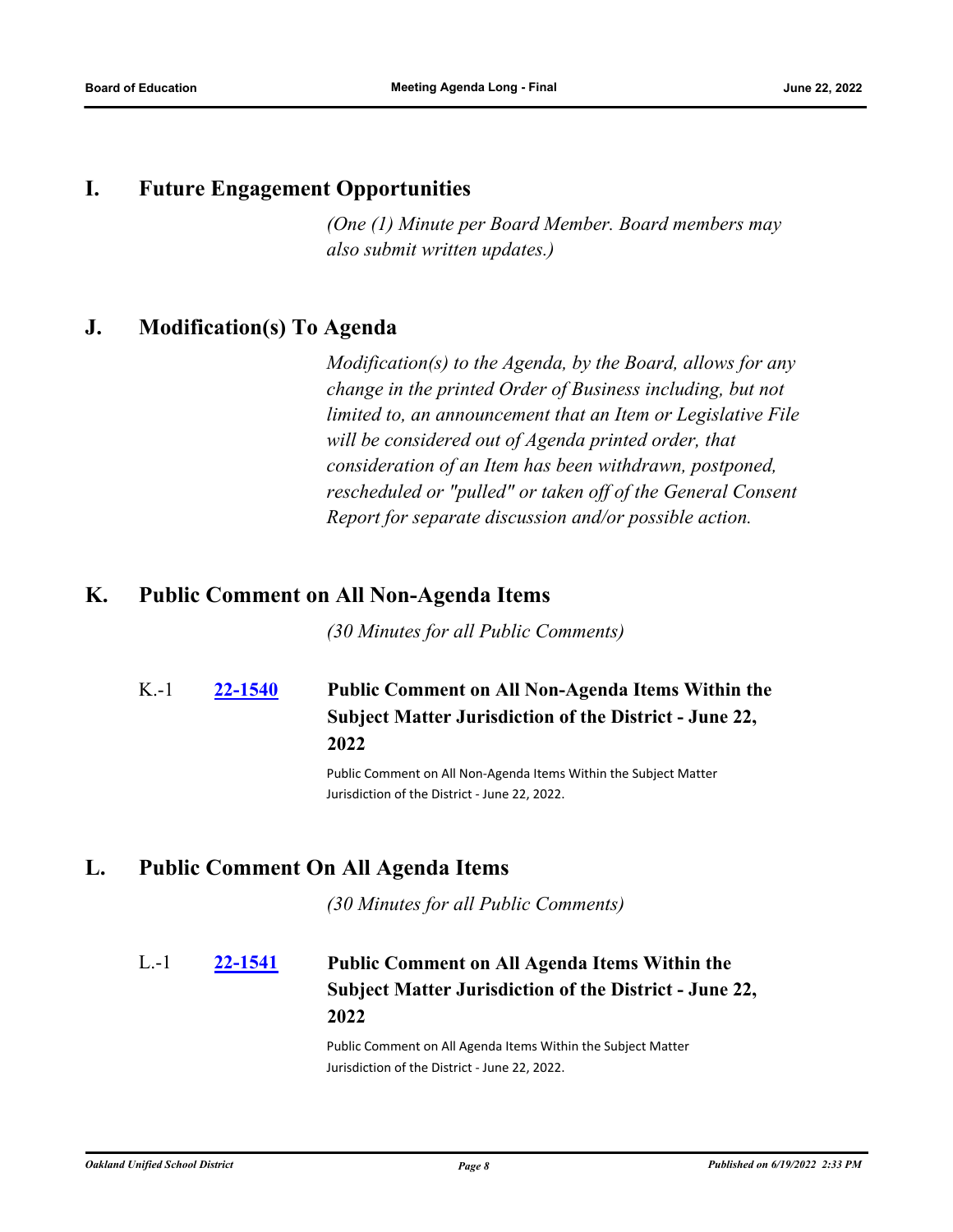## I. Future Engagement Opportunities

*(One (1) Minute per Board Member. Board members may also submit written updates.)*

## J. Modification(s) To Agenda

*Modification(s) to the Agenda, by the Board, allows for any change in the printed Order of Business including, but not limited to, an announcement that an Item or Legislative File will be considered out of Agenda printed order, that consideration of an Item has been withdrawn, postponed, rescheduled or "pulled" or taken off of the General Consent Report for separate discussion and/or possible action.*

## K. Public Comment on All Non-Agenda Items

*(30 Minutes for all Public Comments)*

K.-1 **22-1540** **Public Comment on All Non-Agenda Items Within the Subject Matter Jurisdiction of the District - June 22, 2022**

Public Comment on All Non-Agenda Items Within the Subject Matter Jurisdiction of the District - June 22, 2022.

## L. Public Comment On All Agenda Items

*(30 Minutes for all Public Comments)*

L.-1 **22-1541** **Public Comment on All Agenda Items Within the Subject Matter Jurisdiction of the District - June 22, 2022**

Public Comment on All Agenda Items Within the Subject Matter Jurisdiction of the District - June 22, 2022.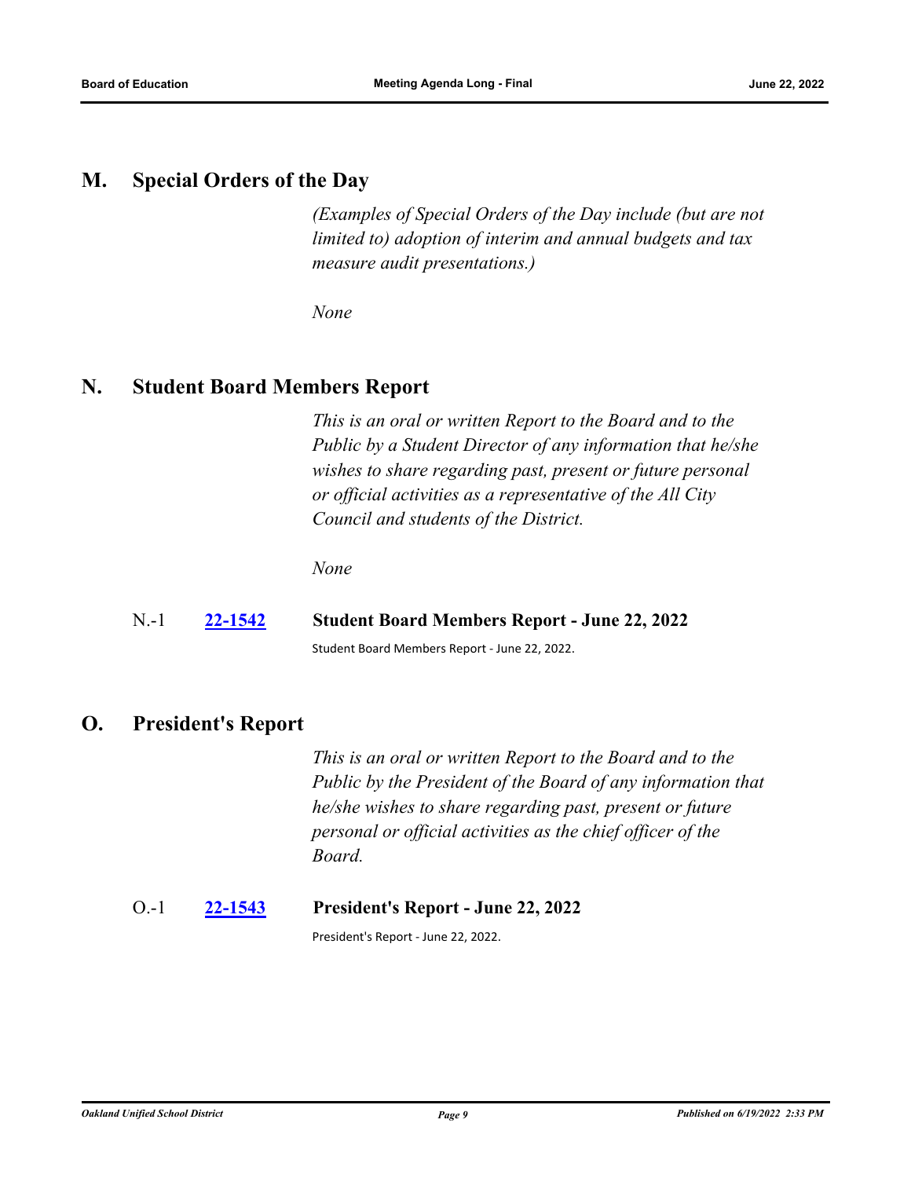## M. Special Orders of the Day

*(Examples of Special Orders of the Day include (but are not limited to) adoption of interim and annual budgets and tax measure audit presentations.)*

*None*

## N. Student Board Members Report

*This is an oral or written Report to the Board and to the Public by a Student Director of any information that he/she wishes to share regarding past, present or future personal or official activities as a representative of the All City Council and students of the District.*

*None*

N.-1 **22-1542** **Student Board Members Report - June 22, 2022**

Student Board Members Report - June 22, 2022.

## O. President's Report

*This is an oral or written Report to the Board and to the Public by the President of the Board of any information that he/she wishes to share regarding past, present or future personal or official activities as the chief officer of the Board.*

O.-1 **22-1543** **President's Report - June 22, 2022**

President's Report - June 22, 2022.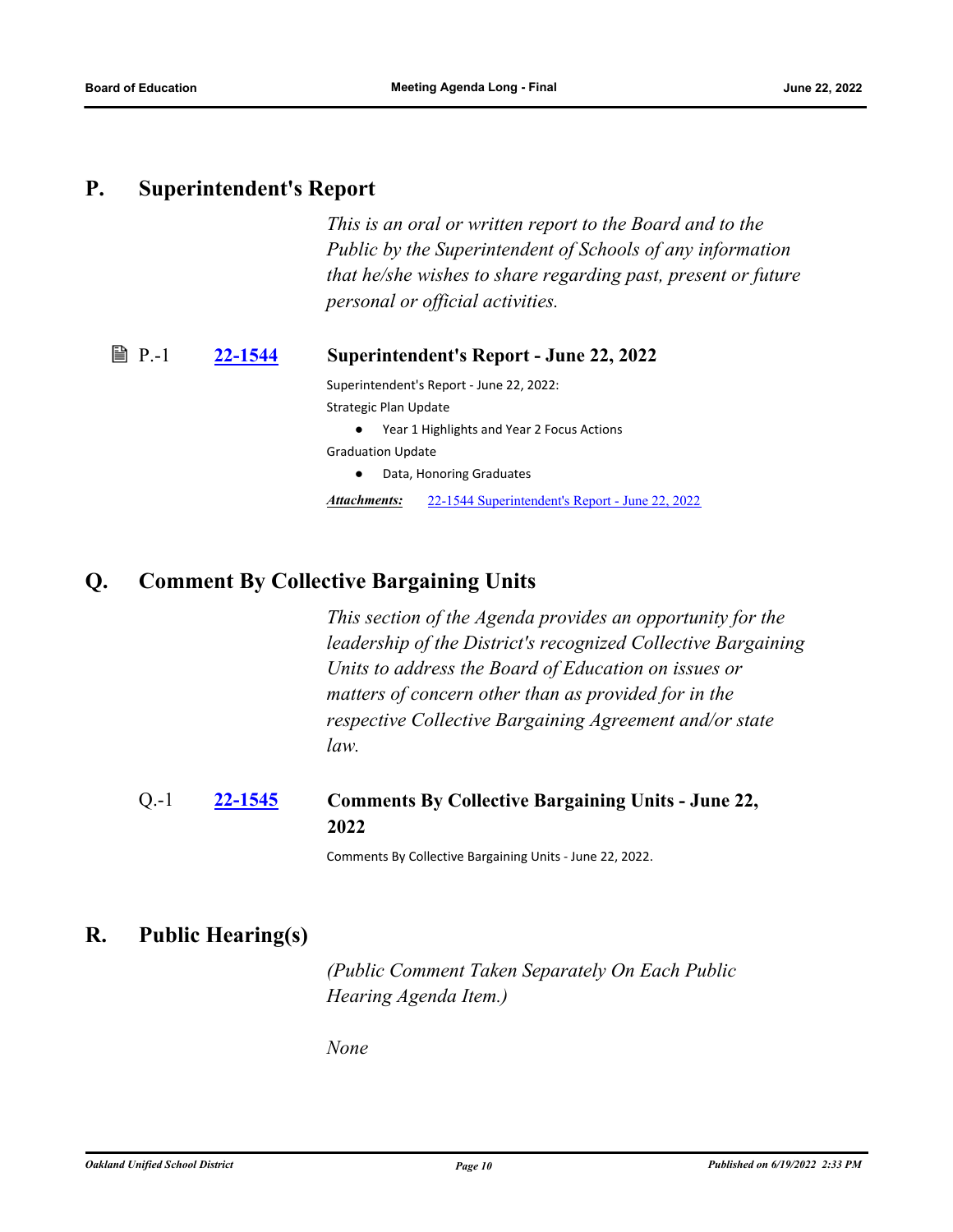## P. Superintendent's Report

*This is an oral or written report to the Board and to the Public by the Superintendent of Schools of any information that he/she wishes to share regarding past, present or future personal or official activities.*

### P.-1 **22-1544** Superintendent's Report - June 22, 2022

Superintendent's Report - June 22, 2022:

Strategic Plan Update

- Year 1 Highlights and Year 2 Focus Actions

Graduation Update

- Data, Honoring Graduates

***Attachments:*** 22-1544 Superintendent's Report - June 22, 2022

## Q. Comment By Collective Bargaining Units

*This section of the Agenda provides an opportunity for the leadership of the District's recognized Collective Bargaining Units to address the Board of Education on issues or matters of concern other than as provided for in the respective Collective Bargaining Agreement and/or state law.*

### Q.-1 **22-1545** Comments By Collective Bargaining Units - June 22, 2022

Comments By Collective Bargaining Units - June 22, 2022.

## R. Public Hearing(s)

*(Public Comment Taken Separately On Each Public Hearing Agenda Item.)*

*None*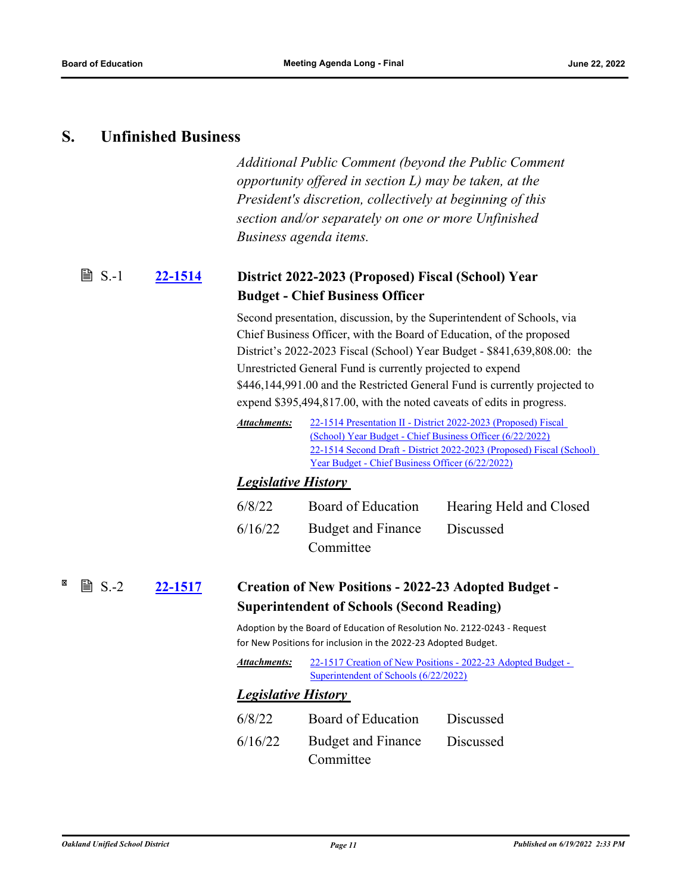## S. Unfinished Business

*Additional Public Comment (beyond the Public Comment opportunity offered in section L) may be taken, at the President's discretion, collectively at beginning of this section and/or separately on one or more Unfinished Business agenda items.*

### S.-1 [22-1514](#) District 2022-2023 (Proposed) Fiscal (School) Year Budget - Chief Business Officer

Second presentation, discussion, by the Superintendent of Schools, via Chief Business Officer, with the Board of Education, of the proposed District's 2022-2023 Fiscal (School) Year Budget - $841,639,808.00: the Unrestricted General Fund is currently projected to expend $446,144,991.00 and the Restricted General Fund is currently projected to expend $395,494,817.00, with the noted caveats of edits in progress.

***Attachments:*** 22-1514 Presentation II - District 2022-2023 (Proposed) Fiscal (School) Year Budget - Chief Business Officer (6/22/2022)
22-1514 Second Draft - District 2022-2023 (Proposed) Fiscal (School) Year Budget - Chief Business Officer (6/22/2022)

***Legislative History***

| | | |
|---|---|---|
| 6/8/22 | Board of Education | Hearing Held and Closed |
| 6/16/22 | Budget and Finance Committee | Discussed |

### S.-2 [22-1517](#) Creation of New Positions - 2022-23 Adopted Budget - Superintendent of Schools (Second Reading)

Adoption by the Board of Education of Resolution No. 2122-0243 - Request for New Positions for inclusion in the 2022-23 Adopted Budget.

***Attachments:*** 22-1517 Creation of New Positions - 2022-23 Adopted Budget - Superintendent of Schools (6/22/2022)

***Legislative History***

| | | |
|---|---|---|
| 6/8/22 | Board of Education | Discussed |
| 6/16/22 | Budget and Finance Committee | Discussed |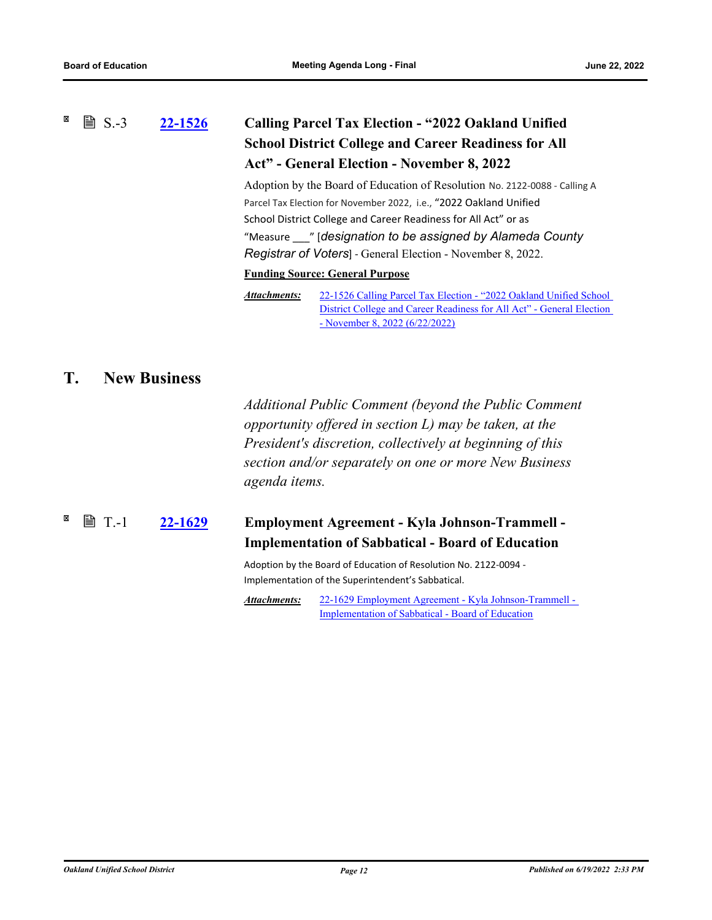S.-3 **22-1526** **Calling Parcel Tax Election - "2022 Oakland Unified School District College and Career Readiness for All Act" - General Election - November 8, 2022**

Adoption by the Board of Education of Resolution No. 2122-0088 - Calling A Parcel Tax Election for November 2022, i.e., "2022 Oakland Unified School District College and Career Readiness for All Act" or as "Measure ___" [*designation to be assigned by Alameda County Registrar of Voters*] - General Election - November 8, 2022.

**Funding Source: General Purpose**

***Attachments:*** 22-1526 Calling Parcel Tax Election - "2022 Oakland Unified School District College and Career Readiness for All Act" - General Election - November 8, 2022 (6/22/2022)

## T. New Business

*Additional Public Comment (beyond the Public Comment opportunity offered in section L) may be taken, at the President's discretion, collectively at beginning of this section and/or separately on one or more New Business agenda items.*

T.-1 **22-1629** **Employment Agreement - Kyla Johnson-Trammell - Implementation of Sabbatical - Board of Education**

Adoption by the Board of Education of Resolution No. 2122-0094 - Implementation of the Superintendent's Sabbatical.

***Attachments:*** 22-1629 Employment Agreement - Kyla Johnson-Trammell - Implementation of Sabbatical - Board of Education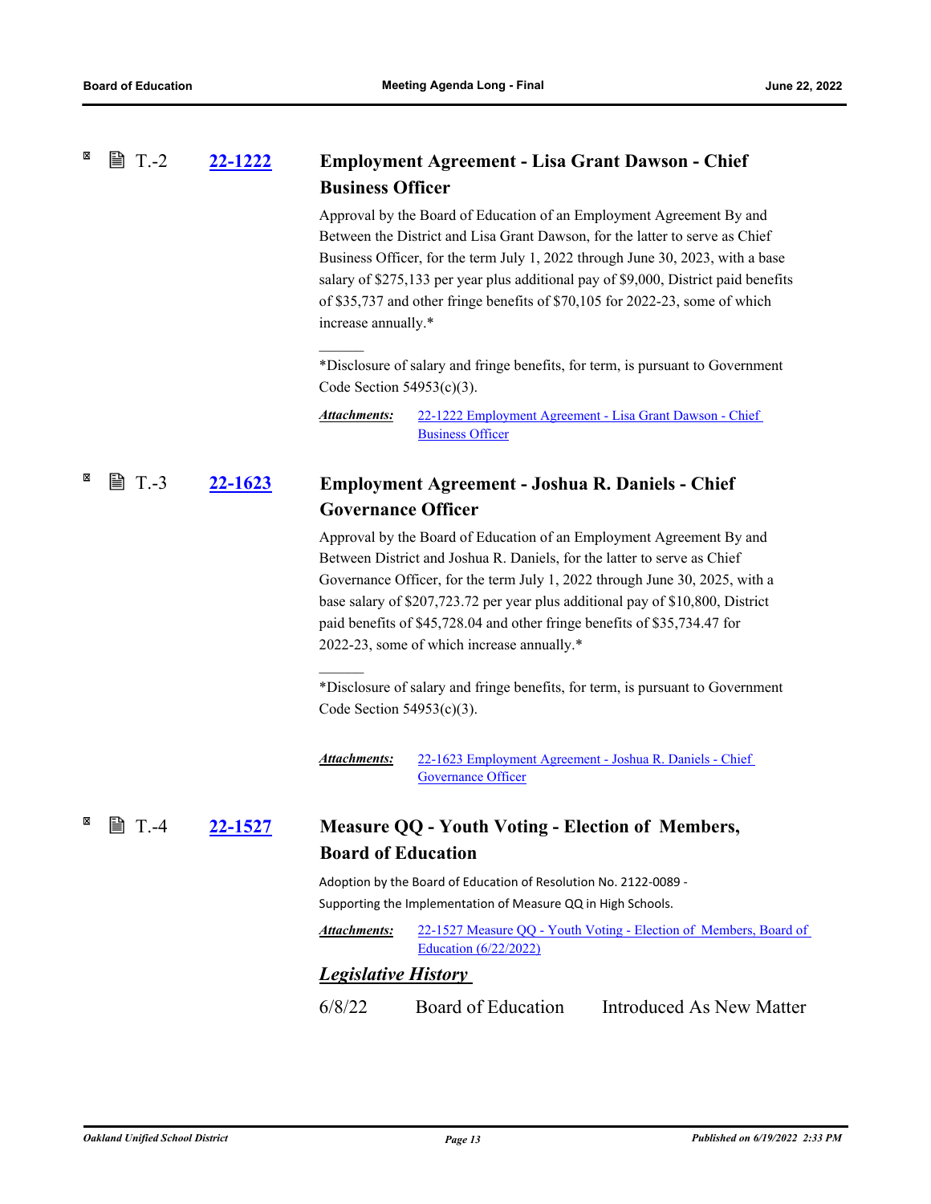### T.-2 22-1222 Employment Agreement - Lisa Grant Dawson - Chief Business Officer

Approval by the Board of Education of an Employment Agreement By and Between the District and Lisa Grant Dawson, for the latter to serve as Chief Business Officer, for the term July 1, 2022 through June 30, 2023, with a base salary of $275,133 per year plus additional pay of $9,000, District paid benefits of $35,737 and other fringe benefits of $70,105 for 2022-23, some of which increase annually.*

______

*Disclosure of salary and fringe benefits, for term, is pursuant to Government Code Section 54953(c)(3).

***Attachments:*** 22-1222 Employment Agreement - Lisa Grant Dawson - Chief Business Officer

### T.-3 22-1623 Employment Agreement - Joshua R. Daniels - Chief Governance Officer

Approval by the Board of Education of an Employment Agreement By and Between District and Joshua R. Daniels, for the latter to serve as Chief Governance Officer, for the term July 1, 2022 through June 30, 2025, with a base salary of $207,723.72 per year plus additional pay of $10,800, District paid benefits of $45,728.04 and other fringe benefits of $35,734.47 for 2022-23, some of which increase annually.*

______

*Disclosure of salary and fringe benefits, for term, is pursuant to Government Code Section 54953(c)(3).

***Attachments:*** 22-1623 Employment Agreement - Joshua R. Daniels - Chief Governance Officer

### T.-4 22-1527 Measure QQ - Youth Voting - Election of Members, Board of Education

Adoption by the Board of Education of Resolution No. 2122-0089 - Supporting the Implementation of Measure QQ in High Schools.

***Attachments:*** 22-1527 Measure QQ - Youth Voting - Election of Members, Board of Education (6/22/2022)

***Legislative History***

6/8/22 Board of Education Introduced As New Matter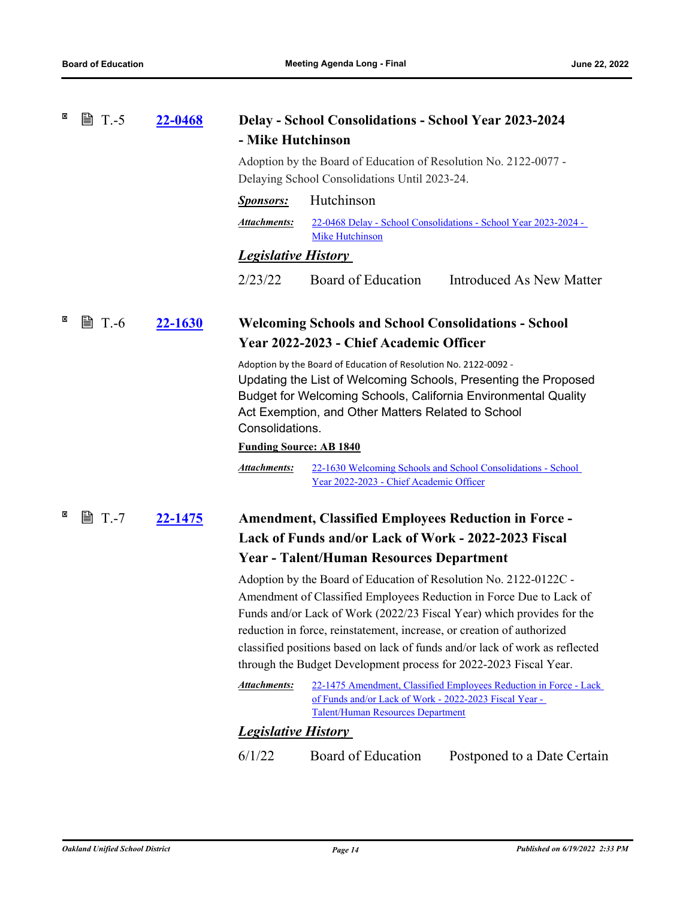### T.-5 22-0468 Delay - School Consolidations - School Year 2023-2024 - Mike Hutchinson

Adoption by the Board of Education of Resolution No. 2122-0077 - Delaying School Consolidations Until 2023-24.

***Sponsors:*** Hutchinson

***Attachments:*** 22-0468 Delay - School Consolidations - School Year 2023-2024 - Mike Hutchinson

***Legislative History***

| | | |
|---|---|---|
| 2/23/22 | Board of Education | Introduced As New Matter |

### T.-6 22-1630 Welcoming Schools and School Consolidations - School Year 2022-2023 - Chief Academic Officer

Adoption by the Board of Education of Resolution No. 2122-0092 - Updating the List of Welcoming Schools, Presenting the Proposed Budget for Welcoming Schools, California Environmental Quality Act Exemption, and Other Matters Related to School Consolidations.

**Funding Source: AB 1840**

***Attachments:*** 22-1630 Welcoming Schools and School Consolidations - School Year 2022-2023 - Chief Academic Officer

### T.-7 22-1475 Amendment, Classified Employees Reduction in Force - Lack of Funds and/or Lack of Work - 2022-2023 Fiscal Year - Talent/Human Resources Department

Adoption by the Board of Education of Resolution No. 2122-0122C - Amendment of Classified Employees Reduction in Force Due to Lack of Funds and/or Lack of Work (2022/23 Fiscal Year) which provides for the reduction in force, reinstatement, increase, or creation of authorized classified positions based on lack of funds and/or lack of work as reflected through the Budget Development process for 2022-2023 Fiscal Year.

***Attachments:*** 22-1475 Amendment, Classified Employees Reduction in Force - Lack of Funds and/or Lack of Work - 2022-2023 Fiscal Year - Talent/Human Resources Department

***Legislative History***

| | | |
|---|---|---|
| 6/1/22 | Board of Education | Postponed to a Date Certain |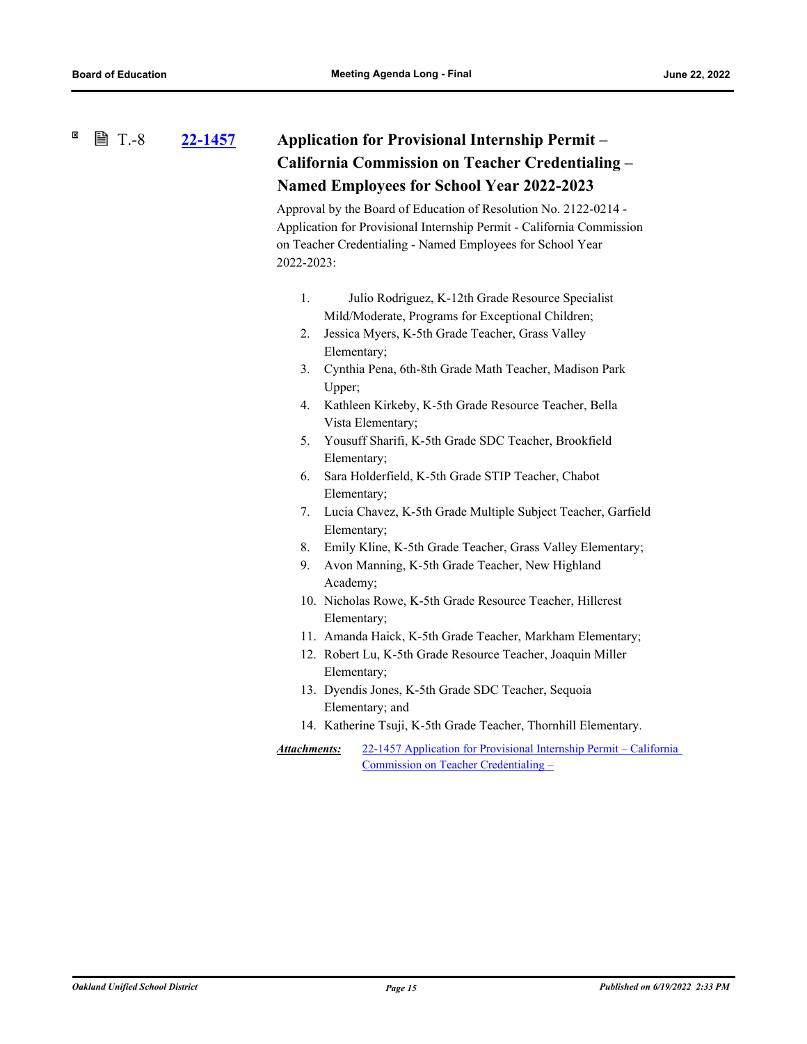T.-8 **22-1457**

## Application for Provisional Internship Permit – California Commission on Teacher Credentialing – Named Employees for School Year 2022-2023

Approval by the Board of Education of Resolution No. 2122-0214 - Application for Provisional Internship Permit - California Commission on Teacher Credentialing - Named Employees for School Year 2022-2023:

1. Julio Rodriguez, K-12th Grade Resource Specialist Mild/Moderate, Programs for Exceptional Children;
2. Jessica Myers, K-5th Grade Teacher, Grass Valley Elementary;
3. Cynthia Pena, 6th-8th Grade Math Teacher, Madison Park Upper;
4. Kathleen Kirkeby, K-5th Grade Resource Teacher, Bella Vista Elementary;
5. Yousuff Sharifi, K-5th Grade SDC Teacher, Brookfield Elementary;
6. Sara Holderfield, K-5th Grade STIP Teacher, Chabot Elementary;
7. Lucia Chavez, K-5th Grade Multiple Subject Teacher, Garfield Elementary;
8. Emily Kline, K-5th Grade Teacher, Grass Valley Elementary;
9. Avon Manning, K-5th Grade Teacher, New Highland Academy;
10. Nicholas Rowe, K-5th Grade Resource Teacher, Hillcrest Elementary;
11. Amanda Haick, K-5th Grade Teacher, Markham Elementary;
12. Robert Lu, K-5th Grade Resource Teacher, Joaquin Miller Elementary;
13. Dyendis Jones, K-5th Grade SDC Teacher, Sequoia Elementary; and
14. Katherine Tsuji, K-5th Grade Teacher, Thornhill Elementary.

***Attachments:*** 22-1457 Application for Provisional Internship Permit – California Commission on Teacher Credentialing –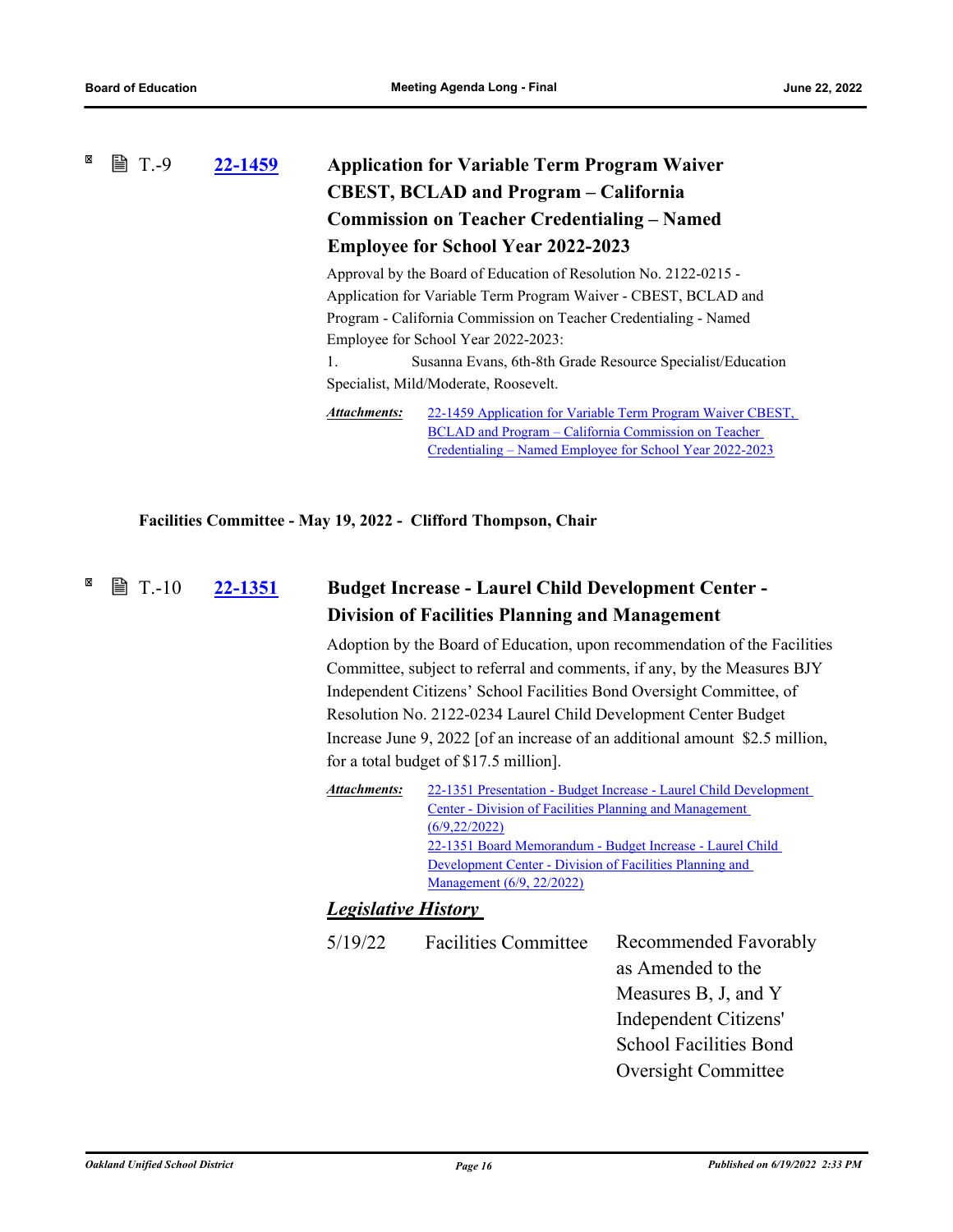### T.-9 [22-1459](#) Application for Variable Term Program Waiver CBEST, BCLAD and Program – California Commission on Teacher Credentialing – Named Employee for School Year 2022-2023

Approval by the Board of Education of Resolution No. 2122-0215 - Application for Variable Term Program Waiver - CBEST, BCLAD and Program - California Commission on Teacher Credentialing - Named Employee for School Year 2022-2023:

1. Susanna Evans, 6th-8th Grade Resource Specialist/Education Specialist, Mild/Moderate, Roosevelt.

***Attachments:*** [22-1459 Application for Variable Term Program Waiver CBEST, BCLAD and Program – California Commission on Teacher Credentialing – Named Employee for School Year 2022-2023](#)

**Facilities Committee - May 19, 2022 - Clifford Thompson, Chair**

### T.-10 [22-1351](#) Budget Increase - Laurel Child Development Center - Division of Facilities Planning and Management

Adoption by the Board of Education, upon recommendation of the Facilities Committee, subject to referral and comments, if any, by the Measures BJY Independent Citizens' School Facilities Bond Oversight Committee, of Resolution No. 2122-0234 Laurel Child Development Center Budget Increase June 9, 2022 [of an increase of an additional amount $2.5 million, for a total budget of $17.5 million].

***Attachments:*** [22-1351 Presentation - Budget Increase - Laurel Child Development Center - Division of Facilities Planning and Management (6/9,22/2022)](#)
[22-1351 Board Memorandum - Budget Increase - Laurel Child Development Center - Division of Facilities Planning and Management (6/9, 22/2022)](#)

***Legislative History***

| | | |
|---|---|---|
| 5/19/22 | Facilities Committee | Recommended Favorably as Amended to the Measures B, J, and Y Independent Citizens' School Facilities Bond Oversight Committee |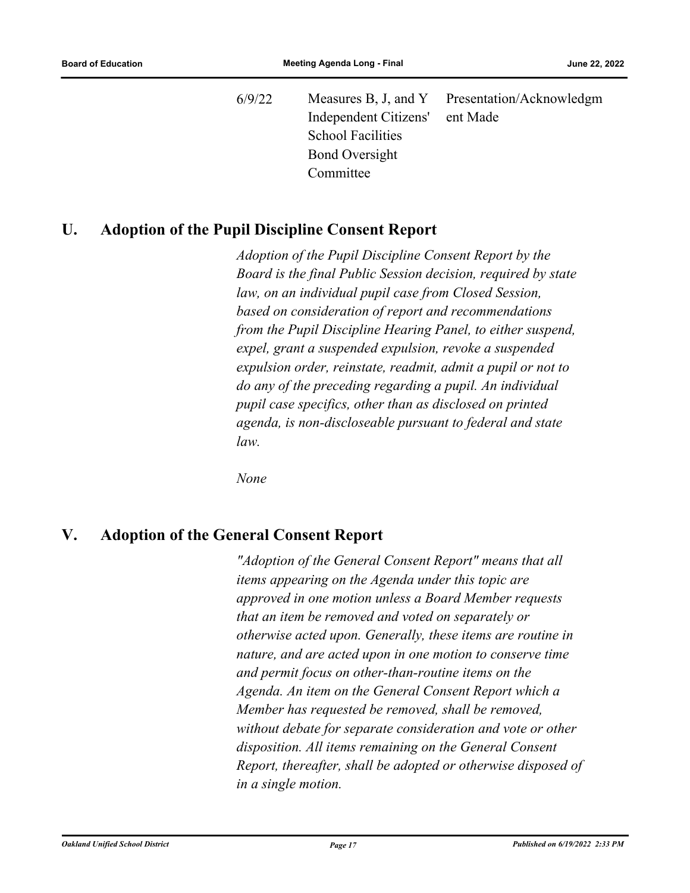| 6/9/22 | Measures B, J, and Y Independent Citizens' School Facilities Bond Oversight Committee | Presentation/Acknowledgment Made |
|---|---|---|

## U. Adoption of the Pupil Discipline Consent Report

*Adoption of the Pupil Discipline Consent Report by the Board is the final Public Session decision, required by state law, on an individual pupil case from Closed Session, based on consideration of report and recommendations from the Pupil Discipline Hearing Panel, to either suspend, expel, grant a suspended expulsion, revoke a suspended expulsion order, reinstate, readmit, admit a pupil or not to do any of the preceding regarding a pupil. An individual pupil case specifics, other than as disclosed on printed agenda, is non-discloseable pursuant to federal and state law.*

*None*

## V. Adoption of the General Consent Report

*"Adoption of the General Consent Report" means that all items appearing on the Agenda under this topic are approved in one motion unless a Board Member requests that an item be removed and voted on separately or otherwise acted upon. Generally, these items are routine in nature, and are acted upon in one motion to conserve time and permit focus on other-than-routine items on the Agenda. An item on the General Consent Report which a Member has requested be removed, shall be removed, without debate for separate consideration and vote or other disposition. All items remaining on the General Consent Report, thereafter, shall be adopted or otherwise disposed of in a single motion.*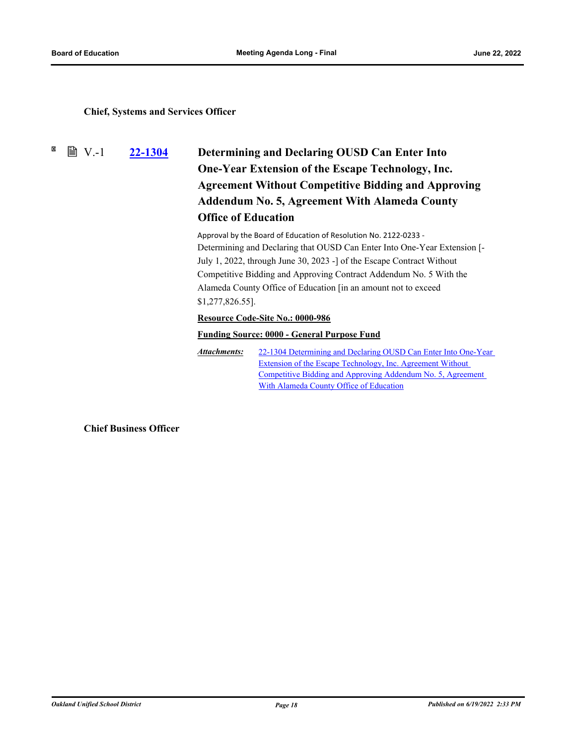**Chief, Systems and Services Officer**

V.-1 **22-1304** **Determining and Declaring OUSD Can Enter Into One-Year Extension of the Escape Technology, Inc. Agreement Without Competitive Bidding and Approving Addendum No. 5, Agreement With Alameda County Office of Education**

Approval by the Board of Education of Resolution No. 2122-0233 - Determining and Declaring that OUSD Can Enter Into One-Year Extension [- July 1, 2022, through June 30, 2023 -] of the Escape Contract Without Competitive Bidding and Approving Contract Addendum No. 5 With the Alameda County Office of Education [in an amount not to exceed $1,277,826.55].

**Resource Code-Site No.: 0000-986**

**Funding Source: 0000 - General Purpose Fund**

***Attachments:*** 22-1304 Determining and Declaring OUSD Can Enter Into One-Year Extension of the Escape Technology, Inc. Agreement Without Competitive Bidding and Approving Addendum No. 5, Agreement With Alameda County Office of Education

**Chief Business Officer**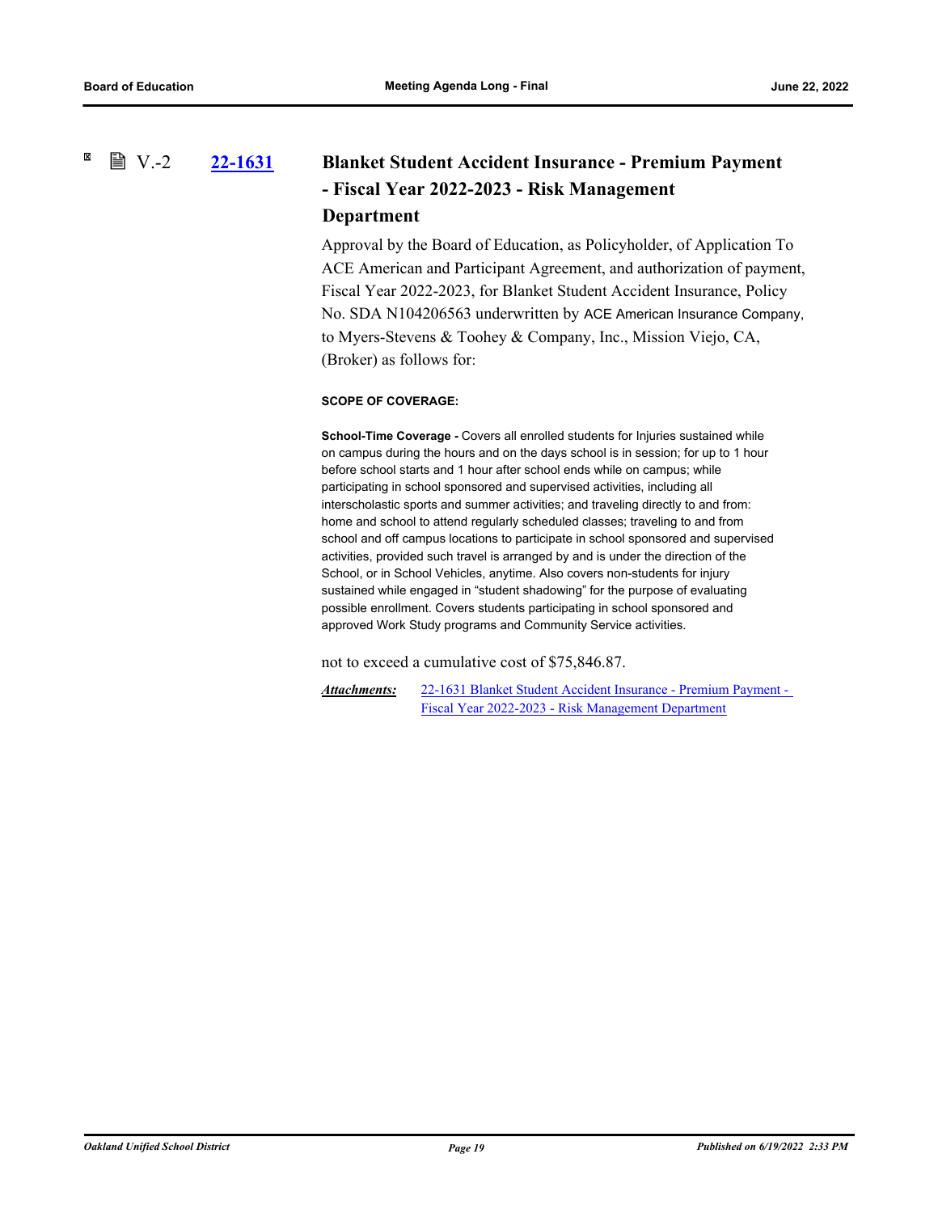### V.-2 22-1631 Blanket Student Accident Insurance - Premium Payment - Fiscal Year 2022-2023 - Risk Management Department

Approval by the Board of Education, as Policyholder, of Application To ACE American and Participant Agreement, and authorization of payment, Fiscal Year 2022-2023, for Blanket Student Accident Insurance, Policy No. SDA N104206563 underwritten by ACE American Insurance Company, to Myers-Stevens & Toohey & Company, Inc., Mission Viejo, CA, (Broker) as follows for:

**SCOPE OF COVERAGE:**

**School-Time Coverage -** Covers all enrolled students for Injuries sustained while on campus during the hours and on the days school is in session; for up to 1 hour before school starts and 1 hour after school ends while on campus; while participating in school sponsored and supervised activities, including all interscholastic sports and summer activities; and traveling directly to and from: home and school to attend regularly scheduled classes; traveling to and from school and off campus locations to participate in school sponsored and supervised activities, provided such travel is arranged by and is under the direction of the School, or in School Vehicles, anytime. Also covers non-students for injury sustained while engaged in “student shadowing” for the purpose of evaluating possible enrollment. Covers students participating in school sponsored and approved Work Study programs and Community Service activities.

not to exceed a cumulative cost of $75,846.87.

***Attachments:*** 22-1631 Blanket Student Accident Insurance - Premium Payment - Fiscal Year 2022-2023 - Risk Management Department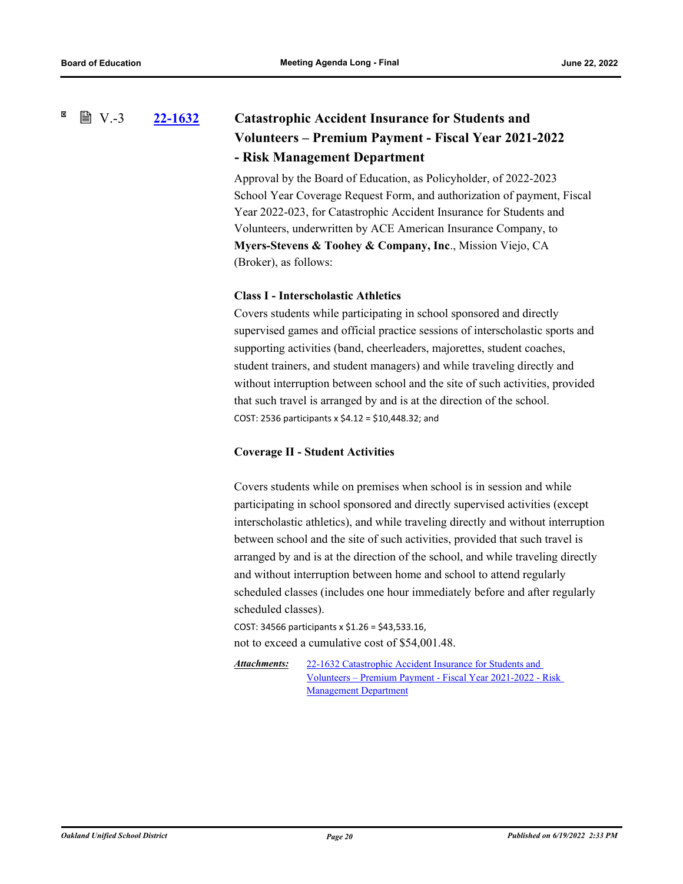V.-3 **22-1632**

### Catastrophic Accident Insurance for Students and Volunteers – Premium Payment - Fiscal Year 2021-2022 - Risk Management Department

Approval by the Board of Education, as Policyholder, of 2022-2023 School Year Coverage Request Form, and authorization of payment, Fiscal Year 2022-023, for Catastrophic Accident Insurance for Students and Volunteers, underwritten by ACE American Insurance Company, to **Myers-Stevens & Toohey & Company, Inc**., Mission Viejo, CA (Broker), as follows:

**Class I - Interscholastic Athletics**

Covers students while participating in school sponsored and directly supervised games and official practice sessions of interscholastic sports and supporting activities (band, cheerleaders, majorettes, student coaches, student trainers, and student managers) and while traveling directly and without interruption between school and the site of such activities, provided that such travel is arranged by and is at the direction of the school.

COST: 2536 participants x $4.12 = $10,448.32; and

**Coverage II - Student Activities**

Covers students while on premises when school is in session and while participating in school sponsored and directly supervised activities (except interscholastic athletics), and while traveling directly and without interruption between school and the site of such activities, provided that such travel is arranged by and is at the direction of the school, and while traveling directly and without interruption between home and school to attend regularly scheduled classes (includes one hour immediately before and after regularly scheduled classes).

COST: 34566 participants x $1.26 = $43,533.16,

not to exceed a cumulative cost of $54,001.48.

***Attachments:*** 22-1632 Catastrophic Accident Insurance for Students and Volunteers – Premium Payment - Fiscal Year 2021-2022 - Risk Management Department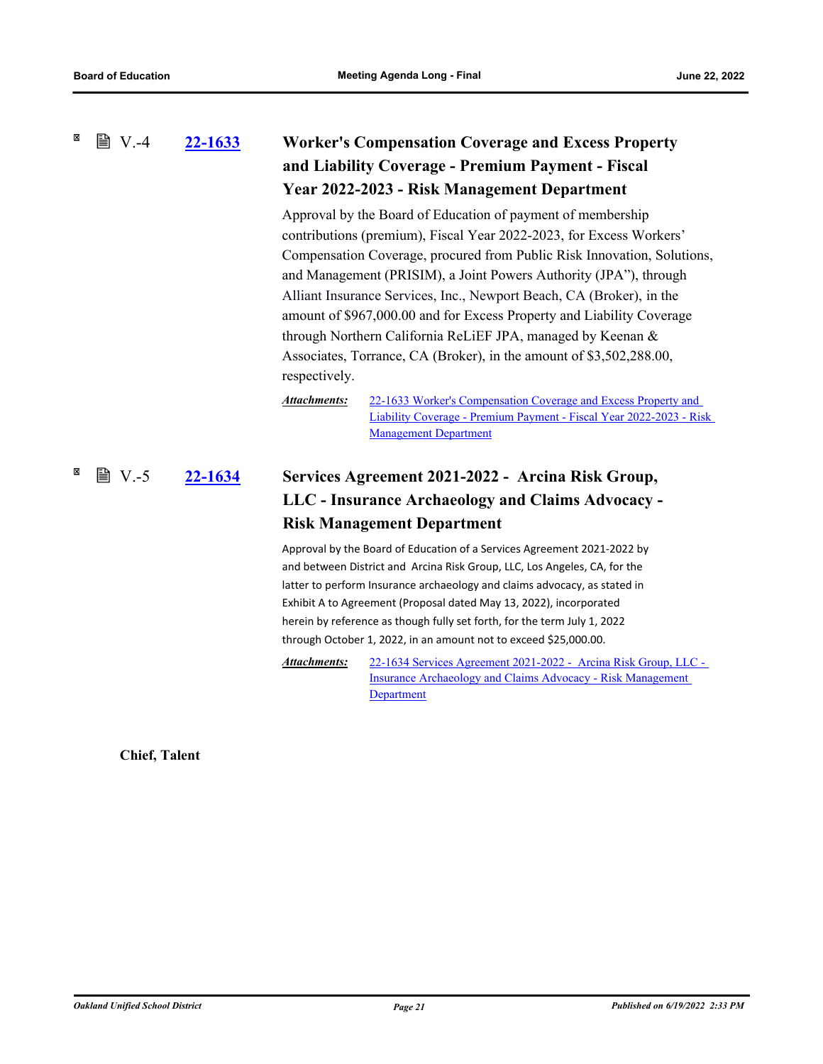V.-4 **22-1633**

### Worker's Compensation Coverage and Excess Property and Liability Coverage - Premium Payment - Fiscal Year 2022-2023 - Risk Management Department

Approval by the Board of Education of payment of membership contributions (premium), Fiscal Year 2022-2023, for Excess Workers' Compensation Coverage, procured from Public Risk Innovation, Solutions, and Management (PRISIM), a Joint Powers Authority (JPA"), through Alliant Insurance Services, Inc., Newport Beach, CA (Broker), in the amount of $967,000.00 and for Excess Property and Liability Coverage through Northern California ReLiEF JPA, managed by Keenan & Associates, Torrance, CA (Broker), in the amount of $3,502,288.00, respectively.

***Attachments:*** 22-1633 Worker's Compensation Coverage and Excess Property and Liability Coverage - Premium Payment - Fiscal Year 2022-2023 - Risk Management Department

V.-5 **22-1634**

### Services Agreement 2021-2022 - Arcina Risk Group, LLC - Insurance Archaeology and Claims Advocacy - Risk Management Department

Approval by the Board of Education of a Services Agreement 2021-2022 by and between District and Arcina Risk Group, LLC, Los Angeles, CA, for the latter to perform Insurance archaeology and claims advocacy, as stated in Exhibit A to Agreement (Proposal dated May 13, 2022), incorporated herein by reference as though fully set forth, for the term July 1, 2022 through October 1, 2022, in an amount not to exceed $25,000.00.

***Attachments:*** 22-1634 Services Agreement 2021-2022 - Arcina Risk Group, LLC - Insurance Archaeology and Claims Advocacy - Risk Management Department

**Chief, Talent**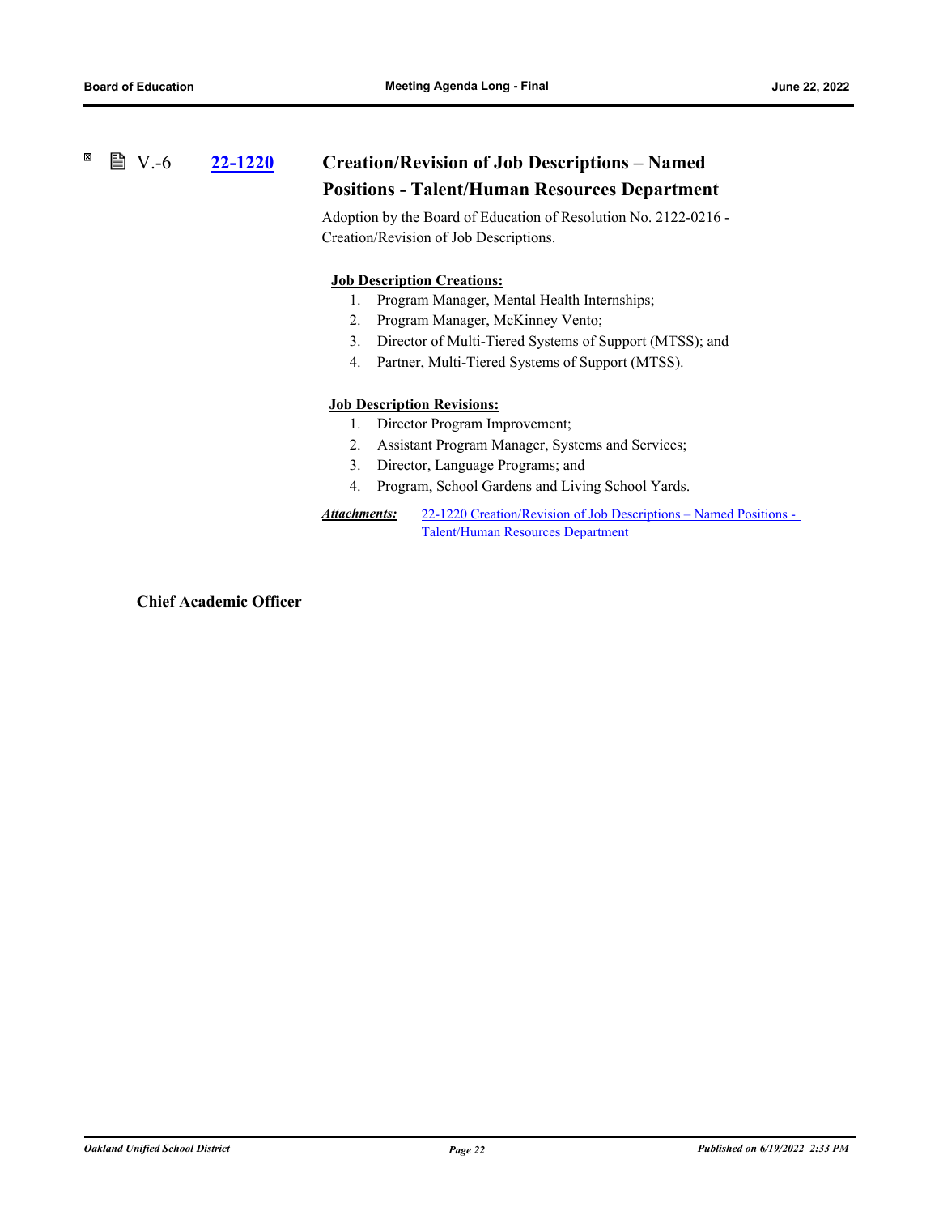### V.-6 22-1220 Creation/Revision of Job Descriptions – Named Positions - Talent/Human Resources Department

Adoption by the Board of Education of Resolution No. 2122-0216 - Creation/Revision of Job Descriptions.

**Job Description Creations:**

1. Program Manager, Mental Health Internships;
2. Program Manager, McKinney Vento;
3. Director of Multi-Tiered Systems of Support (MTSS); and
4. Partner, Multi-Tiered Systems of Support (MTSS).

**Job Description Revisions:**

1. Director Program Improvement;
2. Assistant Program Manager, Systems and Services;
3. Director, Language Programs; and
4. Program, School Gardens and Living School Yards.

***Attachments:*** 22-1220 Creation/Revision of Job Descriptions – Named Positions - Talent/Human Resources Department

**Chief Academic Officer**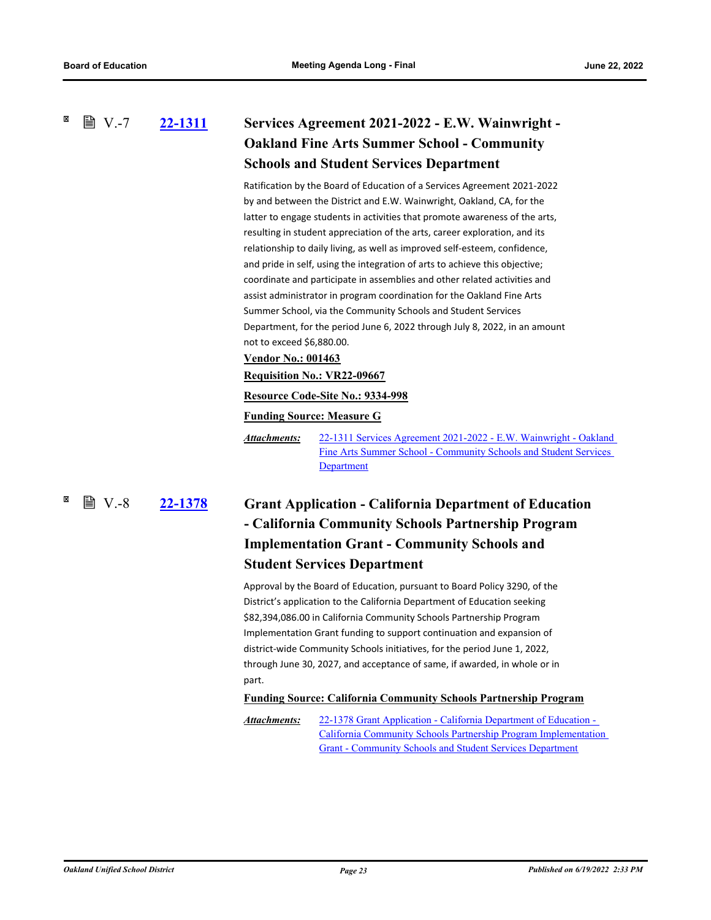### V.-7 **22-1311** Services Agreement 2021-2022 - E.W. Wainwright - Oakland Fine Arts Summer School - Community Schools and Student Services Department

Ratification by the Board of Education of a Services Agreement 2021-2022 by and between the District and E.W. Wainwright, Oakland, CA, for the latter to engage students in activities that promote awareness of the arts, resulting in student appreciation of the arts, career exploration, and its relationship to daily living, as well as improved self-esteem, confidence, and pride in self, using the integration of arts to achieve this objective; coordinate and participate in assemblies and other related activities and assist administrator in program coordination for the Oakland Fine Arts Summer School, via the Community Schools and Student Services Department, for the period June 6, 2022 through July 8, 2022, in an amount not to exceed $6,880.00.

**Vendor No.: 001463**

**Requisition No.: VR22-09667**

**Resource Code-Site No.: 9334-998**

**Funding Source: Measure G**

***Attachments:*** 22-1311 Services Agreement 2021-2022 - E.W. Wainwright - Oakland Fine Arts Summer School - Community Schools and Student Services Department

### V.-8 **22-1378** Grant Application - California Department of Education - California Community Schools Partnership Program Implementation Grant - Community Schools and Student Services Department

Approval by the Board of Education, pursuant to Board Policy 3290, of the District's application to the California Department of Education seeking $82,394,086.00 in California Community Schools Partnership Program Implementation Grant funding to support continuation and expansion of district-wide Community Schools initiatives, for the period June 1, 2022, through June 30, 2027, and acceptance of same, if awarded, in whole or in part.

**Funding Source: California Community Schools Partnership Program**

***Attachments:*** 22-1378 Grant Application - California Department of Education - California Community Schools Partnership Program Implementation Grant - Community Schools and Student Services Department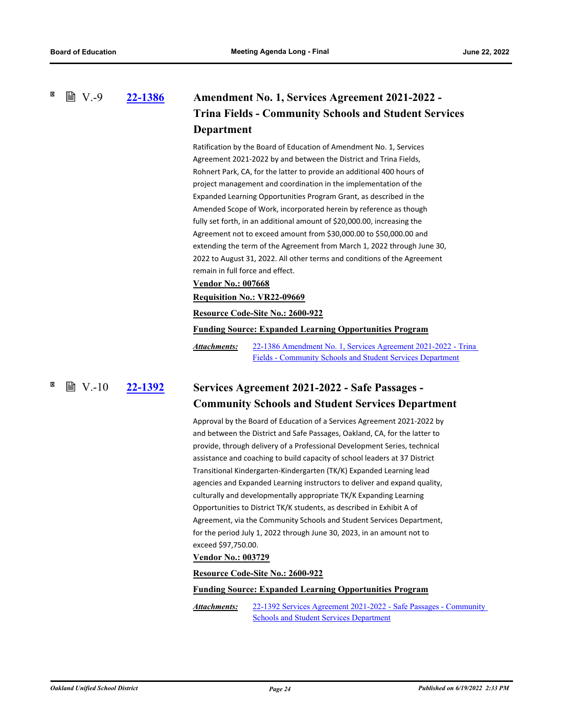## V.-9 22-1386 Amendment No. 1, Services Agreement 2021-2022 - Trina Fields - Community Schools and Student Services Department

Ratification by the Board of Education of Amendment No. 1, Services Agreement 2021-2022 by and between the District and Trina Fields, Rohnert Park, CA, for the latter to provide an additional 400 hours of project management and coordination in the implementation of the Expanded Learning Opportunities Program Grant, as described in the Amended Scope of Work, incorporated herein by reference as though fully set forth, in an additional amount of $20,000.00, increasing the Agreement not to exceed amount from $30,000.00 to $50,000.00 and extending the term of the Agreement from March 1, 2022 through June 30, 2022 to August 31, 2022. All other terms and conditions of the Agreement remain in full force and effect.

**Vendor No.: 007668**

**Requisition No.: VR22-09669**

**Resource Code-Site No.: 2600-922**

**Funding Source: Expanded Learning Opportunities Program**

***Attachments:*** 22-1386 Amendment No. 1, Services Agreement 2021-2022 - Trina Fields - Community Schools and Student Services Department

## V.-10 22-1392 Services Agreement 2021-2022 - Safe Passages - Community Schools and Student Services Department

Approval by the Board of Education of a Services Agreement 2021-2022 by and between the District and Safe Passages, Oakland, CA, for the latter to provide, through delivery of a Professional Development Series, technical assistance and coaching to build capacity of school leaders at 37 District Transitional Kindergarten-Kindergarten (TK/K) Expanded Learning lead agencies and Expanded Learning instructors to deliver and expand quality, culturally and developmentally appropriate TK/K Expanding Learning Opportunities to District TK/K students, as described in Exhibit A of Agreement, via the Community Schools and Student Services Department, for the period July 1, 2022 through June 30, 2023, in an amount not to exceed $97,750.00.

**Vendor No.: 003729**

**Resource Code-Site No.: 2600-922**

**Funding Source: Expanded Learning Opportunities Program**

***Attachments:*** 22-1392 Services Agreement 2021-2022 - Safe Passages - Community Schools and Student Services Department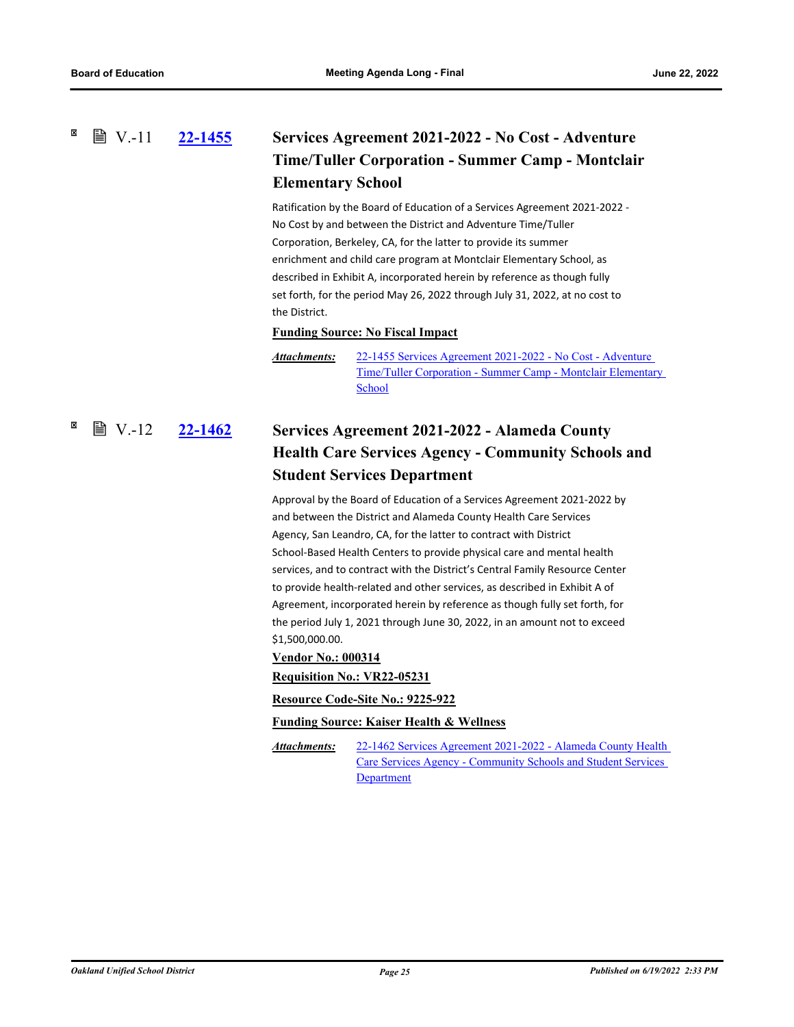### V.-11 22-1455 Services Agreement 2021-2022 - No Cost - Adventure Time/Tuller Corporation - Summer Camp - Montclair Elementary School

Ratification by the Board of Education of a Services Agreement 2021-2022 - No Cost by and between the District and Adventure Time/Tuller Corporation, Berkeley, CA, for the latter to provide its summer enrichment and child care program at Montclair Elementary School, as described in Exhibit A, incorporated herein by reference as though fully set forth, for the period May 26, 2022 through July 31, 2022, at no cost to the District.

**Funding Source: No Fiscal Impact**

***Attachments:*** 22-1455 Services Agreement 2021-2022 - No Cost - Adventure Time/Tuller Corporation - Summer Camp - Montclair Elementary School

### V.-12 22-1462 Services Agreement 2021-2022 - Alameda County Health Care Services Agency - Community Schools and Student Services Department

Approval by the Board of Education of a Services Agreement 2021-2022 by and between the District and Alameda County Health Care Services Agency, San Leandro, CA, for the latter to contract with District School-Based Health Centers to provide physical care and mental health services, and to contract with the District's Central Family Resource Center to provide health-related and other services, as described in Exhibit A of Agreement, incorporated herein by reference as though fully set forth, for the period July 1, 2021 through June 30, 2022, in an amount not to exceed $1,500,000.00.

**Vendor No.: 000314**

**Requisition No.: VR22-05231**

**Resource Code-Site No.: 9225-922**

**Funding Source: Kaiser Health & Wellness**

***Attachments:*** 22-1462 Services Agreement 2021-2022 - Alameda County Health Care Services Agency - Community Schools and Student Services Department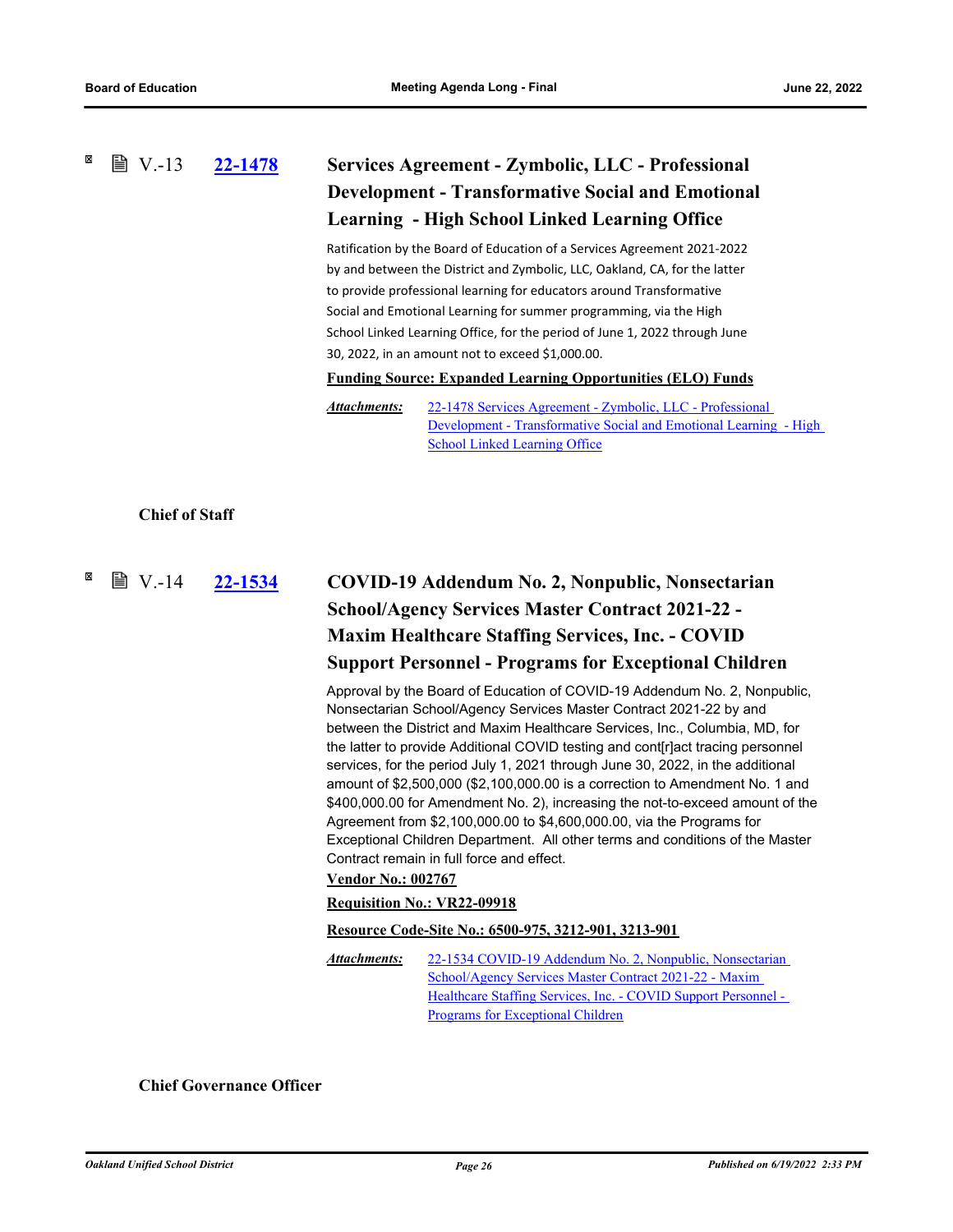### V.-13 [22-1478](#) Services Agreement - Zymbolic, LLC - Professional Development - Transformative Social and Emotional Learning - High School Linked Learning Office

Ratification by the Board of Education of a Services Agreement 2021-2022 by and between the District and Zymbolic, LLC, Oakland, CA, for the latter to provide professional learning for educators around Transformative Social and Emotional Learning for summer programming, via the High School Linked Learning Office, for the period of June 1, 2022 through June 30, 2022, in an amount not to exceed $1,000.00.

**Funding Source: Expanded Learning Opportunities (ELO) Funds**

***Attachments:*** 22-1478 Services Agreement - Zymbolic, LLC - Professional Development - Transformative Social and Emotional Learning - High School Linked Learning Office

**Chief of Staff**

### V.-14 [22-1534](#) COVID-19 Addendum No. 2, Nonpublic, Nonsectarian School/Agency Services Master Contract 2021-22 - Maxim Healthcare Staffing Services, Inc. - COVID Support Personnel - Programs for Exceptional Children

Approval by the Board of Education of COVID-19 Addendum No. 2, Nonpublic, Nonsectarian School/Agency Services Master Contract 2021-22 by and between the District and Maxim Healthcare Services, Inc., Columbia, MD, for the latter to provide Additional COVID testing and cont[r]act tracing personnel services, for the period July 1, 2021 through June 30, 2022, in the additional amount of $2,500,000 ($2,100,000.00 is a correction to Amendment No. 1 and $400,000.00 for Amendment No. 2), increasing the not-to-exceed amount of the Agreement from $2,100,000.00 to $4,600,000.00, via the Programs for Exceptional Children Department. All other terms and conditions of the Master Contract remain in full force and effect.

**Vendor No.: 002767**

**Requisition No.: VR22-09918**

**Resource Code-Site No.: 6500-975, 3212-901, 3213-901**

***Attachments:*** 22-1534 COVID-19 Addendum No. 2, Nonpublic, Nonsectarian School/Agency Services Master Contract 2021-22 - Maxim Healthcare Staffing Services, Inc. - COVID Support Personnel - Programs for Exceptional Children

**Chief Governance Officer**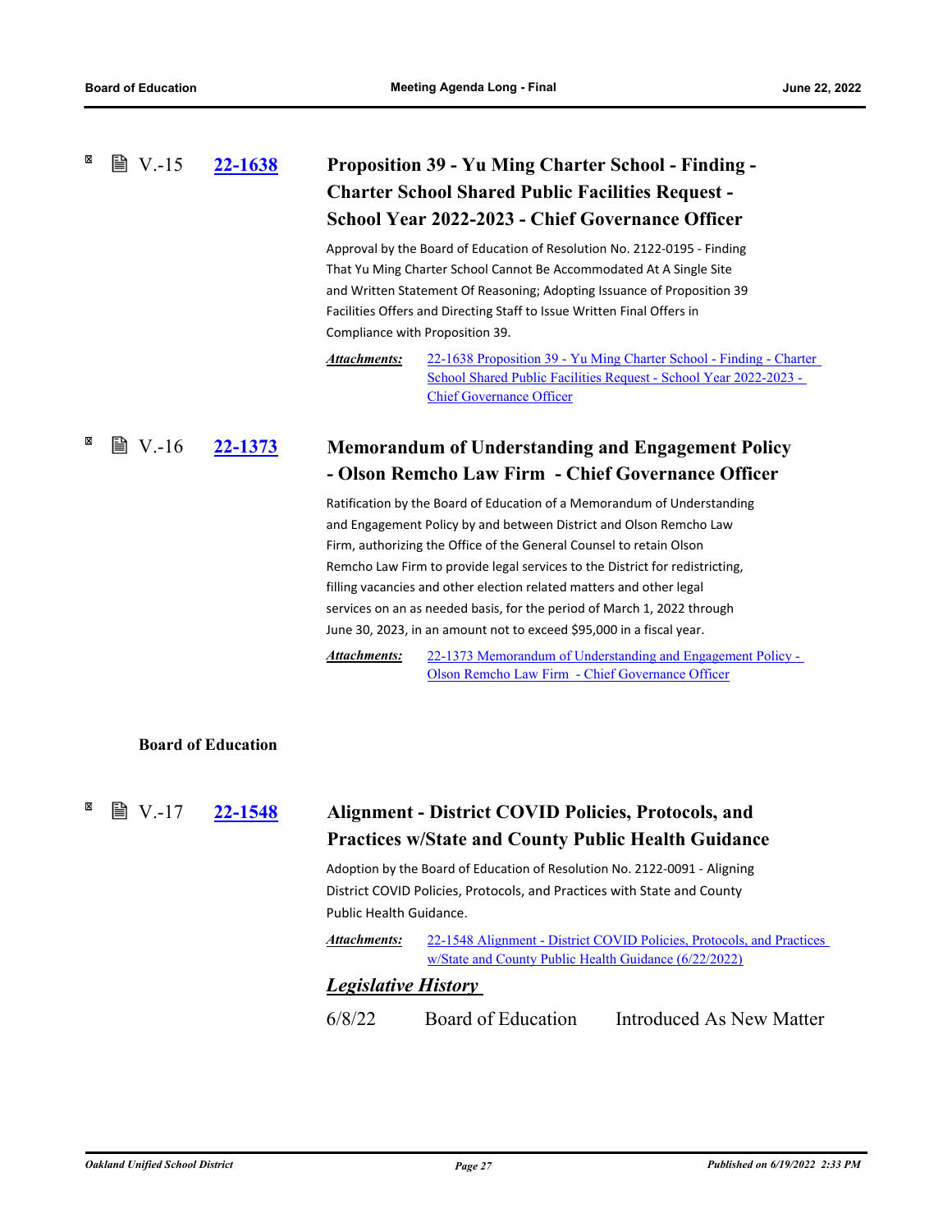### V.-15 22-1638 Proposition 39 - Yu Ming Charter School - Finding - Charter School Shared Public Facilities Request - School Year 2022-2023 - Chief Governance Officer

Approval by the Board of Education of Resolution No. 2122-0195 - Finding That Yu Ming Charter School Cannot Be Accommodated At A Single Site and Written Statement Of Reasoning; Adopting Issuance of Proposition 39 Facilities Offers and Directing Staff to Issue Written Final Offers in Compliance with Proposition 39.

***Attachments:*** 22-1638 Proposition 39 - Yu Ming Charter School - Finding - Charter School Shared Public Facilities Request - School Year 2022-2023 - Chief Governance Officer

### V.-16 22-1373 Memorandum of Understanding and Engagement Policy - Olson Remcho Law Firm - Chief Governance Officer

Ratification by the Board of Education of a Memorandum of Understanding and Engagement Policy by and between District and Olson Remcho Law Firm, authorizing the Office of the General Counsel to retain Olson Remcho Law Firm to provide legal services to the District for redistricting, filling vacancies and other election related matters and other legal services on an as needed basis, for the period of March 1, 2022 through June 30, 2023, in an amount not to exceed $95,000 in a fiscal year.

***Attachments:*** 22-1373 Memorandum of Understanding and Engagement Policy - Olson Remcho Law Firm - Chief Governance Officer

**Board of Education**

### V.-17 22-1548 Alignment - District COVID Policies, Protocols, and Practices w/State and County Public Health Guidance

Adoption by the Board of Education of Resolution No. 2122-0091 - Aligning District COVID Policies, Protocols, and Practices with State and County Public Health Guidance.

***Attachments:*** 22-1548 Alignment - District COVID Policies, Protocols, and Practices w/State and County Public Health Guidance (6/22/2022)

***Legislative History***

6/8/22 Board of Education Introduced As New Matter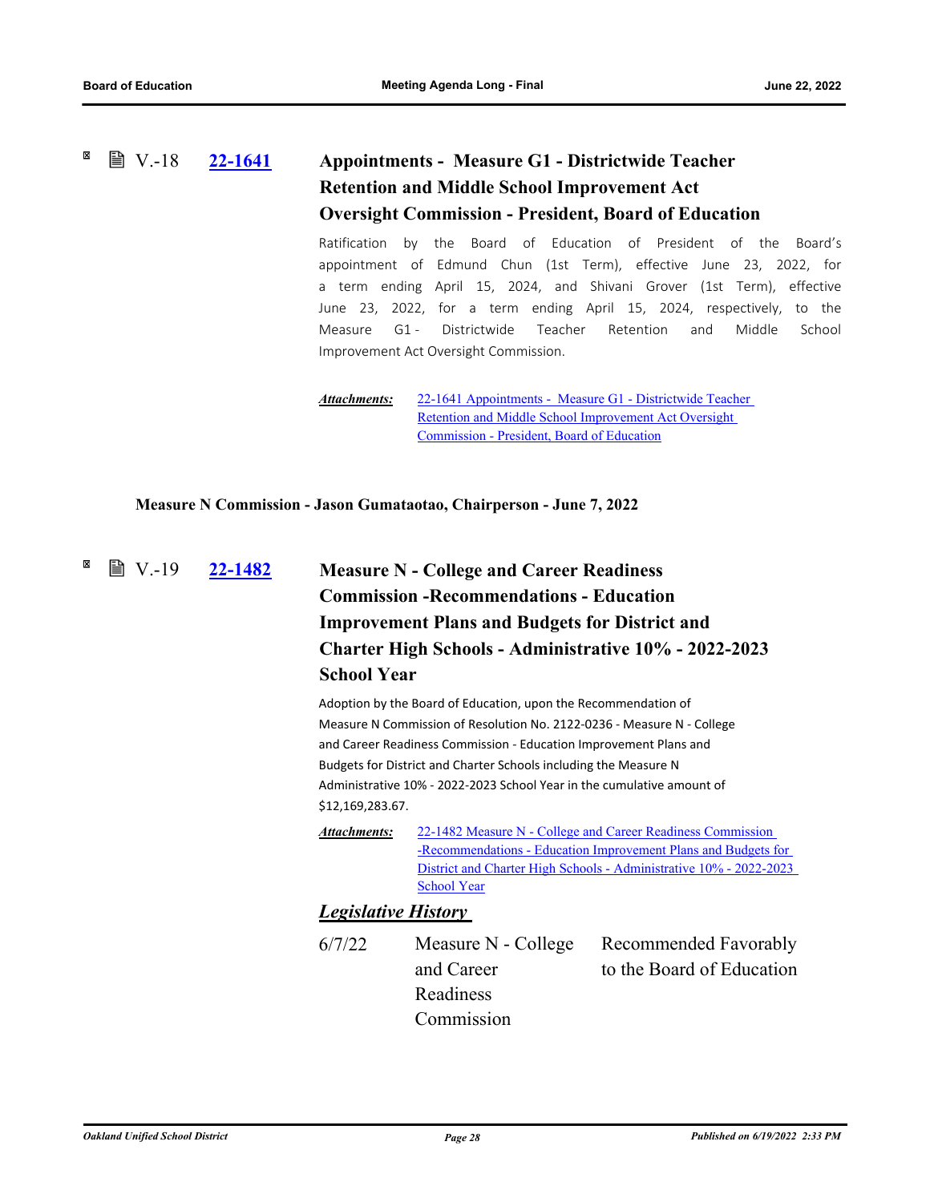V.-18 **22-1641** **Appointments - Measure G1 - Districtwide Teacher Retention and Middle School Improvement Act Oversight Commission - President, Board of Education**

Ratification by the Board of Education of President of the Board's appointment of Edmund Chun (1st Term), effective June 23, 2022, for a term ending April 15, 2024, and Shivani Grover (1st Term), effective June 23, 2022, for a term ending April 15, 2024, respectively, to the Measure G1 - Districtwide Teacher Retention and Middle School Improvement Act Oversight Commission.

***Attachments:*** 22-1641 Appointments - Measure G1 - Districtwide Teacher Retention and Middle School Improvement Act Oversight Commission - President, Board of Education

**Measure N Commission - Jason Gumataotao, Chairperson - June 7, 2022**

V.-19 **22-1482** **Measure N - College and Career Readiness Commission -Recommendations - Education Improvement Plans and Budgets for District and Charter High Schools - Administrative 10% - 2022-2023 School Year**

Adoption by the Board of Education, upon the Recommendation of Measure N Commission of Resolution No. 2122-0236 - Measure N - College and Career Readiness Commission - Education Improvement Plans and Budgets for District and Charter Schools including the Measure N Administrative 10% - 2022-2023 School Year in the cumulative amount of $12,169,283.67.

***Attachments:*** 22-1482 Measure N - College and Career Readiness Commission -Recommendations - Education Improvement Plans and Budgets for District and Charter High Schools - Administrative 10% - 2022-2023 School Year

***Legislative History***

| | | |
|---|---|---|
| 6/7/22 | Measure N - College and Career Readiness Commission | Recommended Favorably to the Board of Education |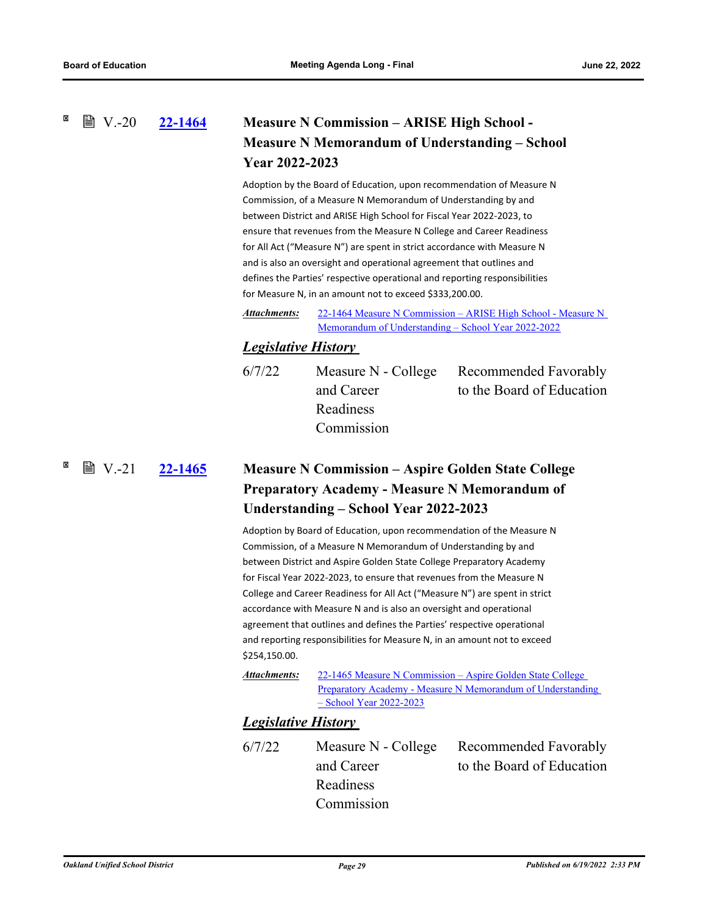### V.-20 [22-1464](#)

### Measure N Commission – ARISE High School - Measure N Memorandum of Understanding – School Year 2022-2023

Adoption by the Board of Education, upon recommendation of Measure N Commission, of a Measure N Memorandum of Understanding by and between District and ARISE High School for Fiscal Year 2022-2023, to ensure that revenues from the Measure N College and Career Readiness for All Act ("Measure N") are spent in strict accordance with Measure N and is also an oversight and operational agreement that outlines and defines the Parties' respective operational and reporting responsibilities for Measure N, in an amount not to exceed $333,200.00.

***Attachments:*** [22-1464 Measure N Commission – ARISE High School - Measure N Memorandum of Understanding – School Year 2022-2022](#)

***Legislative History***

| | | |
|---|---|---|
| 6/7/22 | Measure N - College and Career Readiness Commission | Recommended Favorably to the Board of Education |

### V.-21 [22-1465](#)

### Measure N Commission – Aspire Golden State College Preparatory Academy - Measure N Memorandum of Understanding – School Year 2022-2023

Adoption by Board of Education, upon recommendation of the Measure N Commission, of a Measure N Memorandum of Understanding by and between District and Aspire Golden State College Preparatory Academy for Fiscal Year 2022-2023, to ensure that revenues from the Measure N College and Career Readiness for All Act ("Measure N") are spent in strict accordance with Measure N and is also an oversight and operational agreement that outlines and defines the Parties' respective operational and reporting responsibilities for Measure N, in an amount not to exceed $254,150.00.

***Attachments:*** [22-1465 Measure N Commission – Aspire Golden State College Preparatory Academy - Measure N Memorandum of Understanding – School Year 2022-2023](#)

***Legislative History***

| | | |
|---|---|---|
| 6/7/22 | Measure N - College and Career Readiness Commission | Recommended Favorably to the Board of Education |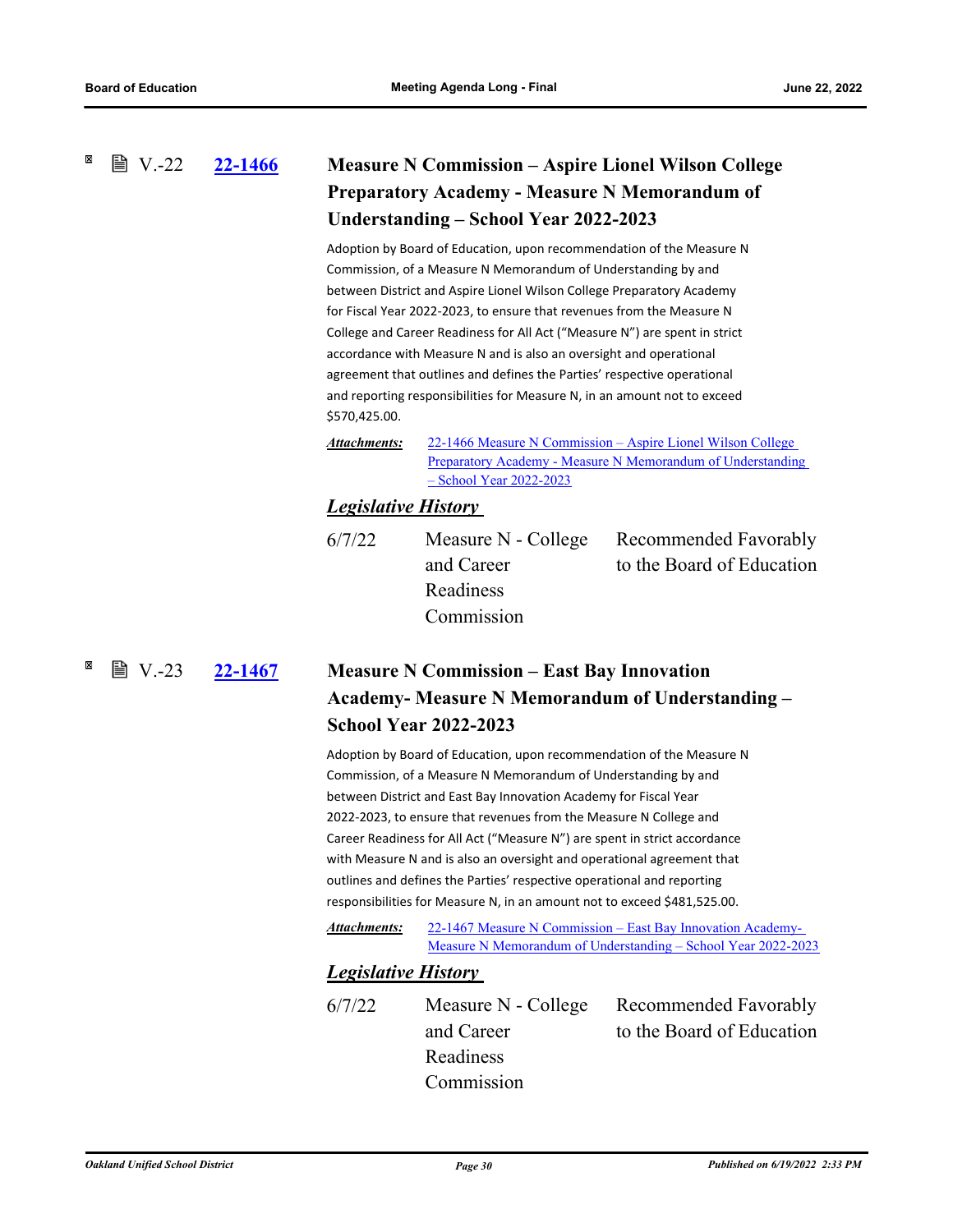## V.-22 22-1466 Measure N Commission – Aspire Lionel Wilson College Preparatory Academy - Measure N Memorandum of Understanding – School Year 2022-2023

Adoption by Board of Education, upon recommendation of the Measure N Commission, of a Measure N Memorandum of Understanding by and between District and Aspire Lionel Wilson College Preparatory Academy for Fiscal Year 2022-2023, to ensure that revenues from the Measure N College and Career Readiness for All Act ("Measure N") are spent in strict accordance with Measure N and is also an oversight and operational agreement that outlines and defines the Parties' respective operational and reporting responsibilities for Measure N, in an amount not to exceed $570,425.00.

***Attachments:*** 22-1466 Measure N Commission – Aspire Lionel Wilson College Preparatory Academy - Measure N Memorandum of Understanding – School Year 2022-2023

***Legislative History***

| | | |
|---|---|---|
| 6/7/22 | Measure N - College and Career Readiness Commission | Recommended Favorably to the Board of Education |

## V.-23 22-1467 Measure N Commission – East Bay Innovation Academy- Measure N Memorandum of Understanding – School Year 2022-2023

Adoption by Board of Education, upon recommendation of the Measure N Commission, of a Measure N Memorandum of Understanding by and between District and East Bay Innovation Academy for Fiscal Year 2022-2023, to ensure that revenues from the Measure N College and Career Readiness for All Act ("Measure N") are spent in strict accordance with Measure N and is also an oversight and operational agreement that outlines and defines the Parties' respective operational and reporting responsibilities for Measure N, in an amount not to exceed $481,525.00.

***Attachments:*** 22-1467 Measure N Commission – East Bay Innovation Academy- Measure N Memorandum of Understanding – School Year 2022-2023

***Legislative History***

| | | |
|---|---|---|
| 6/7/22 | Measure N - College and Career Readiness Commission | Recommended Favorably to the Board of Education |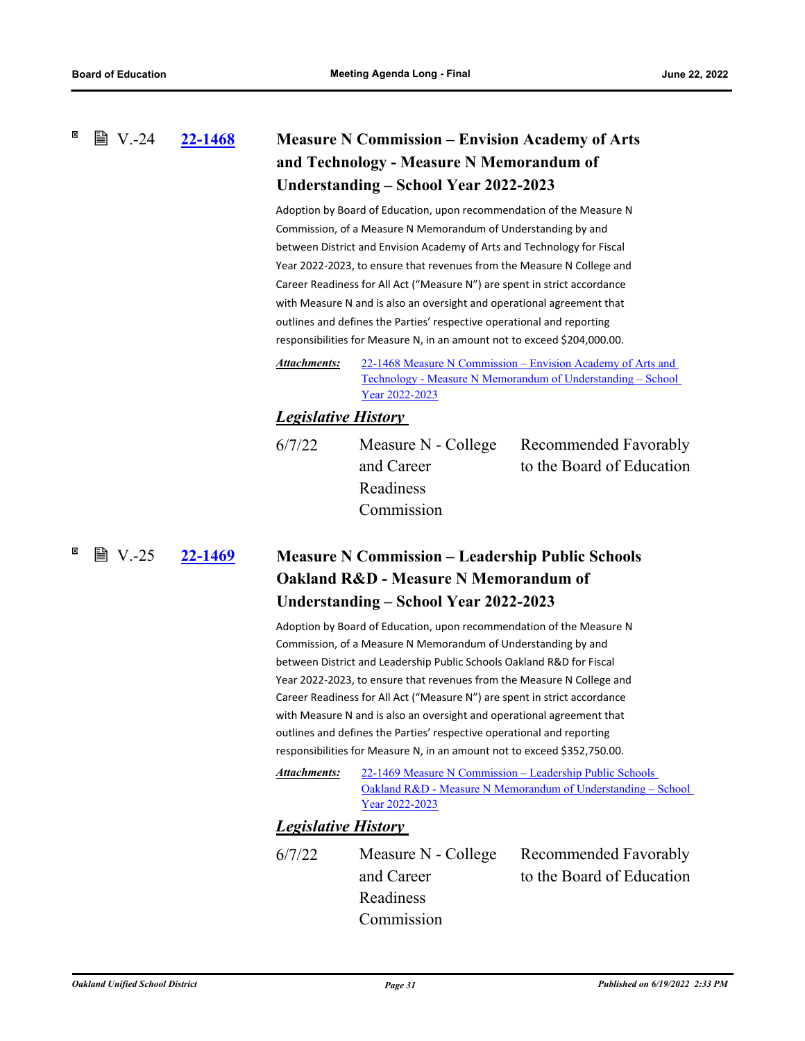### V.-24 22-1468 Measure N Commission – Envision Academy of Arts and Technology - Measure N Memorandum of Understanding – School Year 2022-2023

Adoption by Board of Education, upon recommendation of the Measure N Commission, of a Measure N Memorandum of Understanding by and between District and Envision Academy of Arts and Technology for Fiscal Year 2022-2023, to ensure that revenues from the Measure N College and Career Readiness for All Act ("Measure N") are spent in strict accordance with Measure N and is also an oversight and operational agreement that outlines and defines the Parties' respective operational and reporting responsibilities for Measure N, in an amount not to exceed $204,000.00.

***Attachments:*** 22-1468 Measure N Commission – Envision Academy of Arts and Technology - Measure N Memorandum of Understanding – School Year 2022-2023

***Legislative History***

| | | |
|---|---|---|
| 6/7/22 | Measure N - College and Career Readiness Commission | Recommended Favorably to the Board of Education |

### V.-25 22-1469 Measure N Commission – Leadership Public Schools Oakland R&D - Measure N Memorandum of Understanding – School Year 2022-2023

Adoption by Board of Education, upon recommendation of the Measure N Commission, of a Measure N Memorandum of Understanding by and between District and Leadership Public Schools Oakland R&D for Fiscal Year 2022-2023, to ensure that revenues from the Measure N College and Career Readiness for All Act ("Measure N") are spent in strict accordance with Measure N and is also an oversight and operational agreement that outlines and defines the Parties' respective operational and reporting responsibilities for Measure N, in an amount not to exceed $352,750.00.

***Attachments:*** 22-1469 Measure N Commission – Leadership Public Schools Oakland R&D - Measure N Memorandum of Understanding – School Year 2022-2023

***Legislative History***

| | | |
|---|---|---|
| 6/7/22 | Measure N - College and Career Readiness Commission | Recommended Favorably to the Board of Education |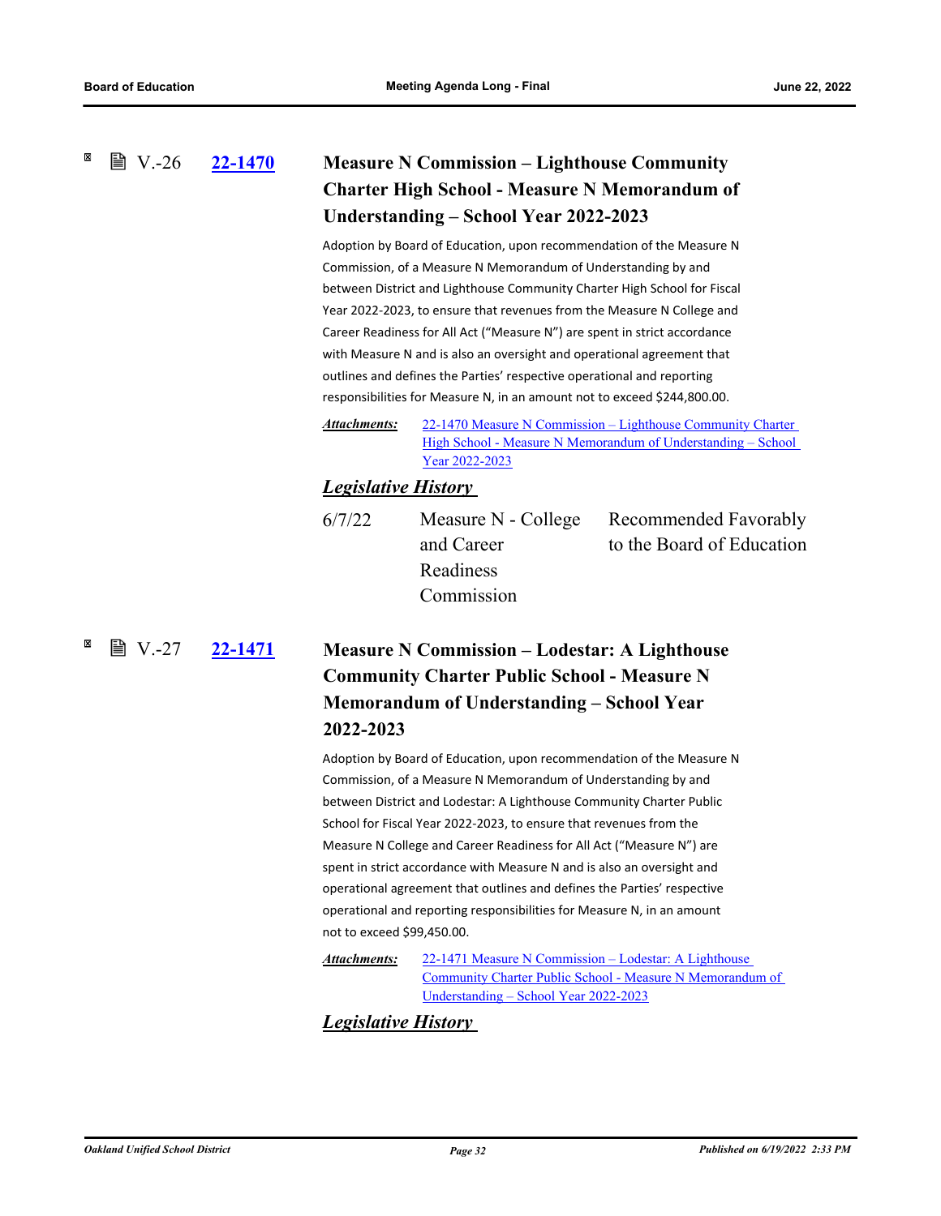### V.-26 **22-1470** Measure N Commission – Lighthouse Community Charter High School - Measure N Memorandum of Understanding – School Year 2022-2023

Adoption by Board of Education, upon recommendation of the Measure N Commission, of a Measure N Memorandum of Understanding by and between District and Lighthouse Community Charter High School for Fiscal Year 2022-2023, to ensure that revenues from the Measure N College and Career Readiness for All Act ("Measure N") are spent in strict accordance with Measure N and is also an oversight and operational agreement that outlines and defines the Parties' respective operational and reporting responsibilities for Measure N, in an amount not to exceed $244,800.00.

***Attachments:*** 22-1470 Measure N Commission – Lighthouse Community Charter High School - Measure N Memorandum of Understanding – School Year 2022-2023

***Legislative History***

| | | |
|---|---|---|
| 6/7/22 | Measure N - College and Career Readiness Commission | Recommended Favorably to the Board of Education |

### V.-27 **22-1471** Measure N Commission – Lodestar: A Lighthouse Community Charter Public School - Measure N Memorandum of Understanding – School Year 2022-2023

Adoption by Board of Education, upon recommendation of the Measure N Commission, of a Measure N Memorandum of Understanding by and between District and Lodestar: A Lighthouse Community Charter Public School for Fiscal Year 2022-2023, to ensure that revenues from the Measure N College and Career Readiness for All Act ("Measure N") are spent in strict accordance with Measure N and is also an oversight and operational agreement that outlines and defines the Parties' respective operational and reporting responsibilities for Measure N, in an amount not to exceed $99,450.00.

***Attachments:*** 22-1471 Measure N Commission – Lodestar: A Lighthouse Community Charter Public School - Measure N Memorandum of Understanding – School Year 2022-2023

***Legislative History***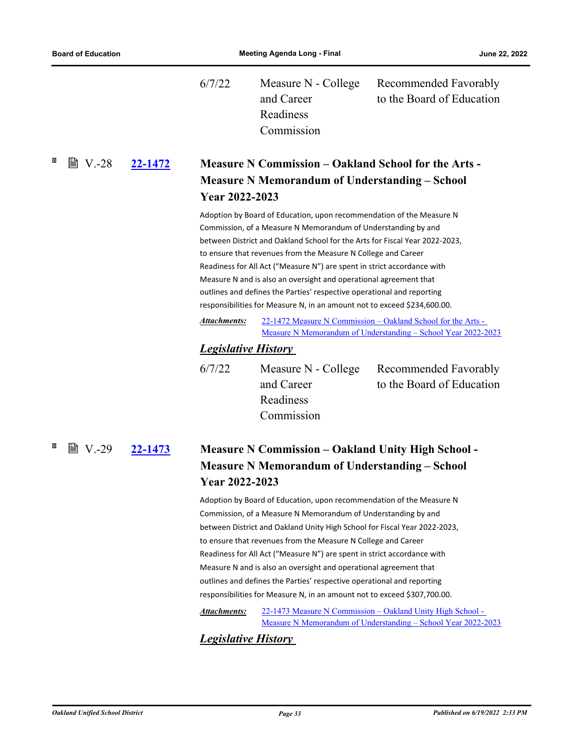| | | |
|---|---|---|
| 6/7/22 | Measure N - College and Career Readiness Commission | Recommended Favorably to the Board of Education |

### V.-28 22-1472 Measure N Commission – Oakland School for the Arts - Measure N Memorandum of Understanding – School Year 2022-2023

Adoption by Board of Education, upon recommendation of the Measure N Commission, of a Measure N Memorandum of Understanding by and between District and Oakland School for the Arts for Fiscal Year 2022-2023, to ensure that revenues from the Measure N College and Career Readiness for All Act ("Measure N") are spent in strict accordance with Measure N and is also an oversight and operational agreement that outlines and defines the Parties' respective operational and reporting responsibilities for Measure N, in an amount not to exceed $234,600.00.

***Attachments:*** 22-1472 Measure N Commission – Oakland School for the Arts - Measure N Memorandum of Understanding – School Year 2022-2023

***Legislative History***

| | | |
|---|---|---|
| 6/7/22 | Measure N - College and Career Readiness Commission | Recommended Favorably to the Board of Education |

### V.-29 22-1473 Measure N Commission – Oakland Unity High School - Measure N Memorandum of Understanding – School Year 2022-2023

Adoption by Board of Education, upon recommendation of the Measure N Commission, of a Measure N Memorandum of Understanding by and between District and Oakland Unity High School for Fiscal Year 2022-2023, to ensure that revenues from the Measure N College and Career Readiness for All Act ("Measure N") are spent in strict accordance with Measure N and is also an oversight and operational agreement that outlines and defines the Parties' respective operational and reporting responsibilities for Measure N, in an amount not to exceed $307,700.00.

***Attachments:*** 22-1473 Measure N Commission – Oakland Unity High School - Measure N Memorandum of Understanding – School Year 2022-2023

***Legislative History***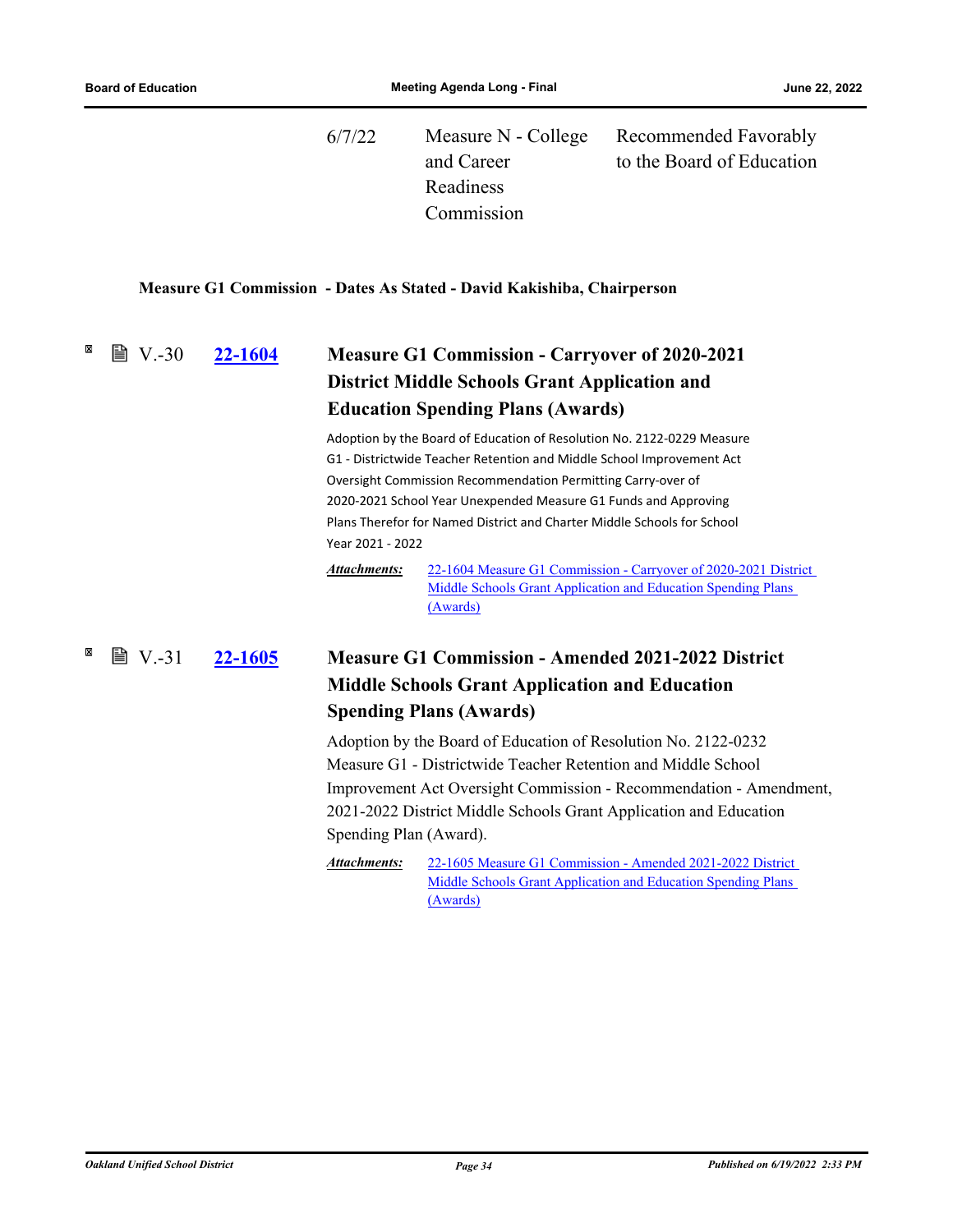| 6/7/22 | Measure N - College and Career Readiness Commission | Recommended Favorably to the Board of Education |
|---|---|---|

**Measure G1 Commission - Dates As Stated - David Kakishiba, Chairperson**

V.-30 **22-1604** **Measure G1 Commission - Carryover of 2020-2021 District Middle Schools Grant Application and Education Spending Plans (Awards)**

Adoption by the Board of Education of Resolution No. 2122-0229 Measure G1 - Districtwide Teacher Retention and Middle School Improvement Act Oversight Commission Recommendation Permitting Carry-over of 2020-2021 School Year Unexpended Measure G1 Funds and Approving Plans Therefor for Named District and Charter Middle Schools for School Year 2021 - 2022

***Attachments:*** 22-1604 Measure G1 Commission - Carryover of 2020-2021 District Middle Schools Grant Application and Education Spending Plans (Awards)

V.-31 **22-1605** **Measure G1 Commission - Amended 2021-2022 District Middle Schools Grant Application and Education Spending Plans (Awards)**

Adoption by the Board of Education of Resolution No. 2122-0232 Measure G1 - Districtwide Teacher Retention and Middle School Improvement Act Oversight Commission - Recommendation - Amendment, 2021-2022 District Middle Schools Grant Application and Education Spending Plan (Award).

***Attachments:*** 22-1605 Measure G1 Commission - Amended 2021-2022 District Middle Schools Grant Application and Education Spending Plans (Awards)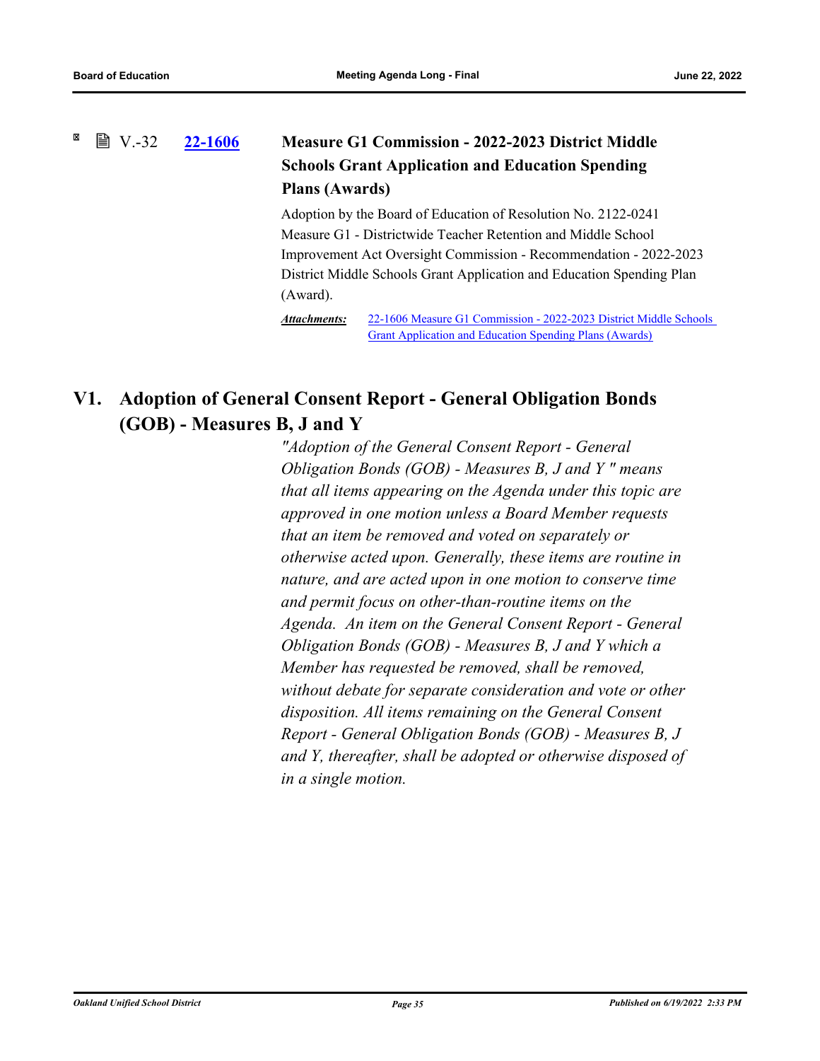V.-32 **22-1606** **Measure G1 Commission - 2022-2023 District Middle Schools Grant Application and Education Spending Plans (Awards)**

Adoption by the Board of Education of Resolution No. 2122-0241 Measure G1 - Districtwide Teacher Retention and Middle School Improvement Act Oversight Commission - Recommendation - 2022-2023 District Middle Schools Grant Application and Education Spending Plan (Award).

***Attachments:*** 22-1606 Measure G1 Commission - 2022-2023 District Middle Schools Grant Application and Education Spending Plans (Awards)

## V1. Adoption of General Consent Report - General Obligation Bonds (GOB) - Measures B, J and Y

*"Adoption of the General Consent Report - General Obligation Bonds (GOB) - Measures B, J and Y " means that all items appearing on the Agenda under this topic are approved in one motion unless a Board Member requests that an item be removed and voted on separately or otherwise acted upon. Generally, these items are routine in nature, and are acted upon in one motion to conserve time and permit focus on other-than-routine items on the Agenda. An item on the General Consent Report - General Obligation Bonds (GOB) - Measures B, J and Y which a Member has requested be removed, shall be removed, without debate for separate consideration and vote or other disposition. All items remaining on the General Consent Report - General Obligation Bonds (GOB) - Measures B, J and Y, thereafter, shall be adopted or otherwise disposed of in a single motion.*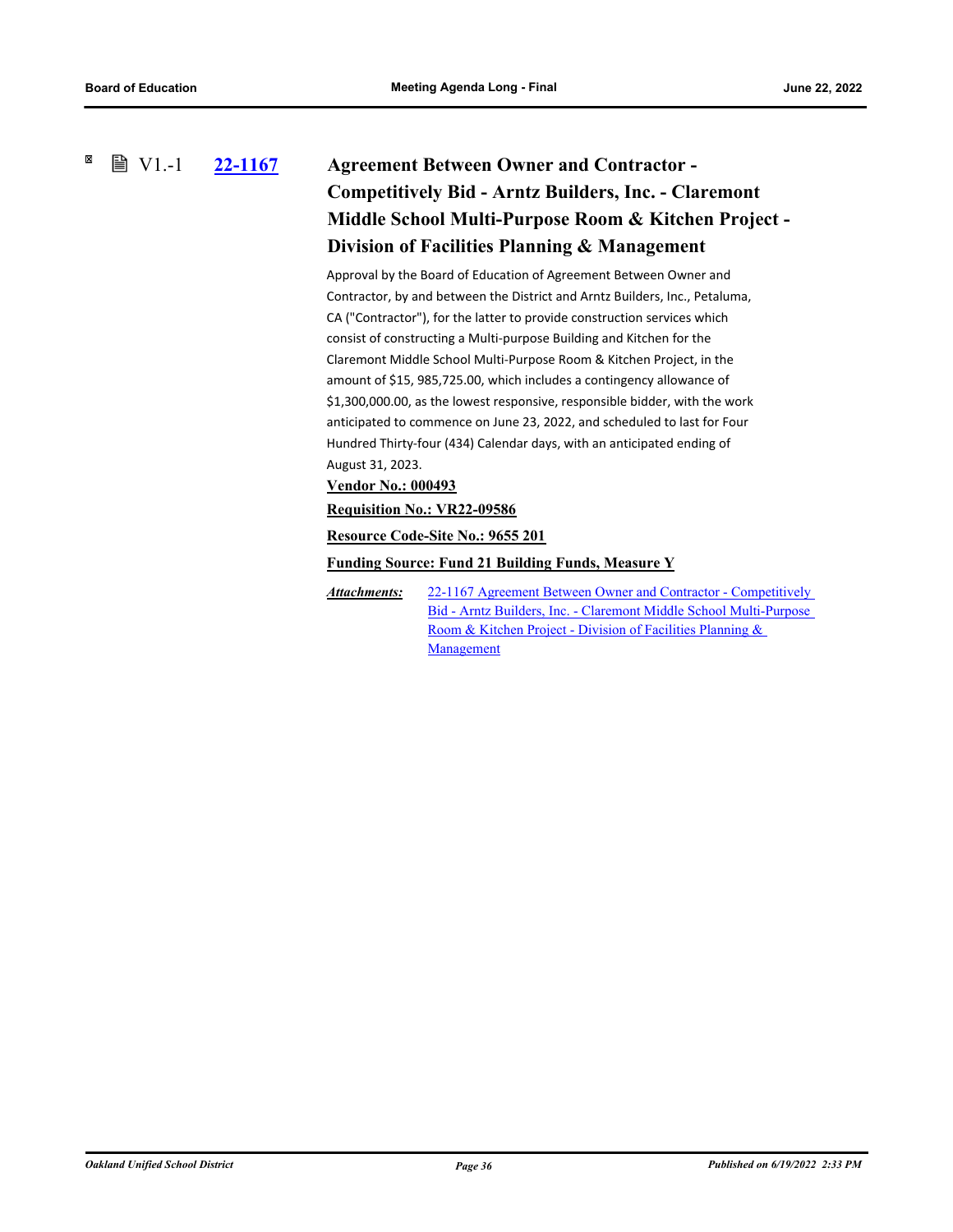V1.-1 **22-1167** **Agreement Between Owner and Contractor - Competitively Bid - Arntz Builders, Inc. - Claremont Middle School Multi-Purpose Room & Kitchen Project - Division of Facilities Planning & Management**

Approval by the Board of Education of Agreement Between Owner and Contractor, by and between the District and Arntz Builders, Inc., Petaluma, CA ("Contractor"), for the latter to provide construction services which consist of constructing a Multi-purpose Building and Kitchen for the Claremont Middle School Multi-Purpose Room & Kitchen Project, in the amount of $15, 985,725.00, which includes a contingency allowance of $1,300,000.00, as the lowest responsive, responsible bidder, with the work anticipated to commence on June 23, 2022, and scheduled to last for Four Hundred Thirty-four (434) Calendar days, with an anticipated ending of August 31, 2023.

**Vendor No.: 000493**

**Requisition No.: VR22-09586**

**Resource Code-Site No.: 9655 201**

**Funding Source: Fund 21 Building Funds, Measure Y**

***Attachments:*** 22-1167 Agreement Between Owner and Contractor - Competitively Bid - Arntz Builders, Inc. - Claremont Middle School Multi-Purpose Room & Kitchen Project - Division of Facilities Planning & Management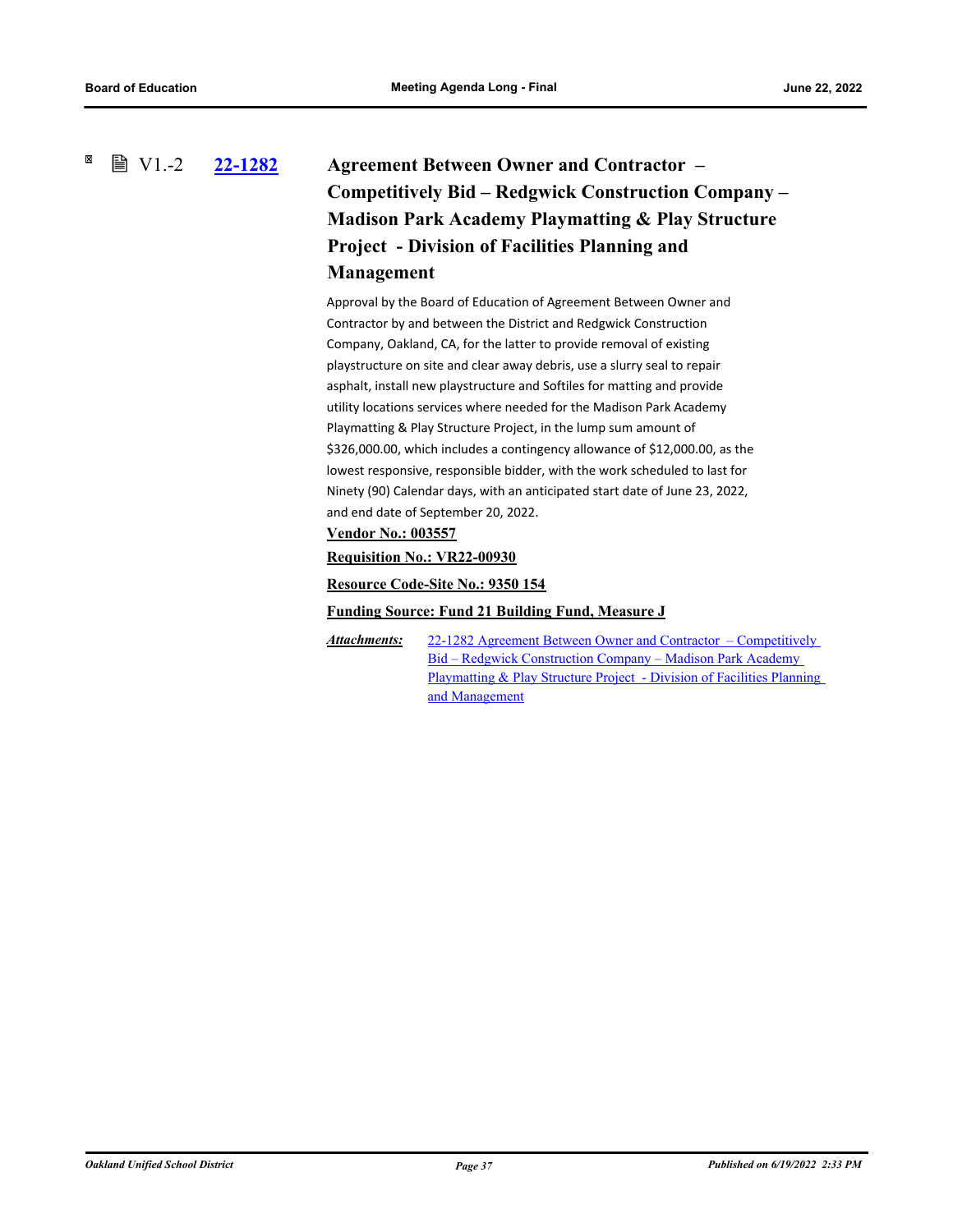V1.-2 **22-1282** 

## Agreement Between Owner and Contractor – Competitively Bid – Redgwick Construction Company – Madison Park Academy Playmatting & Play Structure Project - Division of Facilities Planning and Management

Approval by the Board of Education of Agreement Between Owner and Contractor by and between the District and Redgwick Construction Company, Oakland, CA, for the latter to provide removal of existing playstructure on site and clear away debris, use a slurry seal to repair asphalt, install new playstructure and Softiles for matting and provide utility locations services where needed for the Madison Park Academy Playmatting & Play Structure Project, in the lump sum amount of $326,000.00, which includes a contingency allowance of $12,000.00, as the lowest responsive, responsible bidder, with the work scheduled to last for Ninety (90) Calendar days, with an anticipated start date of June 23, 2022, and end date of September 20, 2022.

**Vendor No.: 003557**

**Requisition No.: VR22-00930**

**Resource Code-Site No.: 9350 154**

**Funding Source: Fund 21 Building Fund, Measure J**

***Attachments:*** 22-1282 Agreement Between Owner and Contractor – Competitively Bid – Redgwick Construction Company – Madison Park Academy Playmatting & Play Structure Project - Division of Facilities Planning and Management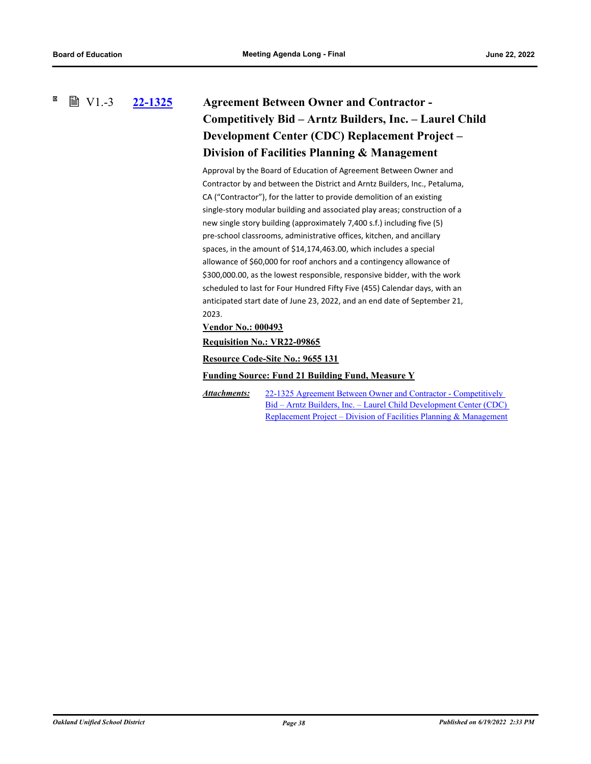## V1.-3 **22-1325** Agreement Between Owner and Contractor - Competitively Bid – Arntz Builders, Inc. – Laurel Child Development Center (CDC) Replacement Project – Division of Facilities Planning & Management

Approval by the Board of Education of Agreement Between Owner and Contractor by and between the District and Arntz Builders, Inc., Petaluma, CA ("Contractor"), for the latter to provide demolition of an existing single-story modular building and associated play areas; construction of a new single story building (approximately 7,400 s.f.) including five (5) pre-school classrooms, administrative offices, kitchen, and ancillary spaces, in the amount of $14,174,463.00, which includes a special allowance of $60,000 for roof anchors and a contingency allowance of $300,000.00, as the lowest responsible, responsive bidder, with the work scheduled to last for Four Hundred Fifty Five (455) Calendar days, with an anticipated start date of June 23, 2022, and an end date of September 21, 2023.

**Vendor No.: 000493**

**Requisition No.: VR22-09865**

**Resource Code-Site No.: 9655 131**

**Funding Source: Fund 21 Building Fund, Measure Y**

***Attachments:*** 22-1325 Agreement Between Owner and Contractor - Competitively Bid – Arntz Builders, Inc. – Laurel Child Development Center (CDC) Replacement Project – Division of Facilities Planning & Management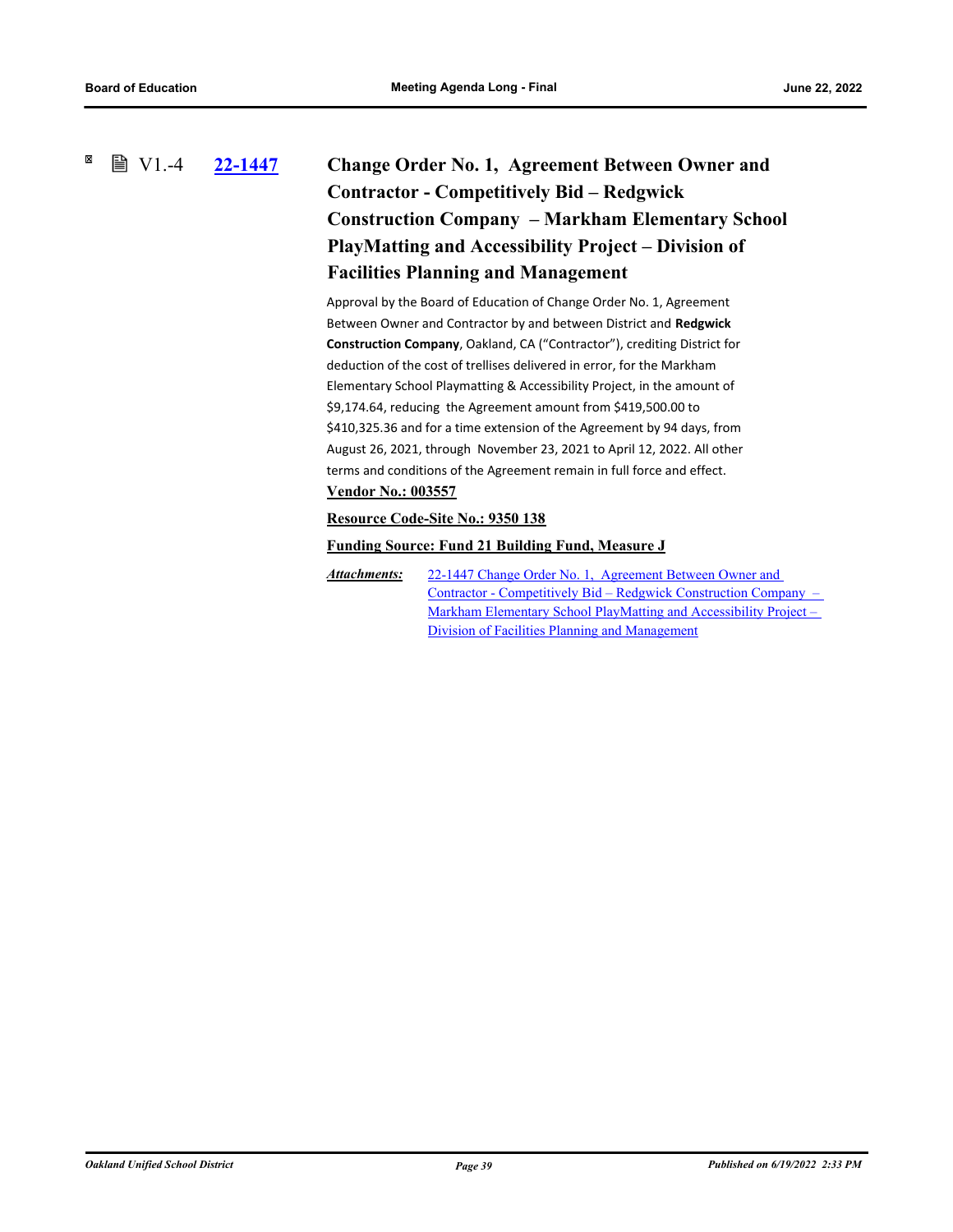V1.-4 **22-1447**

### Change Order No. 1, Agreement Between Owner and Contractor - Competitively Bid – Redgwick Construction Company – Markham Elementary School PlayMatting and Accessibility Project – Division of Facilities Planning and Management

Approval by the Board of Education of Change Order No. 1, Agreement Between Owner and Contractor by and between District and **Redgwick Construction Company**, Oakland, CA ("Contractor"), crediting District for deduction of the cost of trellises delivered in error, for the Markham Elementary School Playmatting & Accessibility Project, in the amount of $9,174.64, reducing the Agreement amount from $419,500.00 to $410,325.36 and for a time extension of the Agreement by 94 days, from August 26, 2021, through November 23, 2021 to April 12, 2022. All other terms and conditions of the Agreement remain in full force and effect.

**Vendor No.: 003557**

**Resource Code-Site No.: 9350 138**

**Funding Source: Fund 21 Building Fund, Measure J**

***Attachments:*** 22-1447 Change Order No. 1, Agreement Between Owner and Contractor - Competitively Bid – Redgwick Construction Company – Markham Elementary School PlayMatting and Accessibility Project – Division of Facilities Planning and Management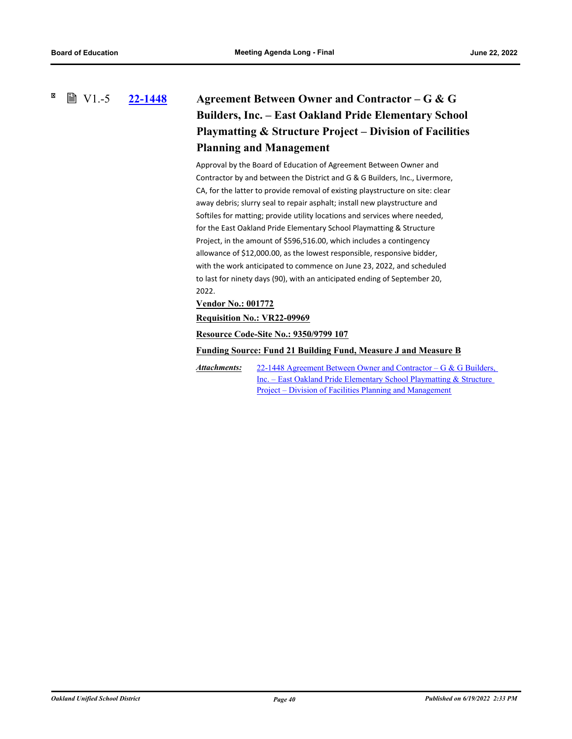### V1.-5 22-1448 Agreement Between Owner and Contractor – G & G Builders, Inc. – East Oakland Pride Elementary School Playmatting & Structure Project – Division of Facilities Planning and Management

Approval by the Board of Education of Agreement Between Owner and Contractor by and between the District and G & G Builders, Inc., Livermore, CA, for the latter to provide removal of existing playstructure on site: clear away debris; slurry seal to repair asphalt; install new playstructure and Softiles for matting; provide utility locations and services where needed, for the East Oakland Pride Elementary School Playmatting & Structure Project, in the amount of $596,516.00, which includes a contingency allowance of $12,000.00, as the lowest responsible, responsive bidder, with the work anticipated to commence on June 23, 2022, and scheduled to last for ninety days (90), with an anticipated ending of September 20, 2022.

**Vendor No.: 001772**

**Requisition No.: VR22-09969**

**Resource Code-Site No.: 9350/9799 107**

**Funding Source: Fund 21 Building Fund, Measure J and Measure B**

***Attachments:*** 22-1448 Agreement Between Owner and Contractor – G & G Builders, Inc. – East Oakland Pride Elementary School Playmatting & Structure Project – Division of Facilities Planning and Management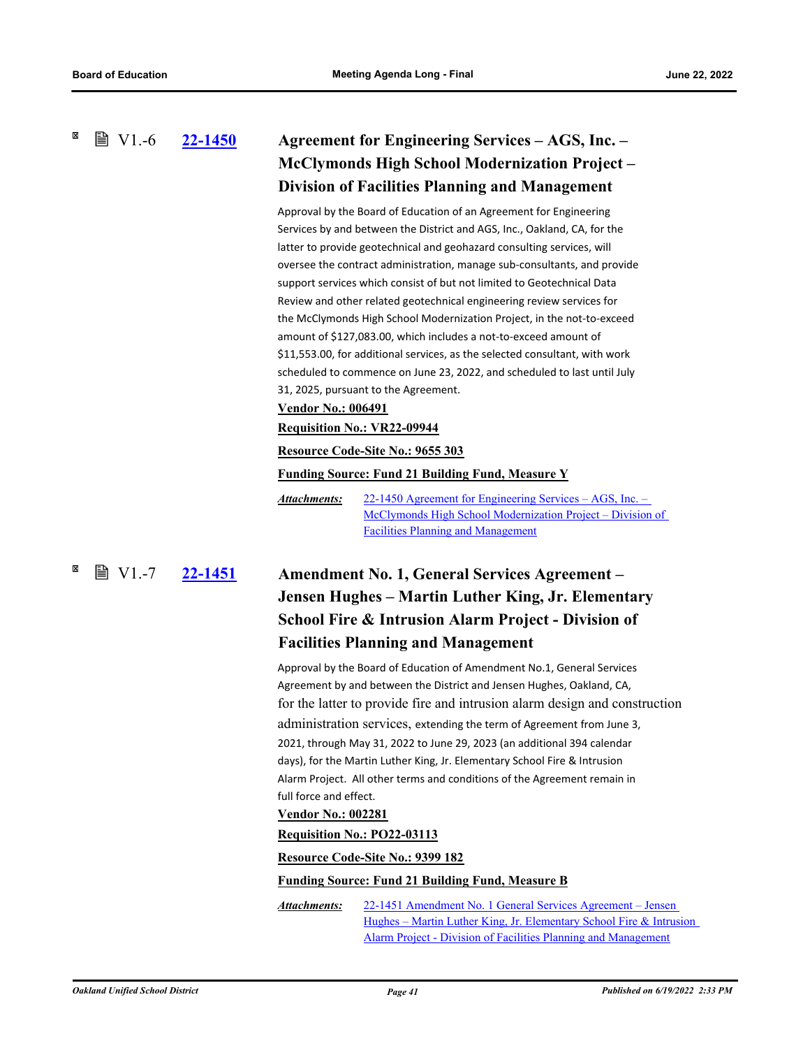## V1.-6 22-1450 Agreement for Engineering Services – AGS, Inc. – McClymonds High School Modernization Project – Division of Facilities Planning and Management

Approval by the Board of Education of an Agreement for Engineering Services by and between the District and AGS, Inc., Oakland, CA, for the latter to provide geotechnical and geohazard consulting services, will oversee the contract administration, manage sub-consultants, and provide support services which consist of but not limited to Geotechnical Data Review and other related geotechnical engineering review services for the McClymonds High School Modernization Project, in the not-to-exceed amount of $127,083.00, which includes a not-to-exceed amount of $11,553.00, for additional services, as the selected consultant, with work scheduled to commence on June 23, 2022, and scheduled to last until July 31, 2025, pursuant to the Agreement.

**Vendor No.: 006491**

**Requisition No.: VR22-09944**

**Resource Code-Site No.: 9655 303**

**Funding Source: Fund 21 Building Fund, Measure Y**

*Attachments:* 22-1450 Agreement for Engineering Services – AGS, Inc. – McClymonds High School Modernization Project – Division of Facilities Planning and Management

## V1.-7 22-1451 Amendment No. 1, General Services Agreement – Jensen Hughes – Martin Luther King, Jr. Elementary School Fire & Intrusion Alarm Project - Division of Facilities Planning and Management

Approval by the Board of Education of Amendment No.1, General Services Agreement by and between the District and Jensen Hughes, Oakland, CA, for the latter to provide fire and intrusion alarm design and construction administration services, extending the term of Agreement from June 3, 2021, through May 31, 2022 to June 29, 2023 (an additional 394 calendar days), for the Martin Luther King, Jr. Elementary School Fire & Intrusion Alarm Project. All other terms and conditions of the Agreement remain in full force and effect.

**Vendor No.: 002281**

**Requisition No.: PO22-03113**

**Resource Code-Site No.: 9399 182**

**Funding Source: Fund 21 Building Fund, Measure B**

*Attachments:* 22-1451 Amendment No. 1 General Services Agreement – Jensen Hughes – Martin Luther King, Jr. Elementary School Fire & Intrusion Alarm Project - Division of Facilities Planning and Management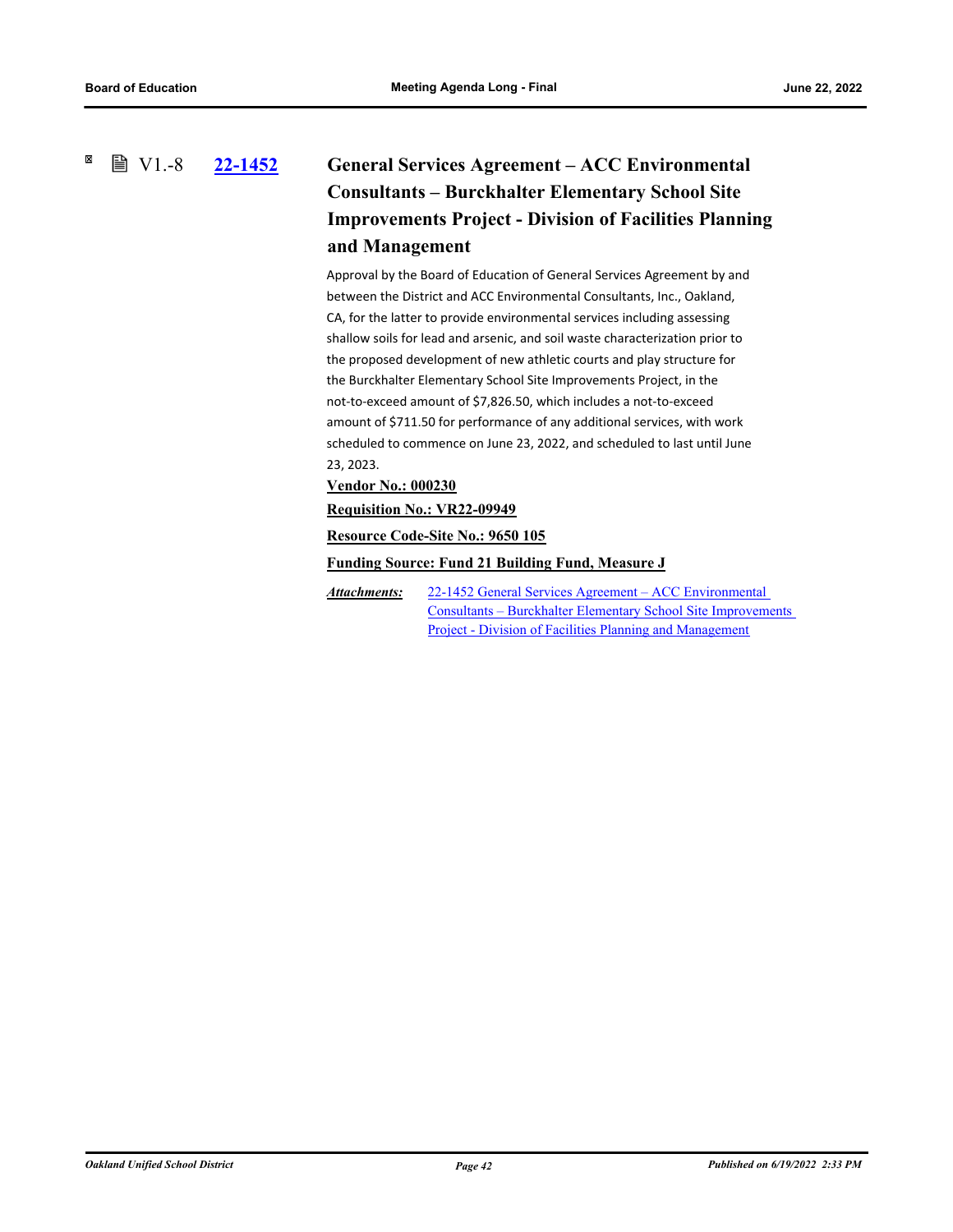V1.-8 **22-1452** 

### General Services Agreement – ACC Environmental Consultants – Burckhalter Elementary School Site Improvements Project - Division of Facilities Planning and Management

Approval by the Board of Education of General Services Agreement by and between the District and ACC Environmental Consultants, Inc., Oakland, CA, for the latter to provide environmental services including assessing shallow soils for lead and arsenic, and soil waste characterization prior to the proposed development of new athletic courts and play structure for the Burckhalter Elementary School Site Improvements Project, in the not-to-exceed amount of $7,826.50, which includes a not-to-exceed amount of $711.50 for performance of any additional services, with work scheduled to commence on June 23, 2022, and scheduled to last until June 23, 2023.

**Vendor No.: 000230**

**Requisition No.: VR22-09949**

**Resource Code-Site No.: 9650 105**

**Funding Source: Fund 21 Building Fund, Measure J**

***Attachments:*** 22-1452 General Services Agreement – ACC Environmental Consultants – Burckhalter Elementary School Site Improvements Project - Division of Facilities Planning and Management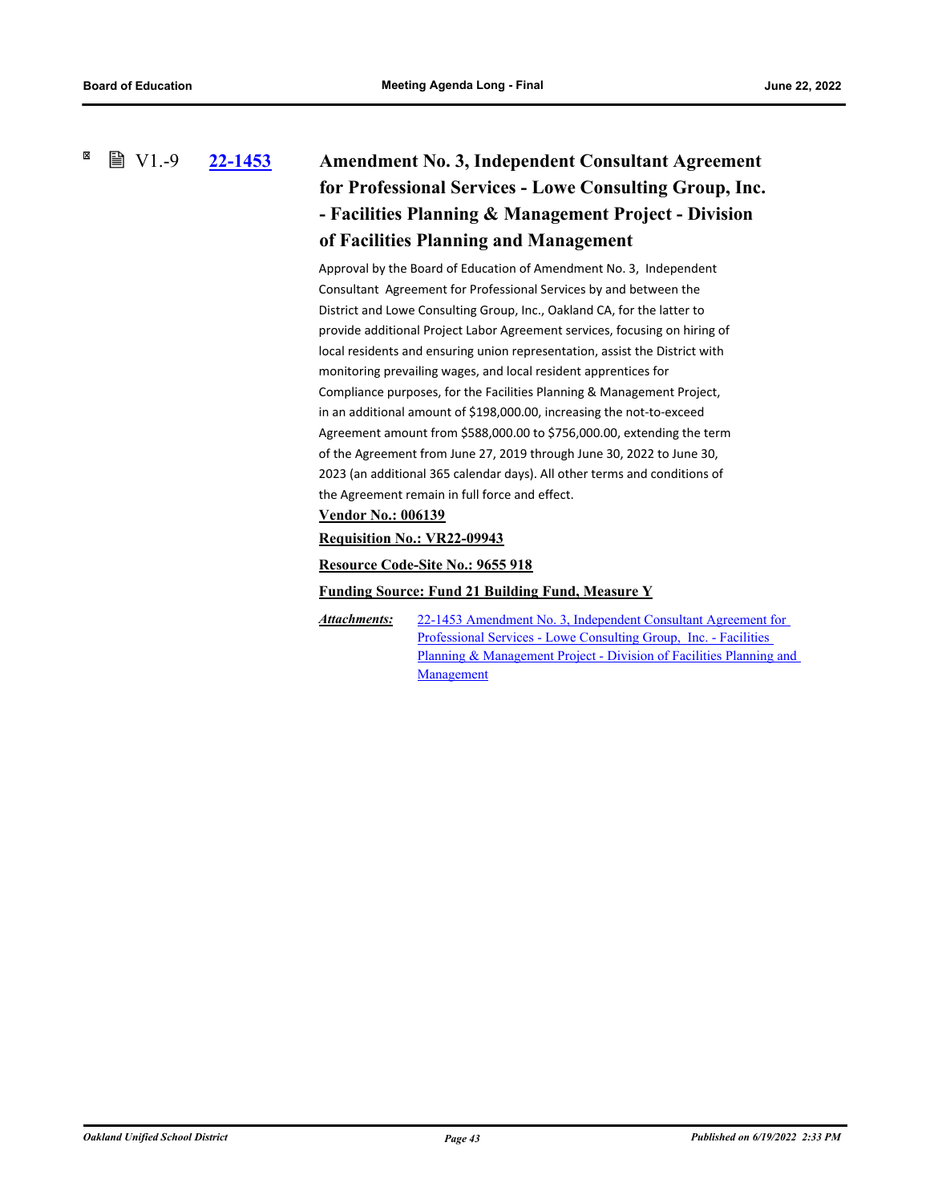### V1.-9 [22-1453] Amendment No. 3, Independent Consultant Agreement for Professional Services - Lowe Consulting Group, Inc. - Facilities Planning & Management Project - Division of Facilities Planning and Management

Approval by the Board of Education of Amendment No. 3, Independent Consultant Agreement for Professional Services by and between the District and Lowe Consulting Group, Inc., Oakland CA, for the latter to provide additional Project Labor Agreement services, focusing on hiring of local residents and ensuring union representation, assist the District with monitoring prevailing wages, and local resident apprentices for Compliance purposes, for the Facilities Planning & Management Project, in an additional amount of $198,000.00, increasing the not-to-exceed Agreement amount from $588,000.00 to $756,000.00, extending the term of the Agreement from June 27, 2019 through June 30, 2022 to June 30, 2023 (an additional 365 calendar days). All other terms and conditions of the Agreement remain in full force and effect.

**Vendor No.: 006139**

**Requisition No.: VR22-09943**

**Resource Code-Site No.: 9655 918**

**Funding Source: Fund 21 Building Fund, Measure Y**

***Attachments:*** 22-1453 Amendment No. 3, Independent Consultant Agreement for Professional Services - Lowe Consulting Group, Inc. - Facilities Planning & Management Project - Division of Facilities Planning and Management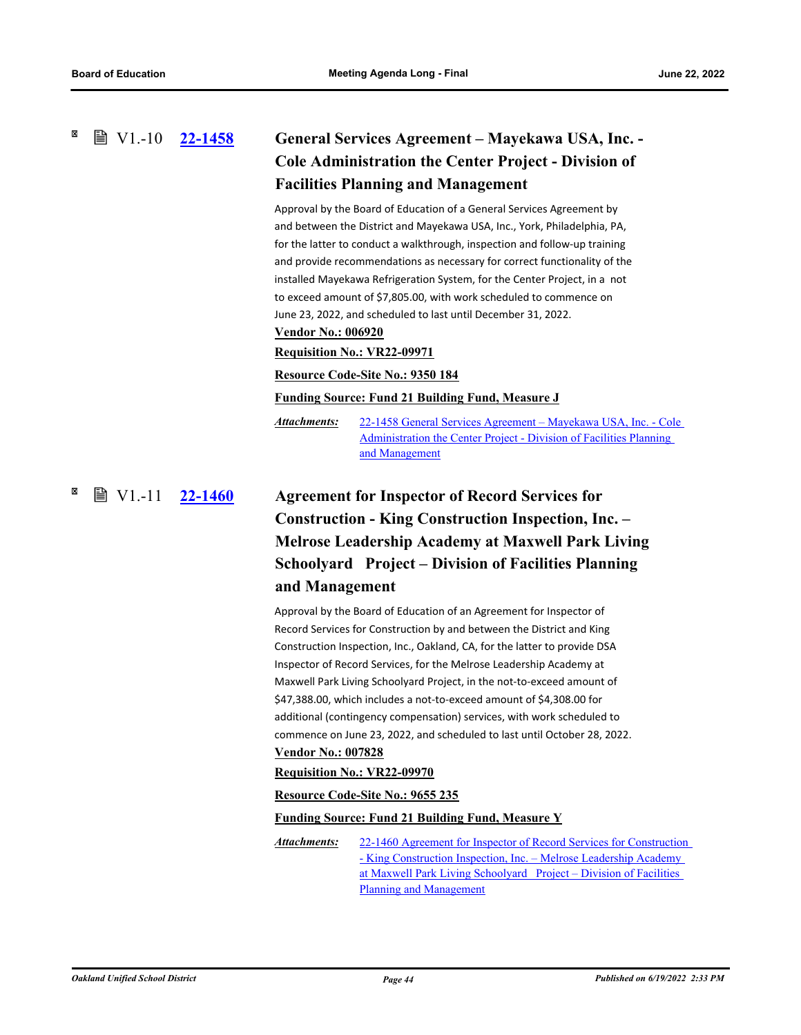### V1.-10 [22-1458](22-1458) General Services Agreement – Mayekawa USA, Inc. - Cole Administration the Center Project - Division of Facilities Planning and Management

Approval by the Board of Education of a General Services Agreement by and between the District and Mayekawa USA, Inc., York, Philadelphia, PA, for the latter to conduct a walkthrough, inspection and follow-up training and provide recommendations as necessary for correct functionality of the installed Mayekawa Refrigeration System, for the Center Project, in a not to exceed amount of $7,805.00, with work scheduled to commence on June 23, 2022, and scheduled to last until December 31, 2022.

**Vendor No.: 006920**

**Requisition No.: VR22-09971**

**Resource Code-Site No.: 9350 184**

**Funding Source: Fund 21 Building Fund, Measure J**

*Attachments:* 22-1458 General Services Agreement – Mayekawa USA, Inc. - Cole Administration the Center Project - Division of Facilities Planning and Management

### V1.-11 [22-1460](22-1460) Agreement for Inspector of Record Services for Construction - King Construction Inspection, Inc. – Melrose Leadership Academy at Maxwell Park Living Schoolyard Project – Division of Facilities Planning and Management

Approval by the Board of Education of an Agreement for Inspector of Record Services for Construction by and between the District and King Construction Inspection, Inc., Oakland, CA, for the latter to provide DSA Inspector of Record Services, for the Melrose Leadership Academy at Maxwell Park Living Schoolyard Project, in the not-to-exceed amount of $47,388.00, which includes a not-to-exceed amount of $4,308.00 for additional (contingency compensation) services, with work scheduled to commence on June 23, 2022, and scheduled to last until October 28, 2022.

**Vendor No.: 007828**

**Requisition No.: VR22-09970**

**Resource Code-Site No.: 9655 235**

**Funding Source: Fund 21 Building Fund, Measure Y**

*Attachments:* 22-1460 Agreement for Inspector of Record Services for Construction - King Construction Inspection, Inc. – Melrose Leadership Academy at Maxwell Park Living Schoolyard Project – Division of Facilities Planning and Management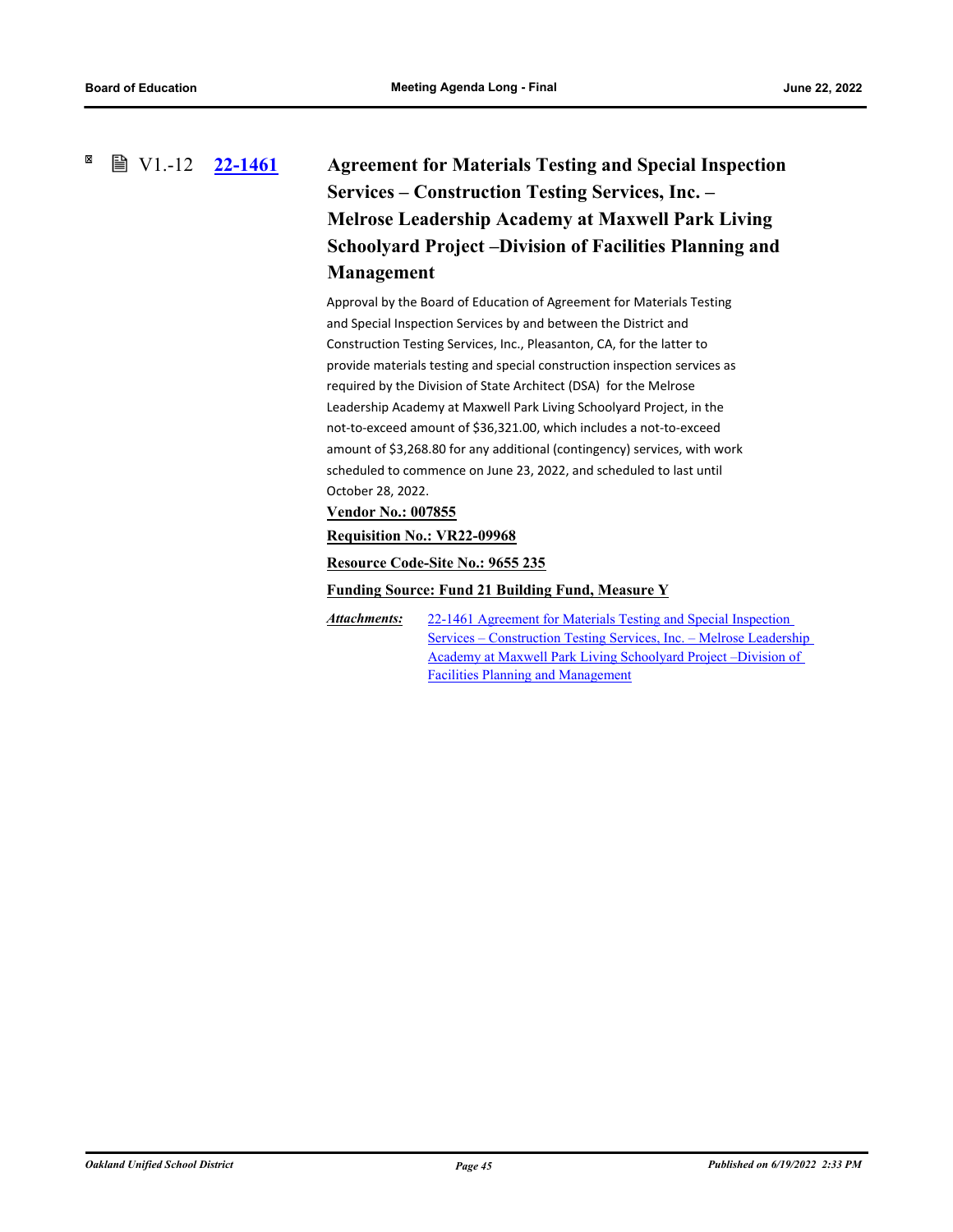V1.-12 **22-1461** 

### Agreement for Materials Testing and Special Inspection Services – Construction Testing Services, Inc. – Melrose Leadership Academy at Maxwell Park Living Schoolyard Project –Division of Facilities Planning and Management

Approval by the Board of Education of Agreement for Materials Testing and Special Inspection Services by and between the District and Construction Testing Services, Inc., Pleasanton, CA, for the latter to provide materials testing and special construction inspection services as required by the Division of State Architect (DSA) for the Melrose Leadership Academy at Maxwell Park Living Schoolyard Project, in the not-to-exceed amount of $36,321.00, which includes a not-to-exceed amount of $3,268.80 for any additional (contingency) services, with work scheduled to commence on June 23, 2022, and scheduled to last until October 28, 2022.

**Vendor No.: 007855**

**Requisition No.: VR22-09968**

**Resource Code-Site No.: 9655 235**

**Funding Source: Fund 21 Building Fund, Measure Y**

***Attachments:*** 22-1461 Agreement for Materials Testing and Special Inspection Services – Construction Testing Services, Inc. – Melrose Leadership Academy at Maxwell Park Living Schoolyard Project –Division of Facilities Planning and Management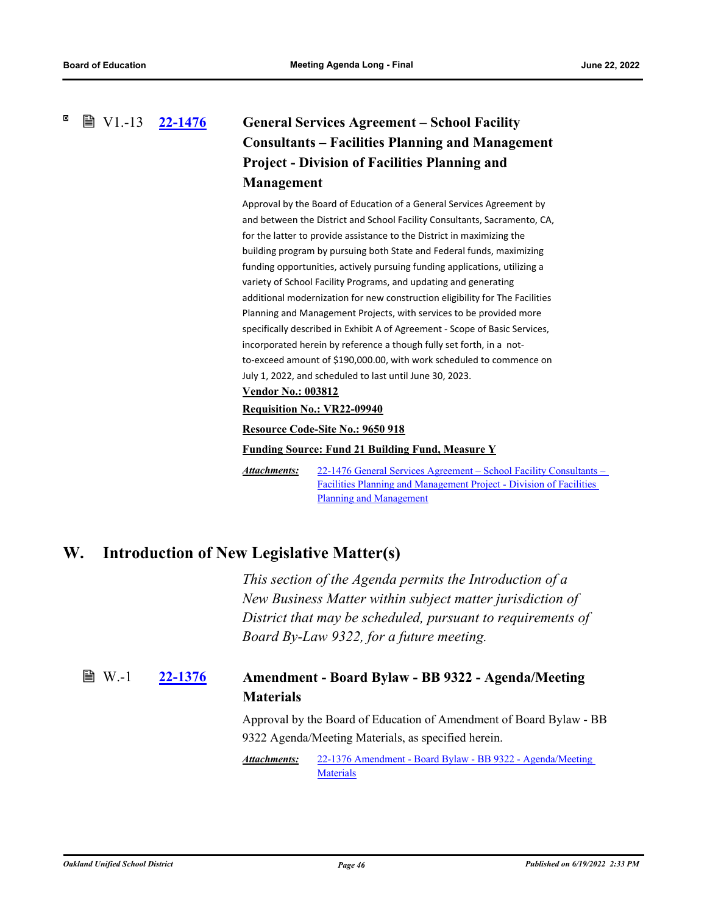V1.-13 **22-1476**

### General Services Agreement – School Facility Consultants – Facilities Planning and Management Project - Division of Facilities Planning and Management

Approval by the Board of Education of a General Services Agreement by and between the District and School Facility Consultants, Sacramento, CA, for the latter to provide assistance to the District in maximizing the building program by pursuing both State and Federal funds, maximizing funding opportunities, actively pursuing funding applications, utilizing a variety of School Facility Programs, and updating and generating additional modernization for new construction eligibility for The Facilities Planning and Management Projects, with services to be provided more specifically described in Exhibit A of Agreement - Scope of Basic Services, incorporated herein by reference a though fully set forth, in a not-to-exceed amount of $190,000.00, with work scheduled to commence on July 1, 2022, and scheduled to last until June 30, 2023.

**Vendor No.: 003812**

**Requisition No.: VR22-09940**

**Resource Code-Site No.: 9650 918**

**Funding Source: Fund 21 Building Fund, Measure Y**

***Attachments:*** 22-1476 General Services Agreement – School Facility Consultants – Facilities Planning and Management Project - Division of Facilities Planning and Management

## W. Introduction of New Legislative Matter(s)

*This section of the Agenda permits the Introduction of a New Business Matter within subject matter jurisdiction of District that may be scheduled, pursuant to requirements of Board By-Law 9322, for a future meeting.*

W.-1 **22-1376**

### Amendment - Board Bylaw - BB 9322 - Agenda/Meeting Materials

Approval by the Board of Education of Amendment of Board Bylaw - BB 9322 Agenda/Meeting Materials, as specified herein.

***Attachments:*** 22-1376 Amendment - Board Bylaw - BB 9322 - Agenda/Meeting Materials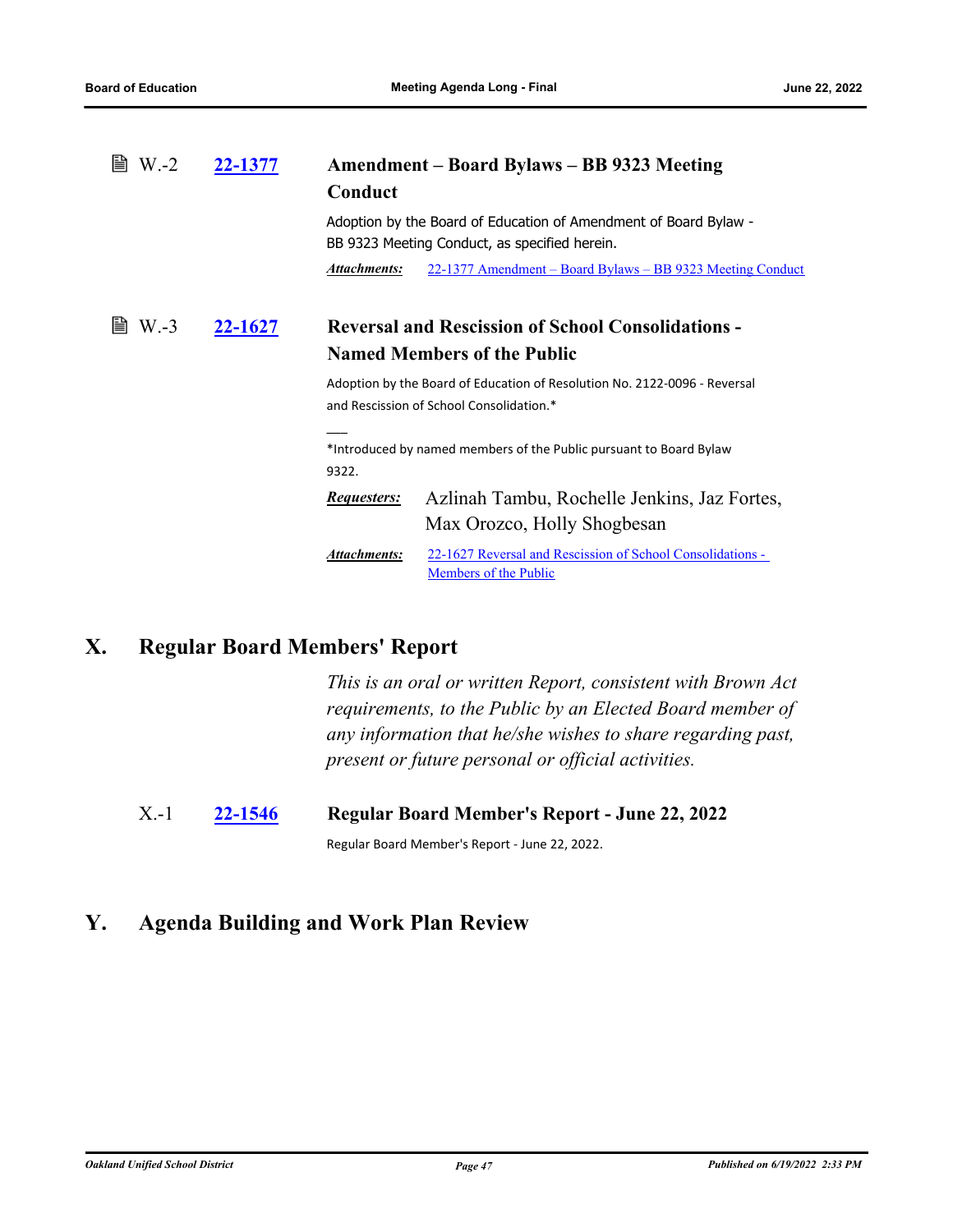W.-2 **[22-1377](#)** **Amendment – Board Bylaws – BB 9323 Meeting Conduct**

Adoption by the Board of Education of Amendment of Board Bylaw - BB 9323 Meeting Conduct, as specified herein.

***Attachments:*** 22-1377 Amendment – Board Bylaws – BB 9323 Meeting Conduct

W.-3 **[22-1627](#)** **Reversal and Rescission of School Consolidations - Named Members of the Public**

Adoption by the Board of Education of Resolution No. 2122-0096 - Reversal and Rescission of School Consolidation.*

___

*Introduced by named members of the Public pursuant to Board Bylaw 9322.

***Requesters:*** Azlinah Tambu, Rochelle Jenkins, Jaz Fortes, Max Orozco, Holly Shogbesan

***Attachments:*** 22-1627 Reversal and Rescission of School Consolidations - Members of the Public

## X. Regular Board Members' Report

*This is an oral or written Report, consistent with Brown Act requirements, to the Public by an Elected Board member of any information that he/she wishes to share regarding past, present or future personal or official activities.*

X.-1 **[22-1546](#)** **Regular Board Member's Report - June 22, 2022**

Regular Board Member's Report - June 22, 2022.

## Y. Agenda Building and Work Plan Review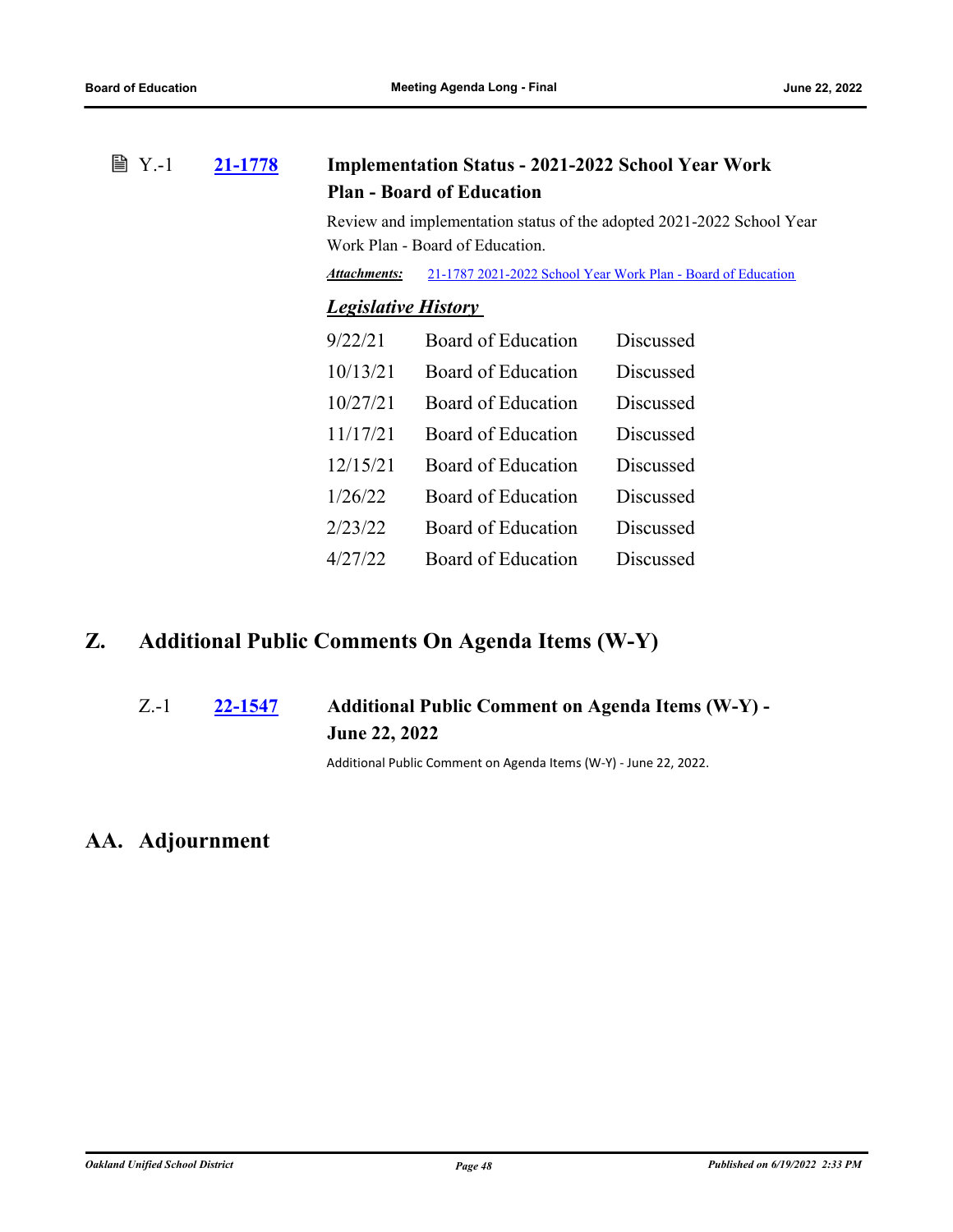Y.-1 **21-1778** **Implementation Status - 2021-2022 School Year Work Plan - Board of Education**

Review and implementation status of the adopted 2021-2022 School Year Work Plan - Board of Education.

***Attachments:*** 21-1787 2021-2022 School Year Work Plan - Board of Education

***Legislative History***

| | | |
|---|---|---|
| 9/22/21 | Board of Education | Discussed |
| 10/13/21 | Board of Education | Discussed |
| 10/27/21 | Board of Education | Discussed |
| 11/17/21 | Board of Education | Discussed |
| 12/15/21 | Board of Education | Discussed |
| 1/26/22 | Board of Education | Discussed |
| 2/23/22 | Board of Education | Discussed |
| 4/27/22 | Board of Education | Discussed |

## Z. Additional Public Comments On Agenda Items (W-Y)

Z.-1 **22-1547** **Additional Public Comment on Agenda Items (W-Y) - June 22, 2022**

Additional Public Comment on Agenda Items (W-Y) - June 22, 2022.

## AA. Adjournment